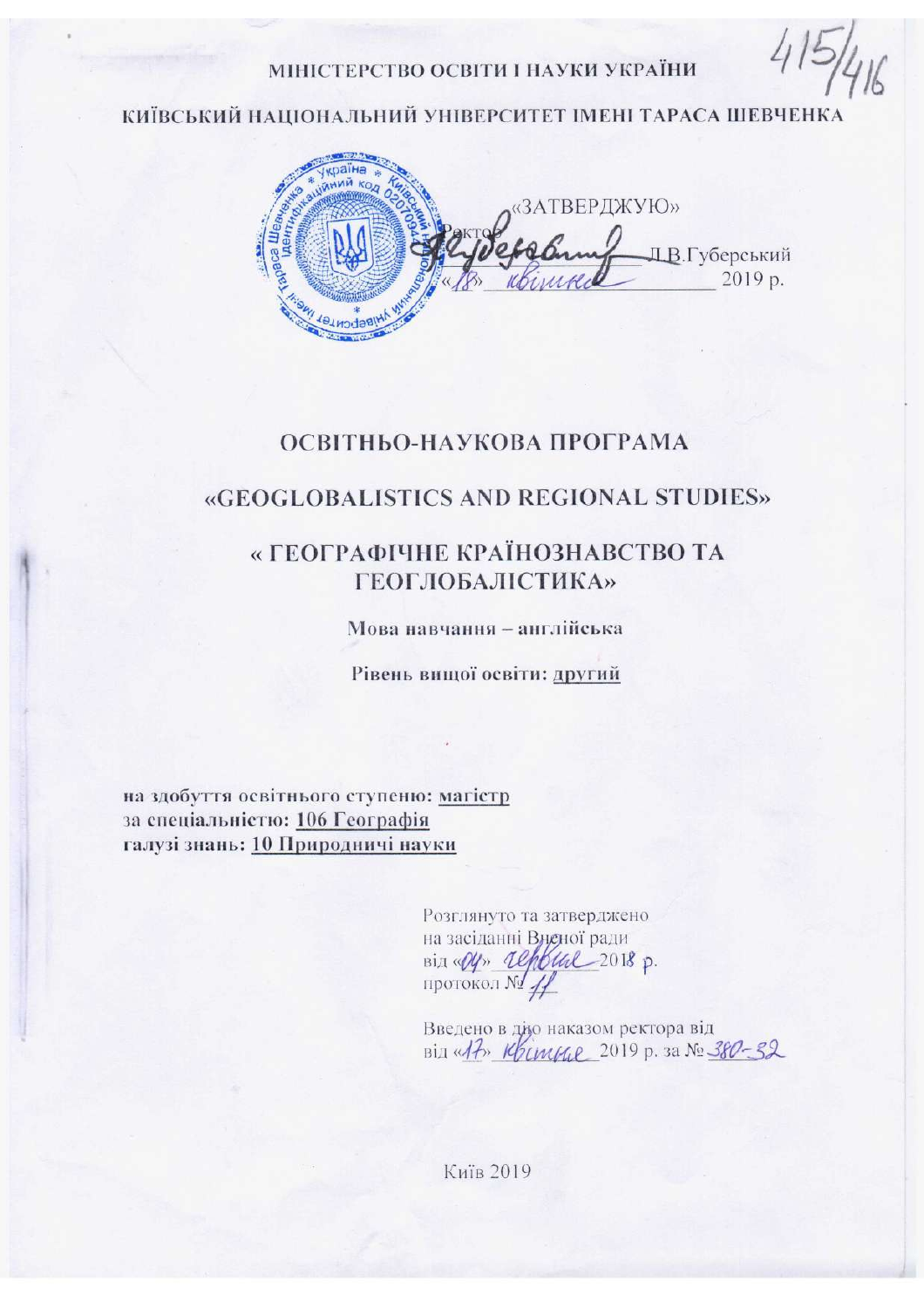415/416

МІНІСТЕРСТВО ОСВІТИ І НАУКИ УКРАЇНИ

КИЇВСЬКИЙ НАЦІОНАЛЬНИЙ УНІВЕРСИТЕТ ІМЕНІ ТАРАСА ШЕВЧЕНКА

«ЗАТВЕРДЖУЮ»

Ректор _______________ Л.В.Губерський

«18» квітня 2019 р.

# ОСВІТНЬО-НАУКОВА ПРОГРАМА

## «GEOGLOBALISTICS AND REGIONAL STUDIES»

## « ГЕОГРАФІЧНЕ КРАЇНОЗНАВСТВО ТА ГЕОГЛОБАЛІСТИКА»

**Мова навчання – англійська**

**Рівень вищої освіти: другий**

**на здобуття освітнього ступеню: магістр**
**за спеціальністю: 106 Географія**
**галузі знань: 10 Природничі науки**

Розглянуто та затверджено
на засіданні Вченої ради
від «04» червня 2018 р.
протокол № 11

Введено в дію наказом ректора від
від «17» квітня 2019 р. за № 380-32

Київ 2019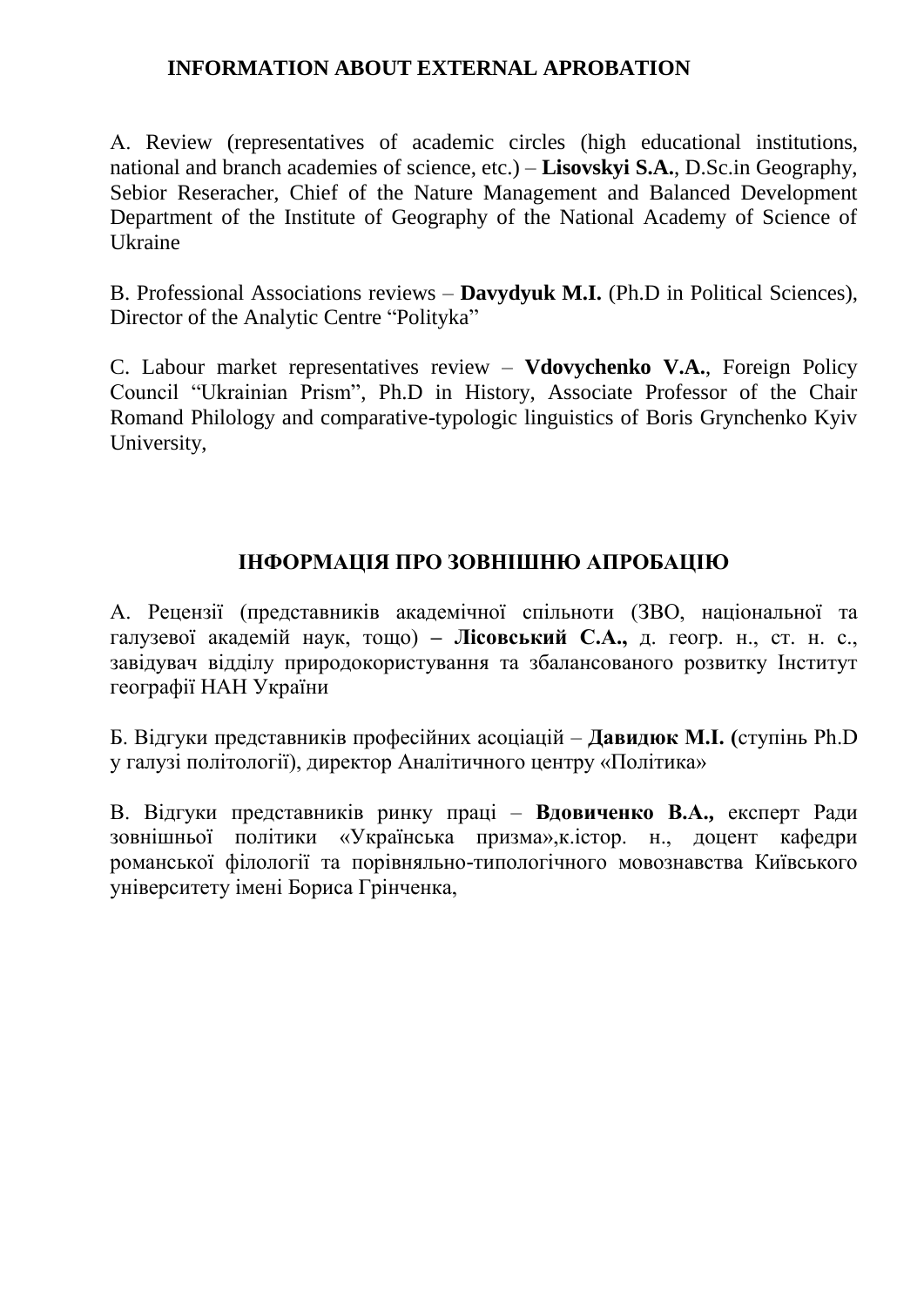## INFORMATION ABOUT EXTERNAL APROBATION

A. Review (representatives of academic circles (high educational institutions, national and branch academies of science, etc.) – **Lisovskyi S.A.**, D.Sc.in Geography, Sebior Reseracher, Chief of the Nature Management and Balanced Development Department of the Institute of Geography of the National Academy of Science of Ukraine

B. Professional Associations reviews – **Davydyuk M.I.** (Ph.D in Political Sciences), Director of the Analytic Centre "Polityka"

C. Labour market representatives review – **Vdovychenko V.A.**, Foreign Policy Council "Ukrainian Prism", Ph.D in History, Associate Professor of the Chair Romand Philology and comparative-typologic linguistics of Boris Grynchenko Kyiv University,

## ІНФОРМАЦІЯ ПРО ЗОВНІШНЮ АПРОБАЦІЮ

А. Рецензії (представників академічної спільноти (ЗВО, національної та галузевої академій наук, тощо) **– Лісовський С.А.,** д. геогр. н., ст. н. с., завідувач відділу природокористування та збалансованого розвитку Інститут географії НАН України

Б. Відгуки представників професійних асоціацій – **Давидюк М.І. (**ступінь Ph.D у галузі політології), директор Аналітичного центру «Політика»

В. Відгуки представників ринку праці – **Вдовиченко В.А.,** експерт Ради зовнішньої політики «Українська призма»,к.істор. н., доцент кафедри романської філології та порівняльно-типологічного мовознавства Київського університету імені Бориса Грінченка,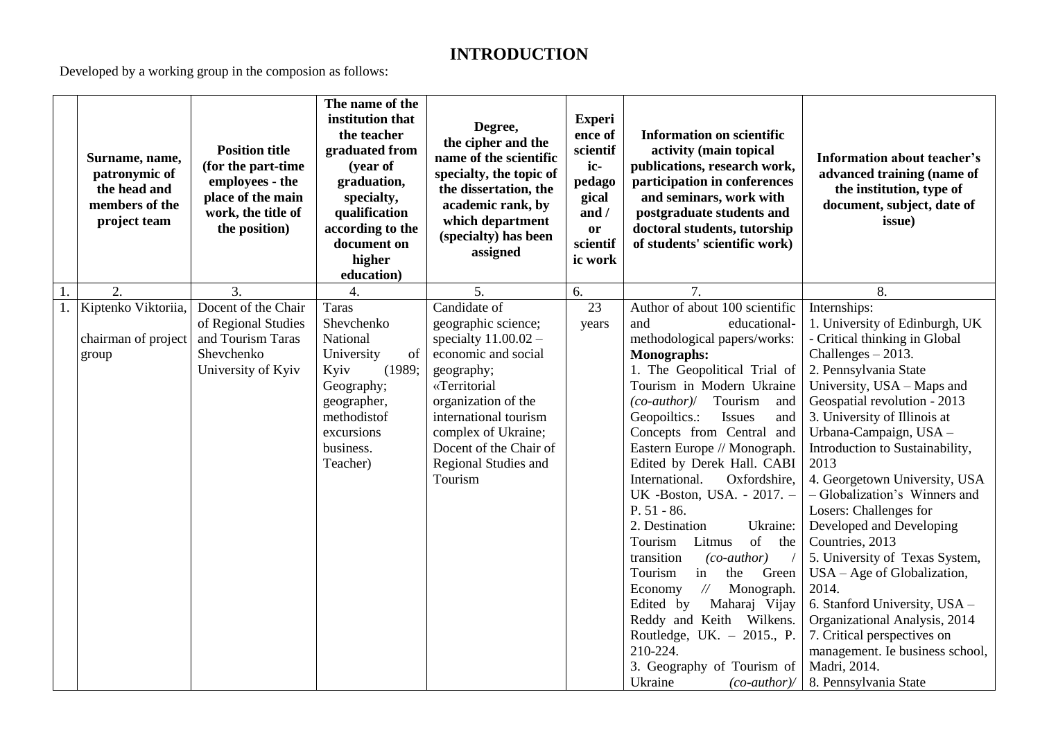# INTRODUCTION

Developed by a working group in the composion as follows:

| | Surname, name, patronymic of the head and members of the project team | Position title (for the part-time employees - the place of the main work, the title of the position) | The name of the institution that the teacher graduated from (year of graduation, specialty, qualification according to the document on higher education) | Degree, the cipher and the name of the scientific specialty, the topic of the dissertation, the academic rank, by which department (specialty) has been assigned | Experience of scientific-pedagogical and / or scientific work | Information on scientific activity (main topical publications, research work, participation in conferences and seminars, work with postgraduate students and doctoral students, tutorship of students' scientific work) | Information about teacher's advanced training (name of the institution, type of document, subject, date of issue) |
|---|---|---|---|---|---|---|---|
| 1. | 2. | 3. | 4. | 5. | 6. | 7. | 8. |
| 1. | Kiptenko Viktoriia, chairman of project group | Docent of the Chair of Regional Studies and Tourism Taras Shevchenko University of Kyiv | Taras Shevchenko National University of Kyiv (1989; Geography; geographer, methodistof excursions business. Teacher) | Candidate of geographic science; specialty 11.00.02 – economic and social geography; «Territorial organization of the international tourism complex of Ukraine; Docent of the Chair of Regional Studies and Tourism | 23 years | Author of about 100 scientific and educational-methodological papers/works:<br>**Monographs:**<br>1. The Geopolitical Trial of Tourism in Modern Ukraine *(co-author)*/ Tourism and Geopoiltics.: Issues and Concepts from Central and Eastern Europe // Monograph. Edited by Derek Hall. CABI International. Oxfordshire, UK -Boston, USA. - 2017. – P. 51 - 86.<br>2. Destination Ukraine: Tourism Litmus of the transition *(co-author)* / Tourism in the Green Economy // Monograph. Edited by Maharaj Vijay Reddy and Keith Wilkens. Routledge, UK. – 2015., P. 210-224.<br>3. Geography of Tourism of Ukraine *(co-author)/* | Internships:<br>1. University of Edinburgh, UK - Critical thinking in Global Challenges – 2013.<br>2. Pennsylvania State University, USA – Maps and Geospatial revolution - 2013<br>3. University of Illinois at Urbana-Campaign, USA – Introduction to Sustainability, 2013<br>4. Georgetown University, USA – Globalization's Winners and Losers: Challenges for Developed and Developing Countries, 2013<br>5. University of Texas System, USA – Age of Globalization, 2014.<br>6. Stanford University, USA – Organizational Analysis, 2014<br>7. Critical perspectives on management. Ie business school, Madri, 2014.<br>8. Pennsylvania State |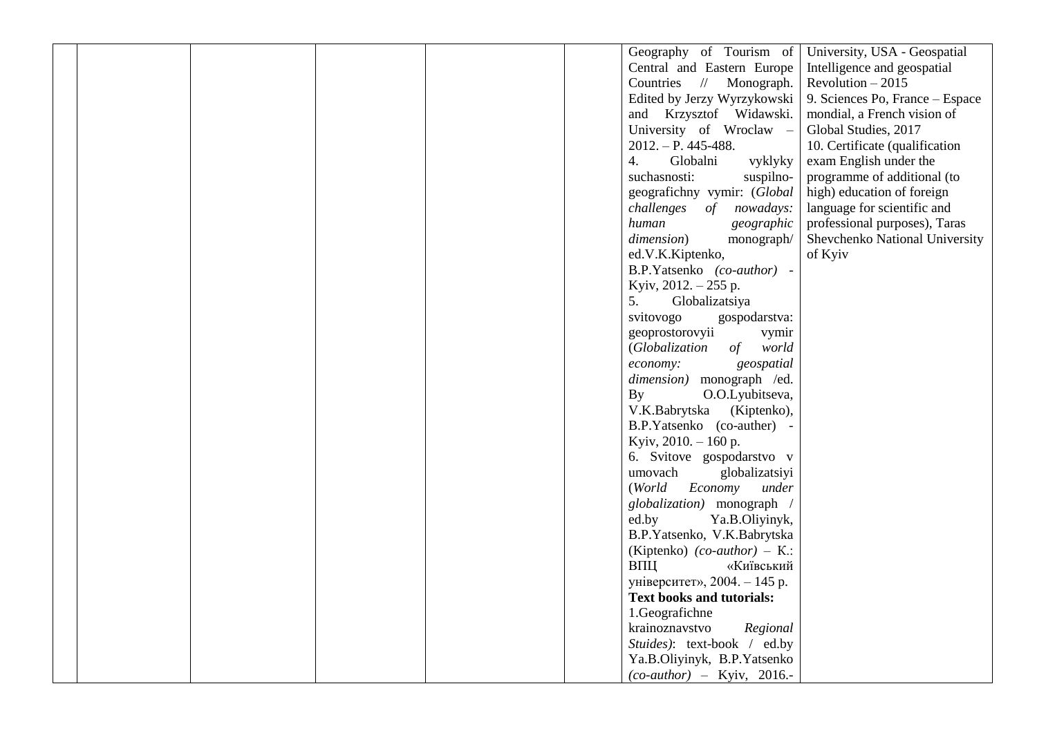| | | | | | | | |
|---|---|---|---|---|---|---|---|
| | | | | | | Geography of Tourism of Central and Eastern Europe Countries // Monograph. Edited by Jerzy Wyrzykowski and Krzysztof Widawski. University of Wroclaw – 2012. – P. 445-488.<br>4. Globalni vyklyky suchasnosti: suspilno-geografichny vymir: (*Global challenges of nowadays: human geographic dimension*) monograph/ ed.V.K.Kiptenko, B.P.Yatsenko *(co-author)* - Kyiv, 2012. – 255 p.<br>5. Globalizatsiya svitovogo gospodarstva: geoprostorovyii vymir (*Globalization of world economy: geospatial dimension)* monograph /ed. By O.O.Lyubitseva, V.K.Babrytska (Kiptenko), B.P.Yatsenko (co-auther) - Kyiv, 2010. – 160 p.<br>6. Svitove gospodarstvo v umovach globalizatsiyi (*World Economy under globalization)* monograph / ed.by Ya.B.Oliyinyk, B.P.Yatsenko, V.K.Babrytska (Kiptenko) *(co-author)* – К.: ВПЦ «Київський університет», 2004. – 145 p.<br>**Text books and tutorials:**<br>1.Geografichne krainoznavstvo *Regional Stuides)*: text-book / ed.by Ya.B.Oliyinyk, B.P.Yatsenko *(co-author)* – Kyiv, 2016.- | University, USA - Geospatial Intelligence and geospatial Revolution – 2015<br>9. Sciences Po, France – Espace mondial, a French vision of Global Studies, 2017<br>10. Certificate (qualification exam English under the programme of additional (to high) education of foreign language for scientific and professional purposes), Taras Shevchenko National University of Kyiv |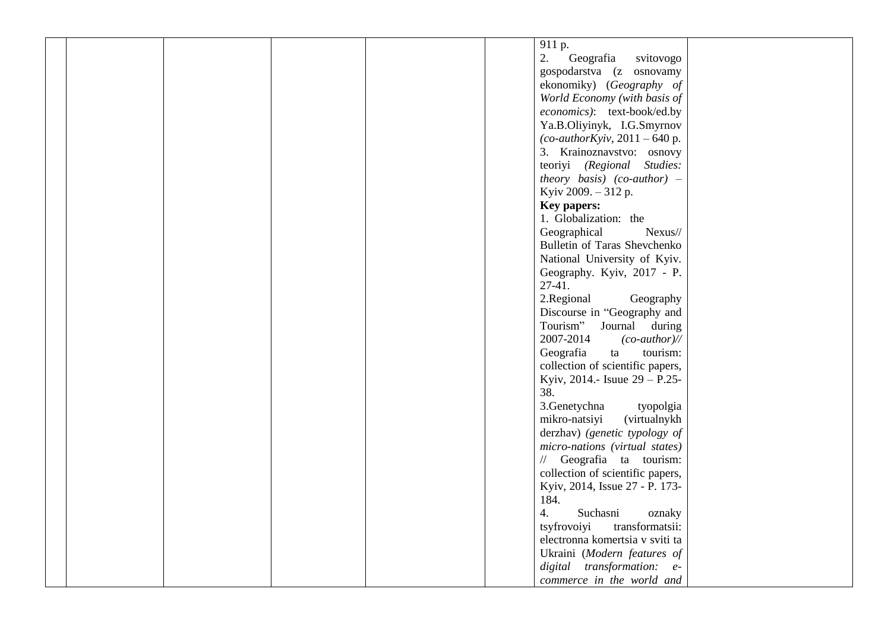| | | | | | | | |
|---|---|---|---|---|---|---|---|
| | | | | | | 911 p.<br>2. Geografia svitovogo gospodarstva (z osnovamy ekonomiky) (*Geography of World Economy (with basis of economics)*: text-book/ed.by Ya.B.Oliyinyk, I.G.Smyrnov *(co-authorKyiv*, 2011 – 640 p.<br>3. Krainoznavstvo: osnovy teoriyi *(Regional Studies: theory basis) (co-author)* – Kyiv 2009. – 312 p.<br>**Key papers:**<br>1. Globalization: the Geographical Nexus// Bulletin of Taras Shevchenko National University of Kyiv. Geography. Kyiv, 2017 - P. 27-41.<br>2.Regional Geography Discourse in "Geography and Tourism" Journal during 2007-2014 *(co-author)//* Geografia ta tourism: collection of scientific papers, Kyiv, 2014.- Isuue 29 – P.25-38.<br>3.Genetychna tyopolgia mikro-natsiyi (virtualnykh derzhav) *(genetic typology of micro-nations (virtual states)* // Geografia ta tourism: collection of scientific papers, Kyiv, 2014, Issue 27 - P. 173-184.<br>4. Suchasni oznaky tsyfrovoiyi transformatsii: electronna komertsia v sviti ta Ukraini (*Modern features of digital transformation: e-commerce in the world and* | |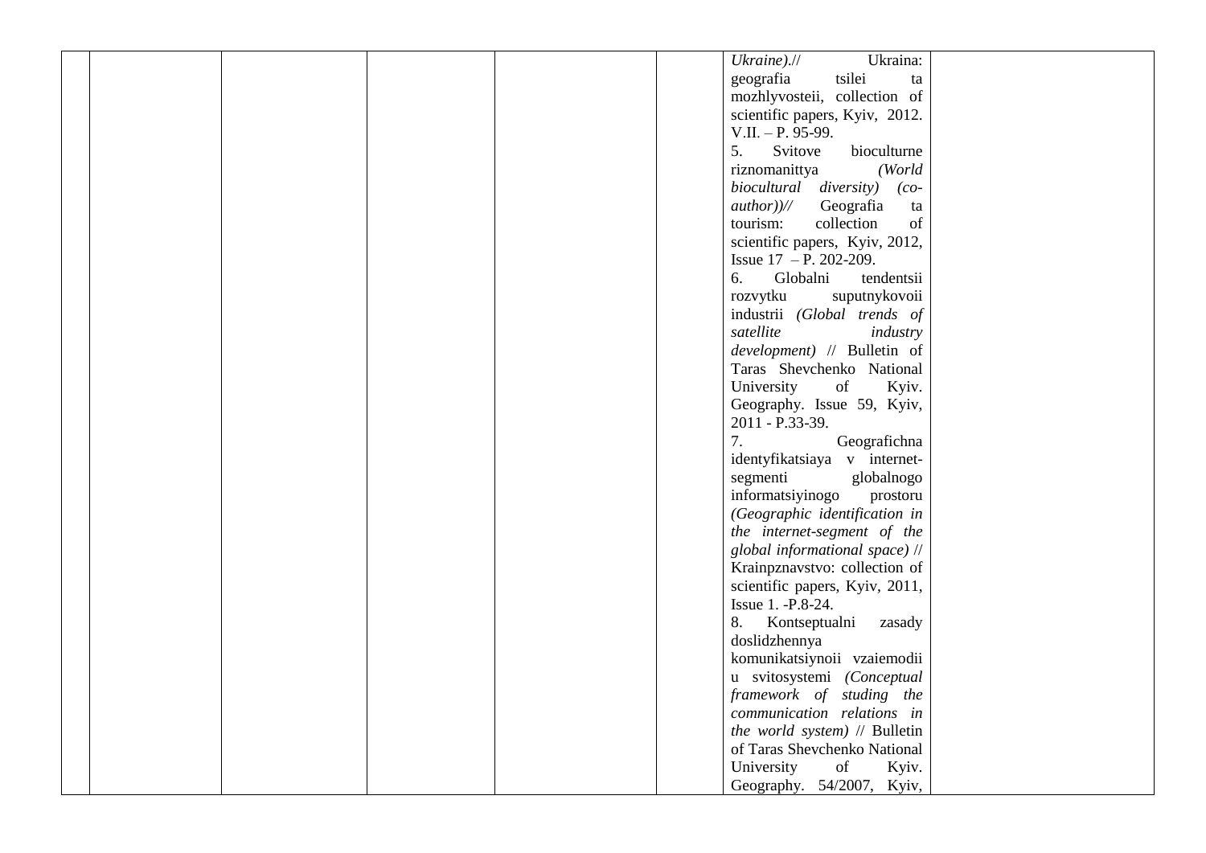| | | | | | | | |
|---|---|---|---|---|---|---|---|
| | | | | | | *Ukraine).*// Ukraina: geografia tsilei ta mozhlyvosteii, collection of scientific papers, Kyiv, 2012. V.II. – P. 95-99.<br>5. Svitove bioculturne riznomanittya *(World biocultural diversity) (co-author))*// Geografia ta tourism: collection of scientific papers, Kyiv, 2012, Issue 17 – P. 202-209.<br>6. Globalni tendentsii rozvytku suputnykovoii industrii *(Global trends of satellite industry development)* // Bulletin of Taras Shevchenko National University of Kyiv. Geography. Issue 59, Kyiv, 2011 - P.33-39.<br>7. Geografichna identyfikatsiaya v internet-segmenti globalnogo informatsiyinogo prostoru *(Geographic identification in the internet-segment of the global informational space)* // Krainpznavstvo: collection of scientific papers, Kyiv, 2011, Issue 1. -P.8-24.<br>8. Kontseptualni zasady doslidzhennya komunikatsiynoii vzaiemodii u svitosystemi *(Conceptual framework of studing the communication relations in the world system)* // Bulletin of Taras Shevchenko National University of Kyiv. Geography. 54/2007, Kyiv, | |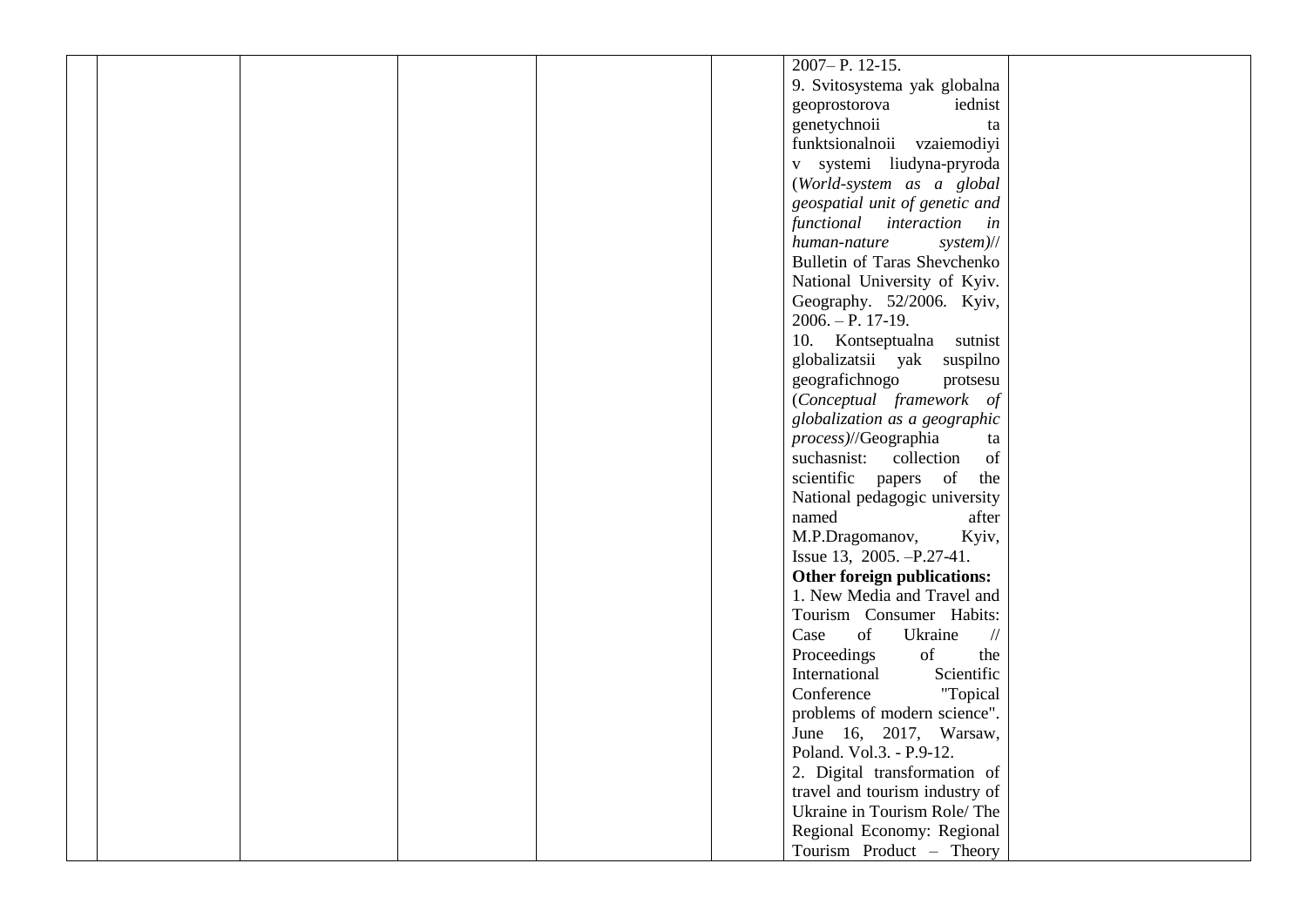| | | | | | | | |
|---|---|---|---|---|---|---|---|
| | | | | | | 2007– P. 12-15.<br>9. Svitosystema yak globalna geoprostorova iednist genetychnoii ta funktsionalnoii vzaiemodiyi v systemi liudyna-pryroda (*World-system as a global geospatial unit of genetic and functional interaction in human-nature system*)// Bulletin of Taras Shevchenko National University of Kyiv. Geography. 52/2006. Kyiv, 2006. – P. 17-19.<br>10. Kontseptualna sutnist globalizatsii yak suspilno geografichnogo protsesu (*Conceptual framework of globalization as a geographic process*)//Geographia ta suchasnist: collection of scientific papers of the National pedagogic university named after M.P.Dragomanov, Kyiv, Issue 13, 2005. –P.27-41.<br>**Other foreign publications:**<br>1. New Media and Travel and Tourism Consumer Habits: Case of Ukraine // Proceedings of the International Scientific Conference "Topical problems of modern science". June 16, 2017, Warsaw, Poland. Vol.3. - P.9-12.<br>2. Digital transformation of travel and tourism industry of Ukraine in Tourism Role/ The Regional Economy: Regional Tourism Product – Theory | |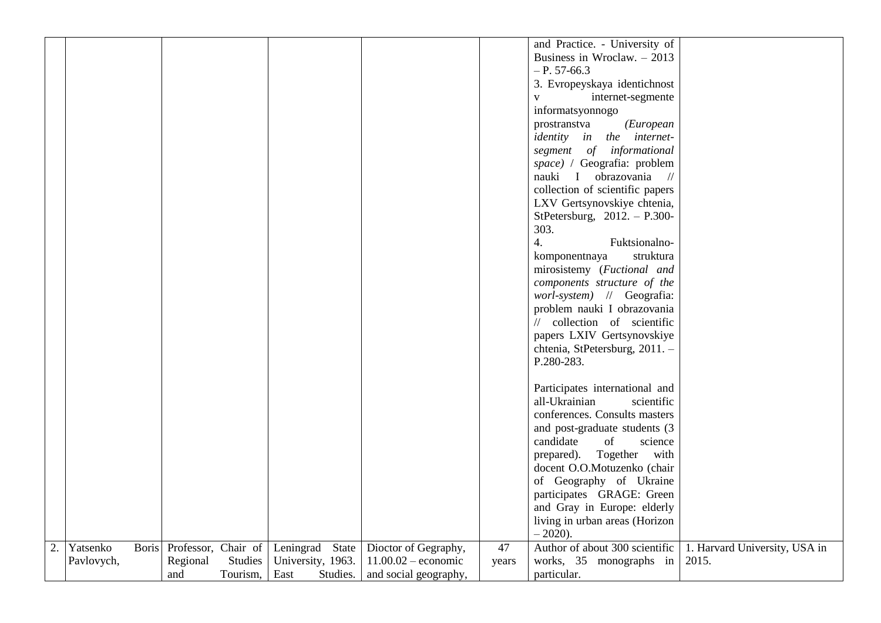| | | | | | | | |
|---|---|---|---|---|---|---|---|
| | | | | | | and Practice. - University of Business in Wroclaw. – 2013 – P. 57-66.3<br>3. Evropeyskaya identichnost v internet-segmente informatsyonnogo prostranstva *(European identity in the internet-segment of informational space)* / Geografia: problem nauki I obrazovania // collection of scientific papers LXV Gertsynovskiye chtenia, StPetersburg, 2012. – P.300-303.<br>4. Fuktsionalno-komponentnaya struktura mirosistemy (*Fuctional and components structure of the worl-system)* // Geografia: problem nauki I obrazovania // collection of scientific papers LXIV Gertsynovskiye chtenia, StPetersburg, 2011. – P.280-283.<br><br>Participates international and all-Ukrainian scientific conferences. Consults masters and post-graduate students (3 candidate of science prepared). Together with docent O.O.Motuzenko (chair of Geography of Ukraine participates GRAGE: Green and Gray in Europe: elderly living in urban areas (Horizon – 2020). | |
| 2. | Yatsenko Boris Pavlovych, | Professor, Chair of Regional Studies and Tourism, | Leningrad State University, 1963. East Studies. | Dioctor of Gegraphy, 11.00.02 – economic and social geography, | 47 years | Author of about 300 scientific works, 35 monographs in particular. | 1. Harvard University, USA in 2015. |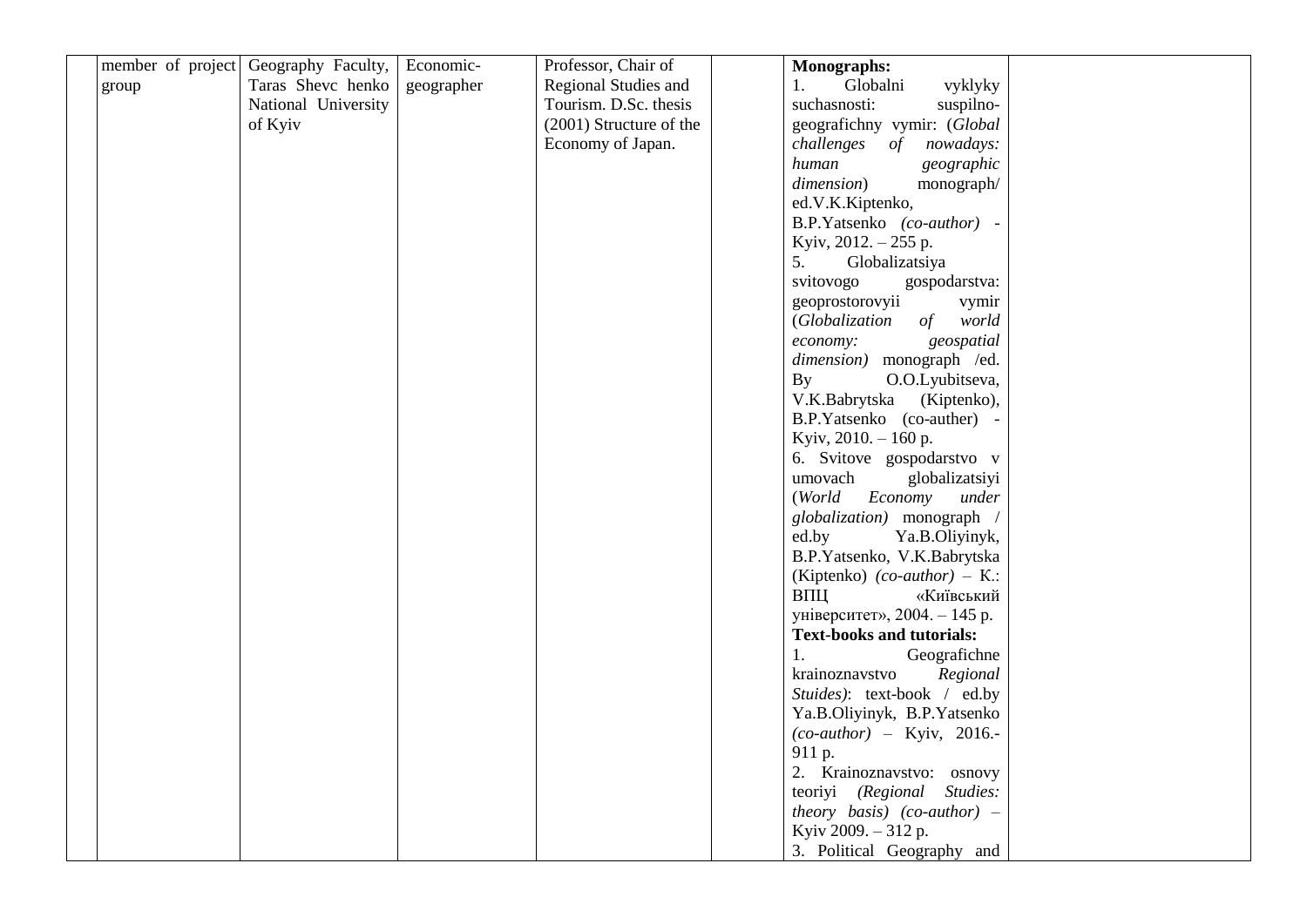|  | member of project group | Geography Faculty, Taras Shevc henko National University of Kyiv | Economic-geographer | Professor, Chair of Regional Studies and Tourism. D.Sc. thesis (2001) Structure of the Economy of Japan. |  | **Monographs:**<br>1. Globalni vyklyky suchasnosti: suspilno-geografichny vymir: (*Global challenges of nowadays: human geographic dimension*) monograph/ ed.V.K.Kiptenko, B.P.Yatsenko *(co-author)* - Kyiv, 2012. – 255 p.<br>5. Globalizatsiya svitovogo gospodarstva: geoprostorovyii vymir (*Globalization of world economy: geospatial dimension)* monograph /ed. By O.O.Lyubitseva, V.K.Babrytska (Kiptenko), B.P.Yatsenko (co-auther) - Kyiv, 2010. – 160 p.<br>6. Svitove gospodarstvo v umovach globalizatsiyi (*World Economy under globalization)* monograph / ed.by Ya.B.Oliyinyk, B.P.Yatsenko, V.K.Babrytska (Kiptenko) *(co-author)* – К.: ВПЦ «Київський університет», 2004. – 145 p.<br>**Text-books and tutorials:**<br>1. Geografichne krainoznavstvo *Regional Stuides)*: text-book / ed.by Ya.B.Oliyinyk, B.P.Yatsenko *(co-author)* – Kyiv, 2016.- 911 p.<br>2. Krainoznavstvo: osnovy teoriyi *(Regional Studies: theory basis) (co-author)* – Kyiv 2009. – 312 p.<br>3. Political Geography and |  |
|---|---|---|---|---|---|---|---|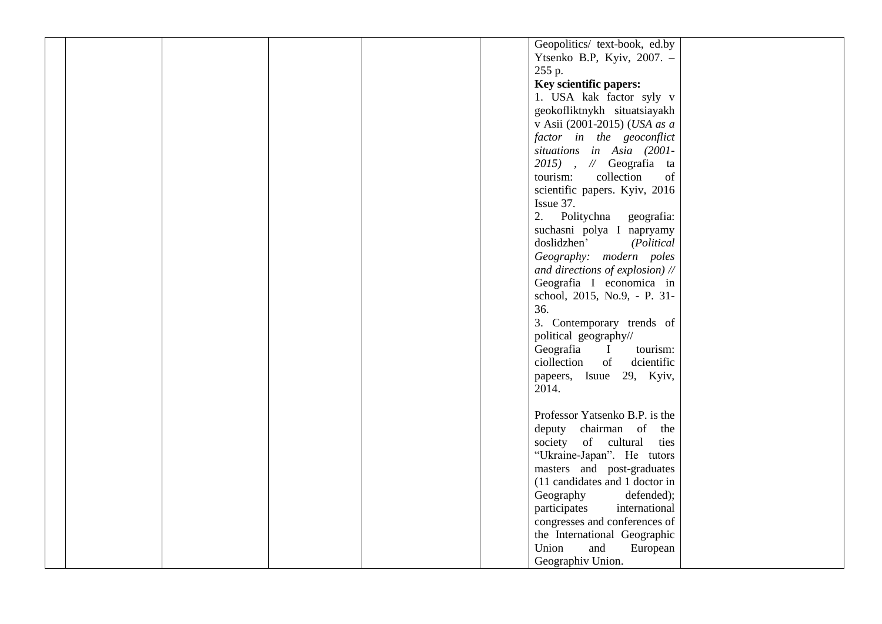|  |  |  |  |  |  | Geopolitics/ text-book, ed.by Ytsenko B.P, Kyiv, 2007. – 255 p.<br>**Key scientific papers:**<br>1. USA kak factor syly v geokofliktnykh situatsiayakh v Asii (2001-2015) (*USA as a factor in the geoconflict situations in Asia (2001-2015)* , // Geografia ta tourism: collection of scientific papers. Kyiv, 2016 Issue 37.<br>2. Politychna geografia: suchasni polya I napryamy doslidzhen' *(Political Geography: modern poles and directions of explosion) //* Geografia I economica in school, 2015, No.9, - P. 31-36.<br>3. Contemporary trends of political geography// Geografia I tourism: ciollection of dcientific papeers, Isuue 29, Kyiv, 2014.<br><br>Professor Yatsenko B.P. is the deputy chairman of the society of cultural ties "Ukraine-Japan". He tutors masters and post-graduates (11 candidates and 1 doctor in Geography defended); participates international congresses and conferences of the International Geographic Union and European Geographiv Union. |  |
|---|---|---|---|---|---|---|---|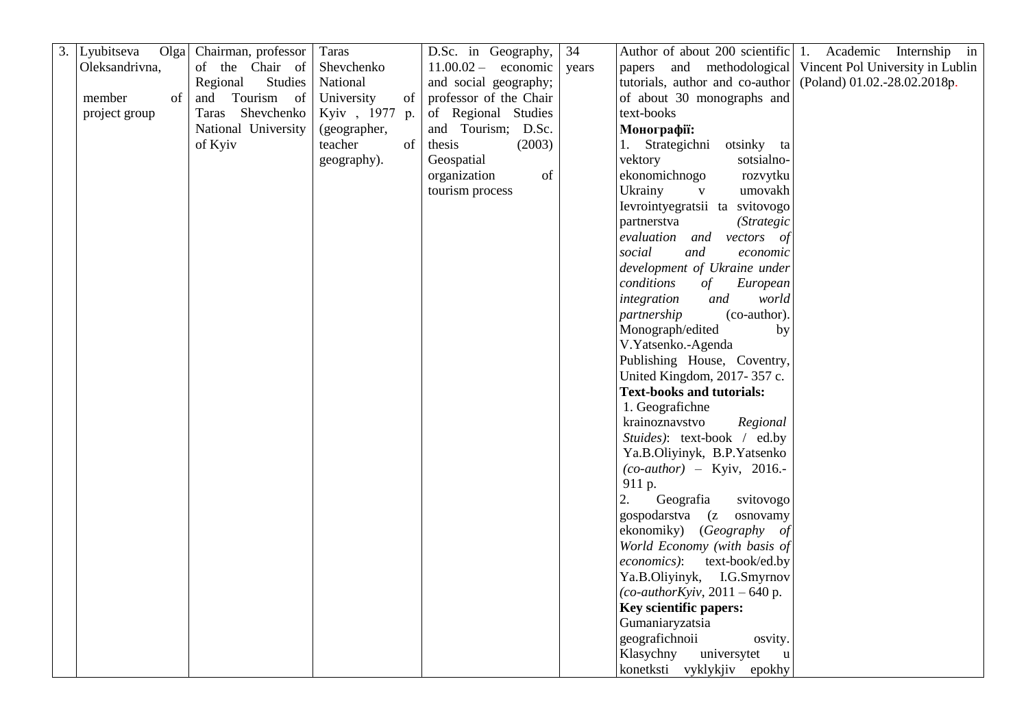| 3. | Lyubitseva Olga Oleksandrivna, member of project group | Chairman, professor of the Chair of Regional Studies and Tourism of Taras Shevchenko National University of Kyiv | Taras Shevchenko National University of Kyiv , 1977 р. (geographer, teacher of geography). | D.Sc. in Geography, 11.00.02 – economic and social geography; professor of the Chair of Regional Studies and Tourism; D.Sc. thesis (2003) Geospatial organization of tourism process | 34 years | Author of about 200 scientific papers and methodological tutorials, author and co-author of about 30 monographs and text-books<br>**Монографії:**<br>1. Strategichni otsinky ta vektory sotsialno-ekonomichnogo rozvytku Ukrainy v umovakh Ievrointyegratsii ta svitovogo partnerstva *(Strategic evaluation and vectors of social and economic development of Ukraine under conditions of European integration and world partnership* (co-author). Monograph/edited by V.Yatsenko.-Agenda Publishing House, Coventry, United Kingdom, 2017- 357 с.<br>**Text-books and tutorials:**<br>1. Geografichne krainoznavstvo *Regional Stuides)*: text-book / ed.by Ya.B.Oliyinyk, B.P.Yatsenko *(co-author)* – Kyiv, 2016.- 911 p.<br>2. Geografia svitovogo gospodarstva (z osnovamy ekonomiky) (*Geography of World Economy (with basis of economics)*: text-book/ed.by Ya.B.Oliyinyk, I.G.Smyrnov *(co-authorKyiv*, 2011 – 640 p.<br>**Key scientific papers:**<br>Gumaniaryzatsia geografichnoii osvity. Klasychny universytet u konetksti vyklykjiv epokhy | 1. Academic Internship in Vincent Pol University in Lublin (Poland) 01.02.-28.02.2018р. |
|---|---|---|---|---|---|---|---|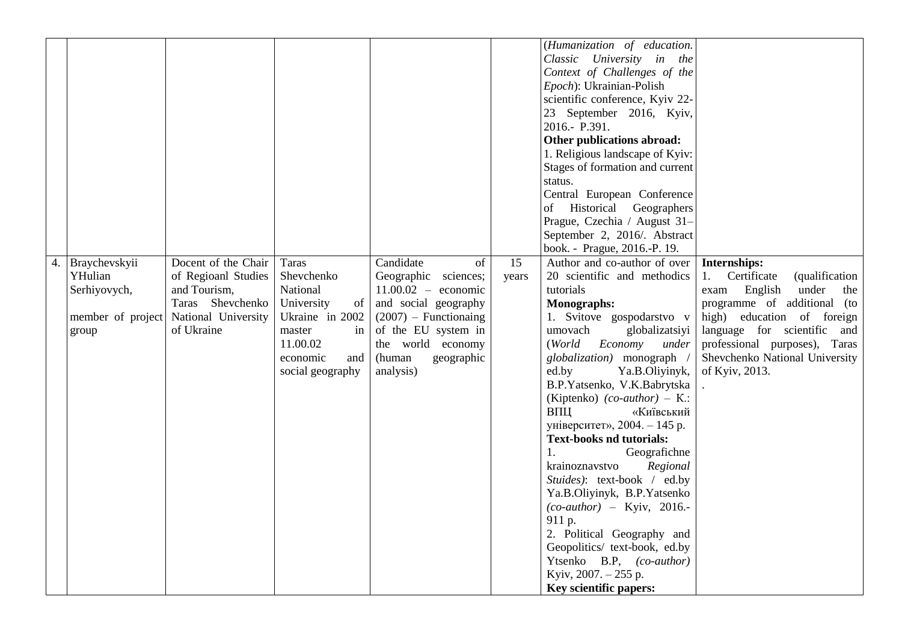| | | | | | | | |
|---|---|---|---|---|---|---|---|
| | | | | | | (*Humanization of education. Classic University in the Context of Challenges of the Epoch*): Ukrainian-Polish scientific conference, Kyiv 22-23 September 2016, Kyiv, 2016.- P.391.<br>**Other publications abroad:**<br>1. Religious landscape of Kyiv: Stages of formation and current status.<br>Central European Conference of Historical Geographers Prague, Czechia / August 31–September 2, 2016/. Abstract book. - Prague, 2016.-P. 19. | |
| 4. | Braychevskyii YHulian Serhiyovych,<br><br>member of project group | Docent of the Chair of Regioanl Studies and Tourism, Taras Shevchenko National University of Ukraine | Taras Shevchenko National University of Ukraine in 2002 master in 11.00.02 economic and social geography | Candidate of Geographic sciences; 11.00.02 – economic and social geography (2007) – Functionaing of the EU system in the world economy (human geographic analysis) | 15 years | Author and co-author of over 20 scientific and methodics tutorials<br>**Monographs:**<br>1. Svitove gospodarstvo v umovach globalizatsiyi (*World Economy under globalization)* monograph / ed.by Ya.B.Oliyinyk, B.P.Yatsenko, V.K.Babrytska (Kiptenko) *(co-author)* – К.: ВПЦ «Київський університет», 2004. – 145 p.<br>**Text-books nd tutorials:**<br>1. Geografichne krainoznavstvo *Regional Stuides)*: text-book / ed.by Ya.B.Oliyinyk, B.P.Yatsenko *(co-author)* – Kyiv, 2016.- 911 p.<br>2. Political Geography and Geopolitics/ text-book, ed.by Ytsenko B.P, *(co-author)* Kyiv, 2007. – 255 p.<br>**Key scientific papers:** | **Internships:**<br>1. Certificate (qualification exam English under the programme of additional (to high) education of foreign language for scientific and professional purposes), Taras Shevchenko National University of Kyiv, 2013.<br>. |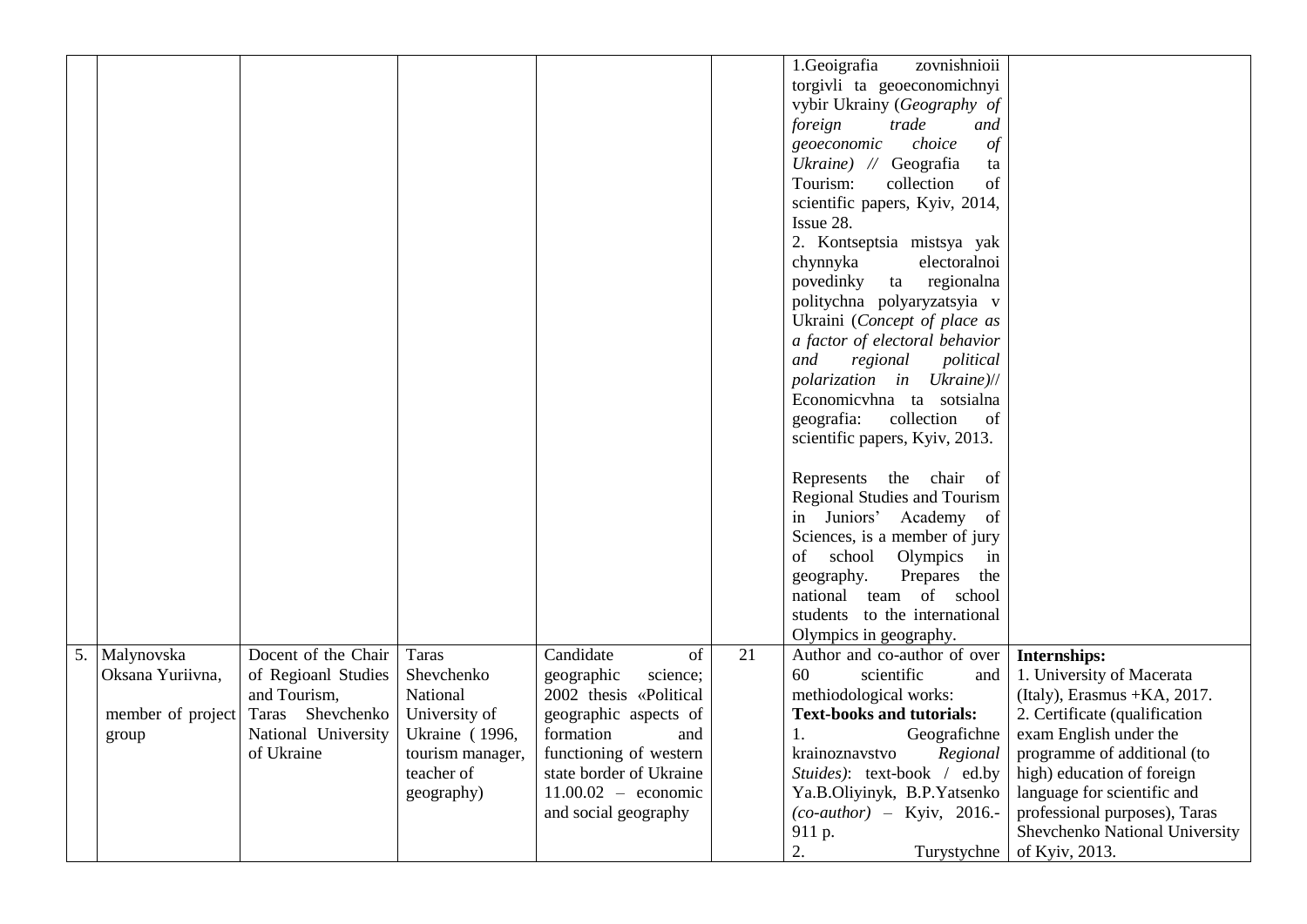| | | | | | | | |
|---|---|---|---|---|---|---|---|
| | | | | | | 1.Geoigrafia zovnishnioii torgivli ta geoeconomichnyi vybir Ukrainy (*Geography of foreign trade and geoeconomic choice of Ukraine) //* Geografia ta Tourism: collection of scientific papers, Kyiv, 2014, Issue 28.<br>2. Kontseptsia mistsya yak chynnyka electoralnoi povedinky ta regionalna politychna polyaryzatsyia v Ukraini (*Concept of place as a factor of electoral behavior and regional political polarization in Ukraine)*// Economicvhna ta sotsialna geografia: collection of scientific papers, Kyiv, 2013.<br><br>Represents the chair of Regional Studies and Tourism in Juniors' Academy of Sciences, is a member of jury of school Olympics in geography. Prepares the national team of school students to the international Olympics in geography. | |
| 5. | Malynovska Oksana Yuriivna,<br><br>member of project group | Docent of the Chair of Regioanl Studies and Tourism, Taras Shevchenko National University of Ukraine | Taras Shevchenko National University of Ukraine (1996, tourism manager, teacher of geography) | Candidate of geographic science; 2002 thesis «Political geographic aspects of formation and functioning of western state border of Ukraine 11.00.02 – economic and social geography | 21 | Author and co-author of over 60 scientific and methiodological works:<br>**Text-books and tutorials:**<br>1. Geografichne krainoznavstvo *Regional Stuides)*: text-book / ed.by Ya.B.Oliyinyk, B.P.Yatsenko *(co-author)* – Kyiv, 2016.- 911 p.<br>2. Turystychne | **Internships:**<br>1. University of Macerata (Italy), Erasmus +KA, 2017.<br>2. Certificate (qualification exam English under the programme of additional (to high) education of foreign language for scientific and professional purposes), Taras Shevchenko National University of Kyiv, 2013. |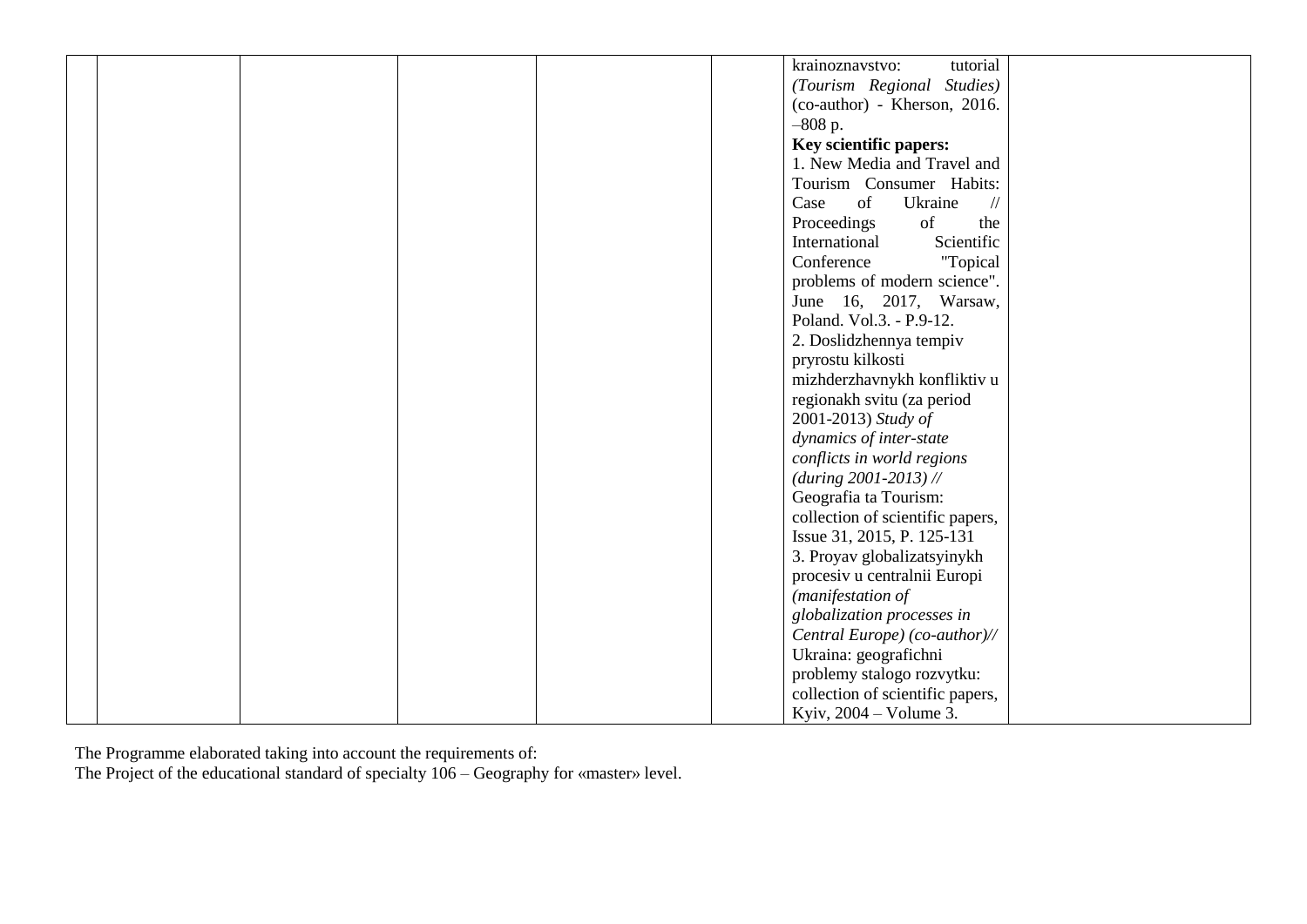|  |  |  |  |  |  | krainoznavstvo: tutorial *(Tourism Regional Studies)* (co-author) - Kherson, 2016. –808 p.<br>**Key scientific papers:**<br>1. New Media and Travel and Tourism Consumer Habits: Case of Ukraine // Proceedings of the International Scientific Conference "Topical problems of modern science". June 16, 2017, Warsaw, Poland. Vol.3. - P.9-12.<br>2. Doslidzhennya tempiv pryrostu kilkosti mizhderzhavnykh konfliktiv u regionakh svitu (za period 2001-2013) *Study of dynamics of inter-state conflicts in world regions (during 2001-2013) //* Geografia ta Tourism: collection of scientific papers, Issue 31, 2015, P. 125-131<br>3. Proyav globalizatsyinykh procesiv u centralnii Europi *(manifestation of globalization processes in Central Europe) (co-author)//* Ukraina: geografichni problemy stalogo rozvytku: collection of scientific papers, Kyiv, 2004 – Volume 3. |  |
|---|---|---|---|---|---|---|---|

The Programme elaborated taking into account the requirements of:
The Project of the educational standard of specialty 106 – Geography for «master» level.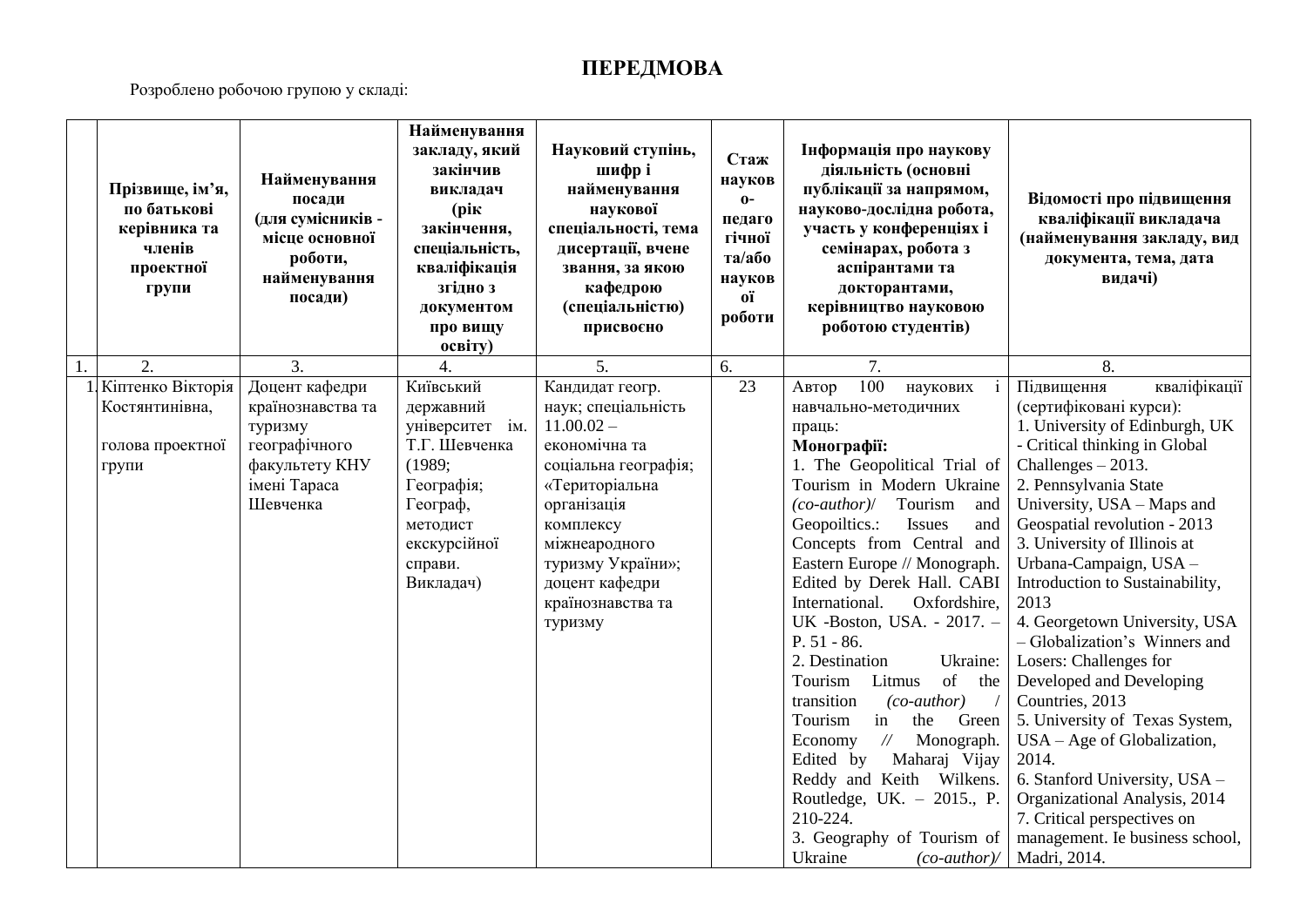# ПЕРЕДМОВА

Розроблено робочою групою у складі:

| | Прізвище, ім'я, по батькові керівника та членів проектної групи | Найменування посади (для сумісників - місце основної роботи, найменування посади) | Найменування закладу, який закінчив викладач (рік закінчення, спеціальність, кваліфікація згідно з документом про вищу освіту) | Науковий ступінь, шифр і найменування наукової спеціальності, тема дисертації, вчене звання, за якою кафедрою (спеціальністю) присвоєно | Стаж науково-педагогічної та/або наукової роботи | Інформація про наукову діяльність (основні публікації за напрямом, науково-дослідна робота, участь у конференціях і семінарах, робота з аспірантами та докторантами, керівництво науковою роботою студентів) | Відомості про підвищення кваліфікації викладача (найменування закладу, вид документа, тема, дата видачі) |
|---|---|---|---|---|---|---|---|
| 1. | 2. | 3. | 4. | 5. | 6. | 7. | 8. |
| 1. | Кіптенко Вікторія Костянтинівна,<br><br>голова проектної групи | Доцент кафедри країнознавства та туризму географічного факультету КНУ імені Тараса Шевченка | Київський державний університет ім. Т.Г. Шевченка (1989; Географія; Географ, методист екскурсійної справи. Викладач) | Кандидат геогр. наук; спеціальність 11.00.02 – економічна та соціальна географія; «Територіальна організація комплексу міжнеародного туризму України»; доцент кафедри країнознавства та туризму | 23 | Автор 100 наукових і навчально-методичних праць:<br>**Монографії:**<br>1. The Geopolitical Trial of Tourism in Modern Ukraine *(co-author)*/ Tourism and Geopoiltics.: Issues and Concepts from Central and Eastern Europe // Monograph. Edited by Derek Hall. CABI International. Oxfordshire, UK -Boston, USA. - 2017. – P. 51 - 86.<br>2. Destination Ukraine: Tourism Litmus of the transition *(co-author)* / Tourism in the Green Economy // Monograph. Edited by Maharaj Vijay Reddy and Keith Wilkens. Routledge, UK. – 2015., P. 210-224.<br>3. Geography of Tourism of Ukraine *(co-author)/* | Підвищення кваліфікації (сертифіковані курси):<br>1. University of Edinburgh, UK - Critical thinking in Global Challenges – 2013.<br>2. Pennsylvania State University, USA – Maps and Geospatial revolution - 2013<br>3. University of Illinois at Urbana-Campaign, USA – Introduction to Sustainability, 2013<br>4. Georgetown University, USA – Globalization's Winners and Losers: Challenges for Developed and Developing Countries, 2013<br>5. University of Texas System, USA – Age of Globalization, 2014.<br>6. Stanford University, USA – Organizational Analysis, 2014<br>7. Critical perspectives on management. Ie business school, Madri, 2014. |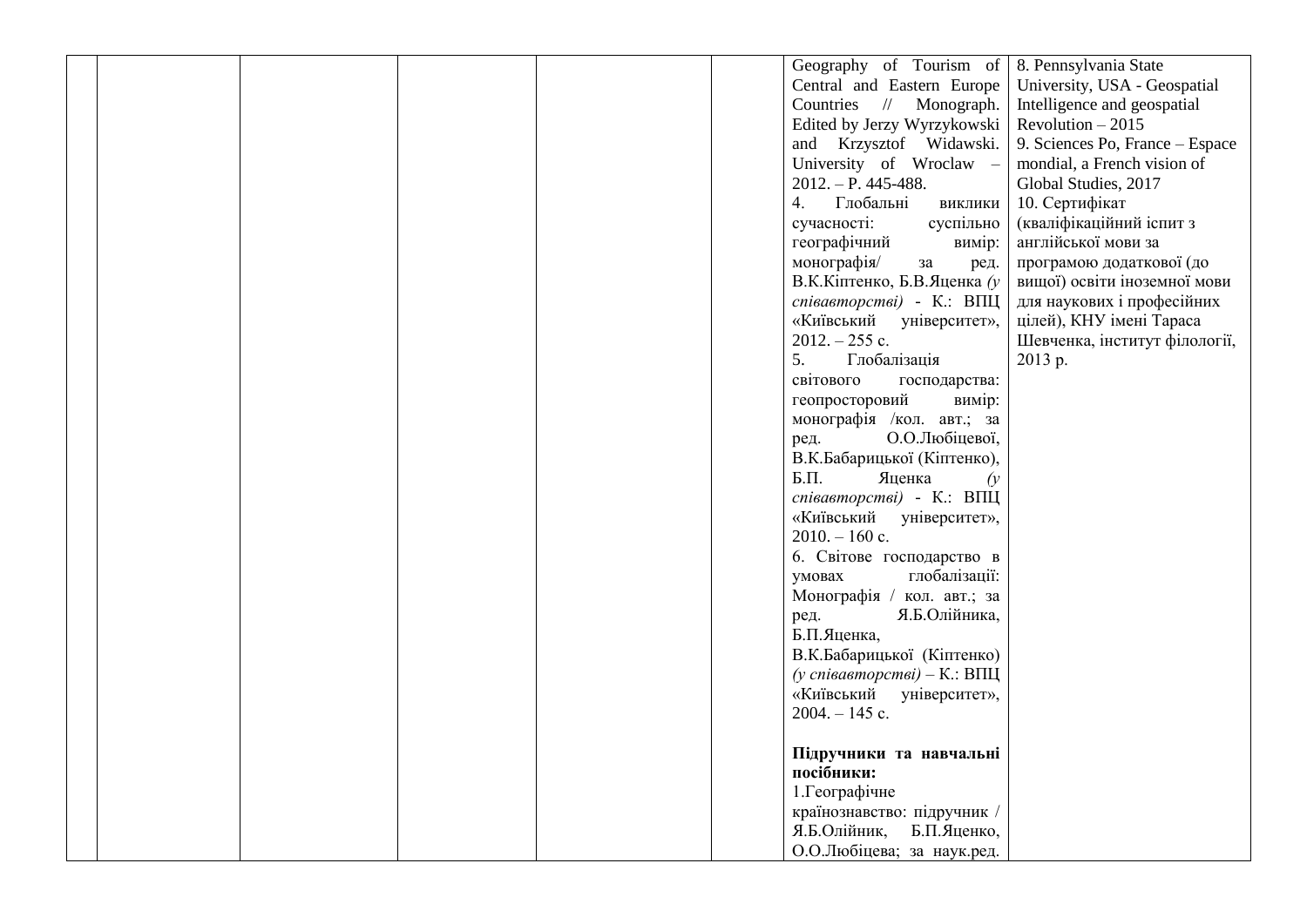|  |  |  |  |  |  |  |  |
|---|---|---|---|---|---|---|---|
|  |  |  |  |  |  | Geography of Tourism of Central and Eastern Europe Countries // Monograph. Edited by Jerzy Wyrzykowski and Krzysztof Widawski. University of Wroclaw – 2012. – P. 445-488.<br>4. Глобальні виклики сучасності: суспільно географічний вимір: монографія/ за ред. В.К.Кіптенко, Б.В.Яценка *(у співавторстві)* - К.: ВПЦ «Київський університет», 2012. – 255 с.<br>5. Глобалізація світового господарства: геопросторовий вимір: монографія /кол. авт.; за ред. О.О.Любіцевої, В.К.Бабарицької (Кіптенко), Б.П. Яценка *(у співавторстві)* - К.: ВПЦ «Київський університет», 2010. – 160 с.<br>6. Світове господарство в умовах глобалізації: Монографія / кол. авт.; за ред. Я.Б.Олійника, Б.П.Яценка, В.К.Бабарицької (Кіптенко) *(у співавторстві)* – К.: ВПЦ «Київський університет», 2004. – 145 с.<br><br>**Підручники та навчальні посібники:**<br>1.Географічне країнознавство: підручник / Я.Б.Олійник, Б.П.Яценко, О.О.Любіцева; за наук.ред. | 8. Pennsylvania State University, USA - Geospatial Intelligence and geospatial Revolution – 2015<br>9. Sciences Po, France – Espace mondial, a French vision of Global Studies, 2017<br>10. Сертифікат (кваліфікаційний іспит з англійської мови за програмою додаткової (до вищої) освіти іноземної мови для наукових і професійних цілей), КНУ імені Тараса Шевченка, інститут філології, 2013 р. |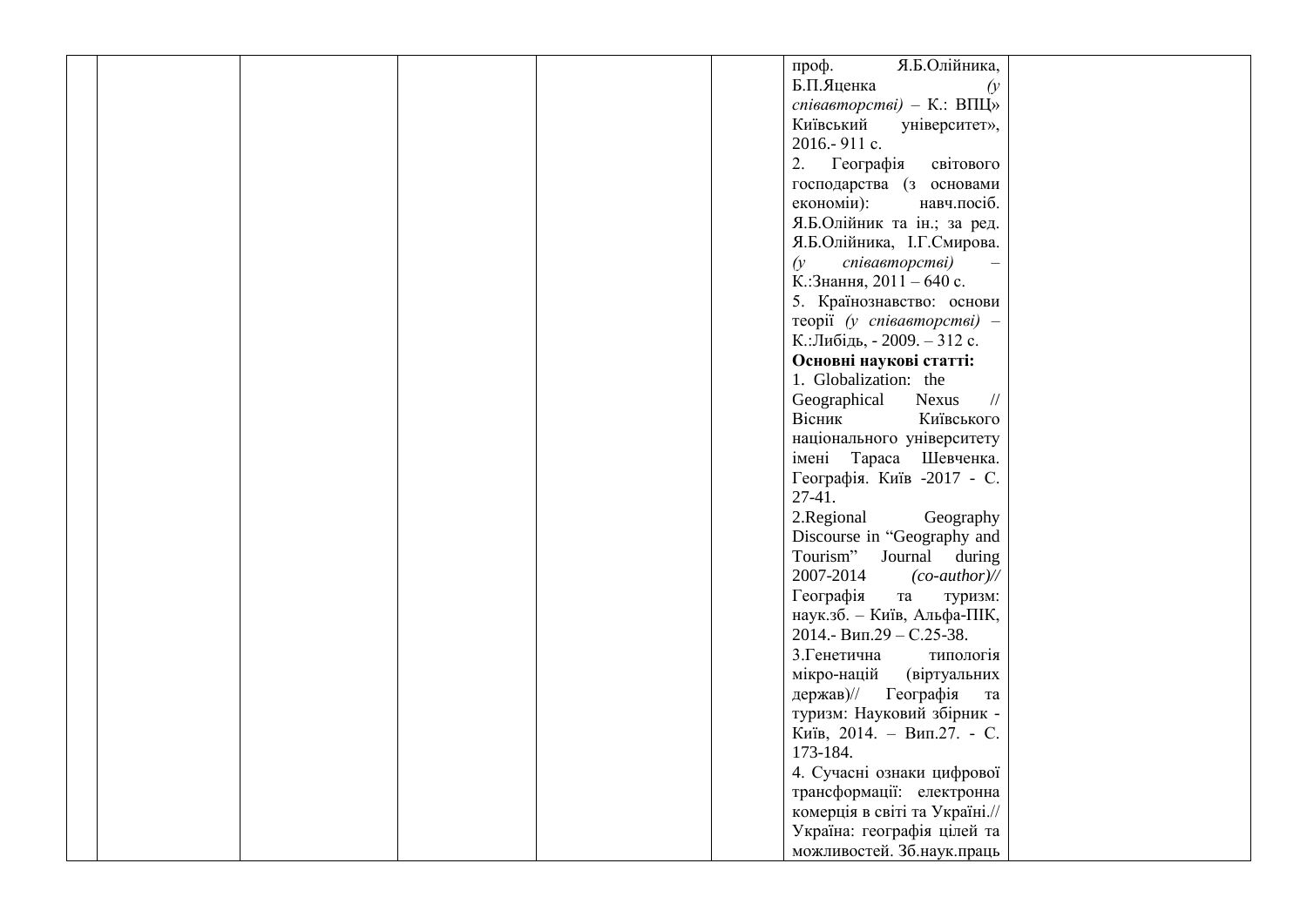| | | | | | | | |
|---|---|---|---|---|---|---|---|
| | | | | | | проф. Я.Б.Олійника, Б.П.Яценка *(у співавторстві)* – К.: ВПЦ» Київський університет», 2016.- 911 с.<br>2. Географія світового господарства (з основами економіки): навч.посіб. Я.Б.Олійник та ін.; за ред. Я.Б.Олійника, І.Г.Смирова. *(у співавторстві)* – К.:Знання, 2011 – 640 с.<br>5. Країнознавство: основи теорії *(у співавторстві)* – К.:Либідь, - 2009. – 312 с.<br>**Основні наукові статті:**<br>1. Globalization: the Geographical Nexus // Вісник Київського національного університету імені Тараса Шевченка. Географія. Київ -2017 - С. 27-41.<br>2.Regional Geography Discourse in "Geography and Tourism" Journal during 2007-2014 *(co-author)//* Географія та туризм: наук.зб. – Київ, Альфа-ПІК, 2014.- Вип.29 – С.25-38.<br>3.Генетична типологія мікро-націй (віртуальних держав)// Географія та туризм: Науковий збірник - Київ, 2014. – Вип.27. - С. 173-184.<br>4. Сучасні ознаки цифрової трансформації: електронна комерція в світі та Україні.// Україна: географія цілей та можливостей. Зб.наук.праць | |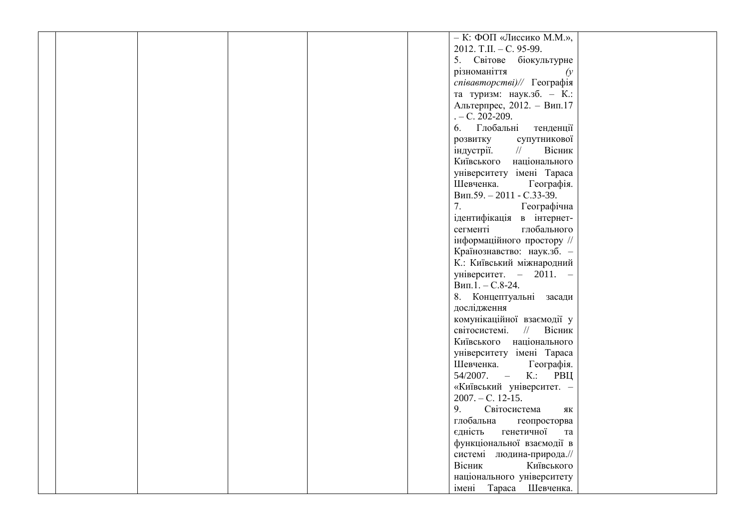|  |  |  |  |  |  |  |  |
|---|---|---|---|---|---|---|---|
|  |  |  |  |  |  | – К: ФОП «Лиссико М.М.», 2012. Т.ІІ. – С. 95-99.<br>5. Світове біокультурне різноманіття *(у співавторстві)//* Географія та туризм: наук.зб. – К.: Альтерпрес, 2012. – Вип.17 . – С. 202-209.<br>6. Глобальні тенденції розвитку супутникової індустрії. // Вісник Київського національного університету імені Тараса Шевченка. Географія. Вип.59. – 2011 - С.33-39.<br>7. Географічна ідентифікація в інтернет-сегменті глобального інформаційного простору // Країнознавство: наук.зб. – К.: Київський міжнародний університет. – 2011. – Вип.1. – С.8-24.<br>8. Концептуальні засади дослідження комунікаційної взаємодії у світосистемі. // Вісник Київського національного університету імені Тараса Шевченка. Географія. 54/2007. – К.: РВЦ «Київський університет. – 2007. – С. 12-15.<br>9. Світосистема як глобальна геопросторва єдність генетичної та функціональної взаємодії в системі людина-природа.// Вісник Київського національного університету імені Тараса Шевченка. |  |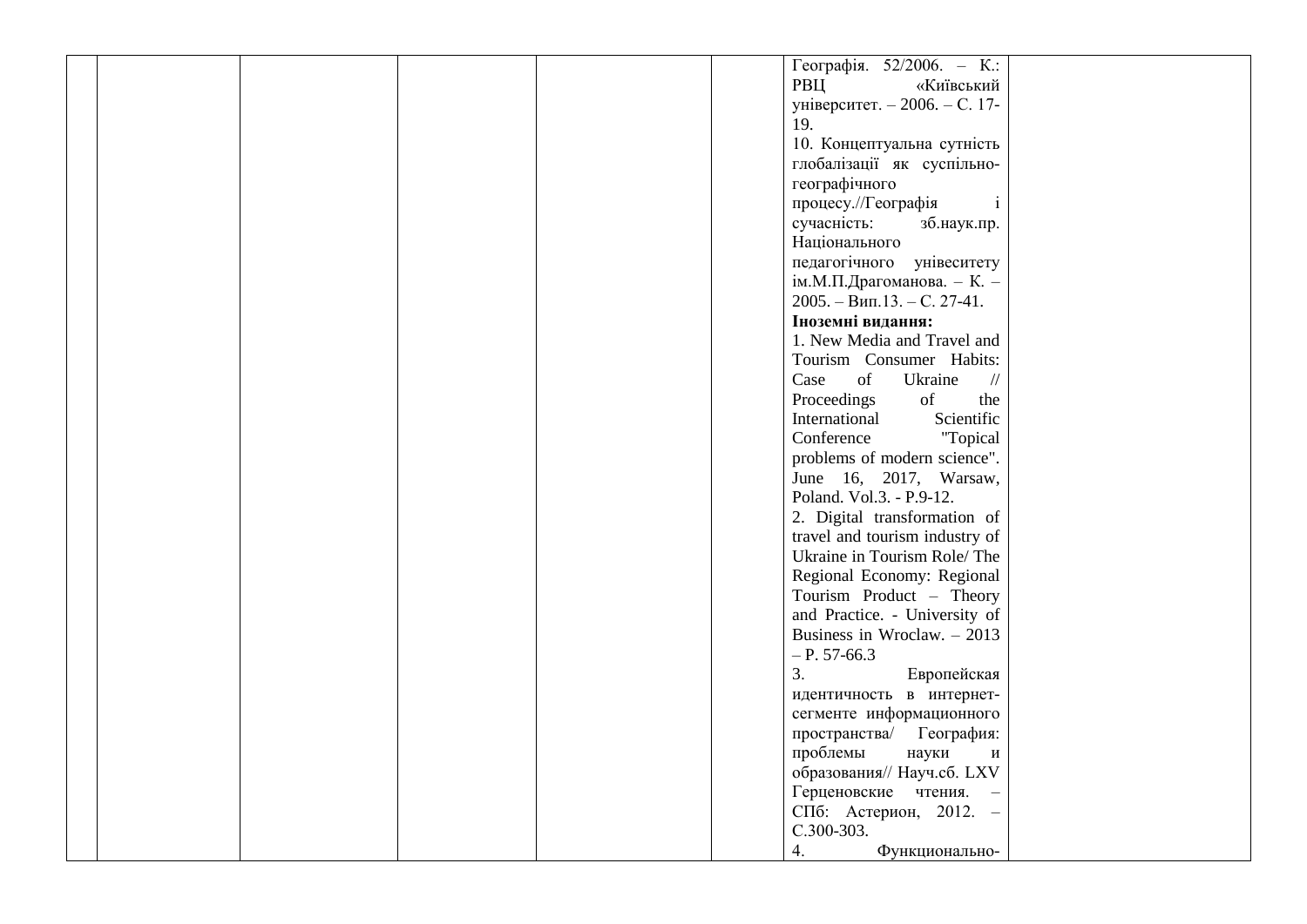|  |  |  |  |  |  | Географія. 52/2006. – К.: РВЦ «Київський університет. – 2006. – С. 17-19.<br>10. Концептуальна сутність глобалізації як суспільно-географічного процесу.//Географія і сучасність: зб.наук.пр. Національного педагогічного унівеситету ім.М.П.Драгоманова. – К. – 2005. – Вип.13. – С. 27-41.<br>**Іноземні видання:**<br>1. New Media and Travel and Tourism Consumer Habits: Case of Ukraine // Proceedings of the International Scientific Conference "Topical problems of modern science". June 16, 2017, Warsaw, Poland. Vol.3. - P.9-12.<br>2. Digital transformation of travel and tourism industry of Ukraine in Tourism Role/ The Regional Economy: Regional Tourism Product – Theory and Practice. - University of Business in Wroclaw. – 2013 – P. 57-66.3<br>3. Европейская идентичность в интернет-сегменте информационного пространства/ География: проблемы науки и образования// Науч.сб. LXV Герценовские чтения. – СПб: Астерион, 2012. – С.300-303.<br>4. Функционально- |  |
|---|---|---|---|---|---|---|---|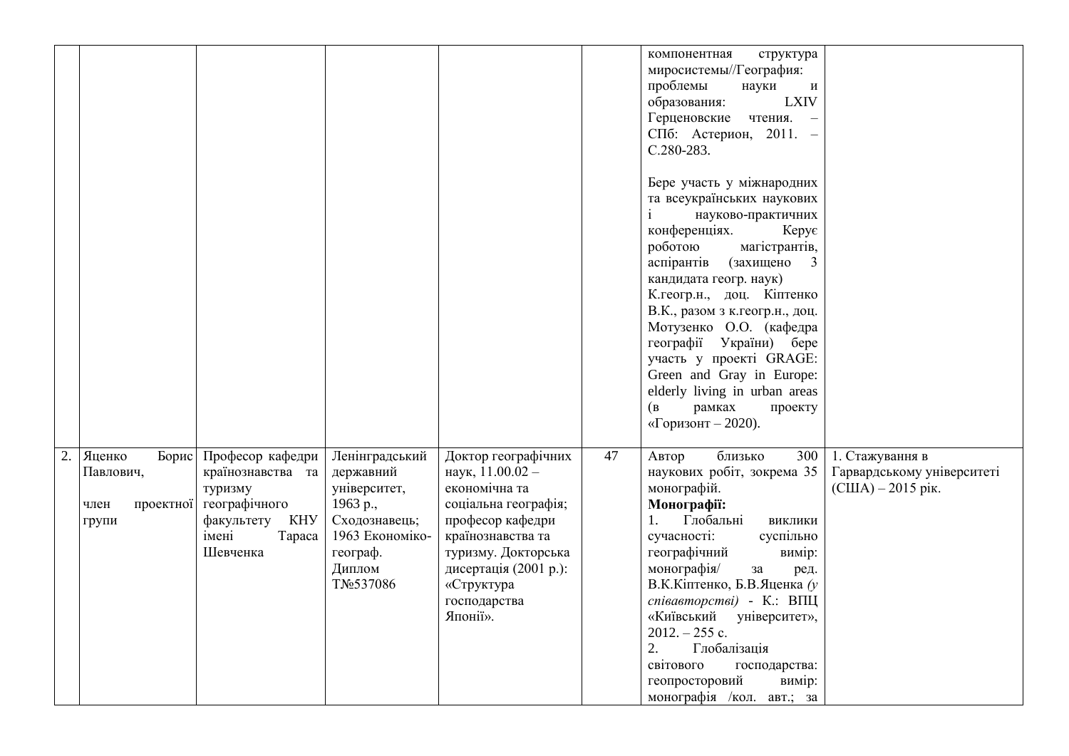| | | | | | | | |
|---|---|---|---|---|---|---|---|
| | | | | | | компонентная структура миросистемы//География: проблемы науки и образования: LXIV Герценовские чтения. – СПб: Астерион, 2011. – С.280-283.<br><br>Бере участь у міжнародних та всеукраїнських наукових і науково-практичних конференціях. Керує роботою магістрантів, аспірантів (захищено 3 кандидата геогр. наук)<br>К.геогр.н., доц. Кіптенко В.К., разом з к.геогр.н., доц. Мотузенко О.О. (кафедра географії України) бере участь у проекті GRAGE: Green and Gray in Europe: elderly living in urban areas (в рамках проекту «Горизонт – 2020). | |
| 2. | Яценко Борис Павлович,<br><br>член проектної групи | Професор кафедри країнознавства та туризму географічного факультету КНУ імені Тараса Шевченка | Ленінградський державний університет, 1963 р., Сходознавець; 1963 Економіко-географ. Диплом Т№537086 | Доктор географічних наук, 11.00.02 – економічна та соціальна географія; професор кафедри країнознавства та туризму. Докторська дисертація (2001 р.): «Структура господарства Японії». | 47 | Автор близько 300 наукових робіт, зокрема 35 монографій.<br>**Монографії:**<br>1. Глобальні виклики сучасності: суспільно географічний вимір: монографія/ за ред. В.К.Кіптенко, Б.В.Яценка *(у співавторстві)* - К.: ВПЦ «Київський університет», 2012. – 255 с.<br>2. Глобалізація світового господарства: геопросторовий вимір: монографія /кол. авт.; за | 1. Стажування в Гарвардському університеті (США) – 2015 рік. |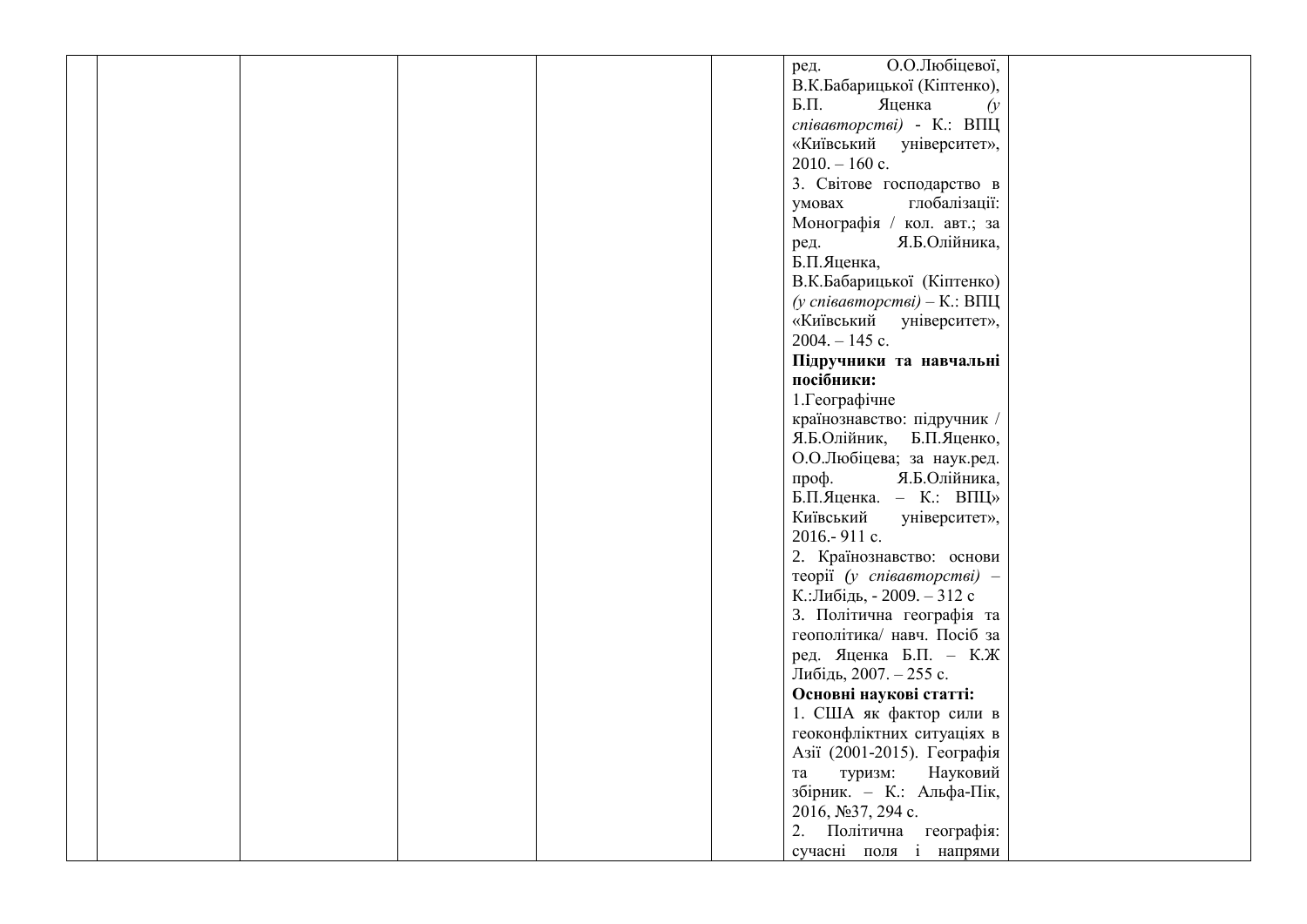| | | | | | | | |
|---|---|---|---|---|---|---|---|
| | | | | | | ред. О.О.Любіцевої, В.К.Бабарицької (Кіптенко), Б.П. Яценка *(у співавторстві)* - К.: ВПЦ «Київський університет», 2010. – 160 с.<br>3. Світове господарство в умовах глобалізації: Монографія / кол. авт.; за ред. Я.Б.Олійника, Б.П.Яценка, В.К.Бабарицької (Кіптенко) *(у співавторстві)* – К.: ВПЦ «Київський університет», 2004. – 145 с.<br>**Підручники та навчальні посібники:**<br>1.Географічне країнознавство: підручник / Я.Б.Олійник, Б.П.Яценко, О.О.Любіцева; за наук.ред. проф. Я.Б.Олійника, Б.П.Яценка. – К.: ВПЦ» Київський університет», 2016.- 911 с.<br>2. Країнознавство: основи теорії *(у співавторстві)* – К.:Либідь, - 2009. – 312 с<br>3. Політична географія та геополітика/ навч. Посіб за ред. Яценка Б.П. – К.Ж Либідь, 2007. – 255 с.<br>**Основні наукові статті:**<br>1. США як фактор сили в геоконфліктних ситуаціях в Азії (2001-2015). Географія та туризм: Науковий збірник. – К.: Альфа-Пік, 2016, №37, 294 с.<br>2. Політична географія: сучасні поля і напрями | |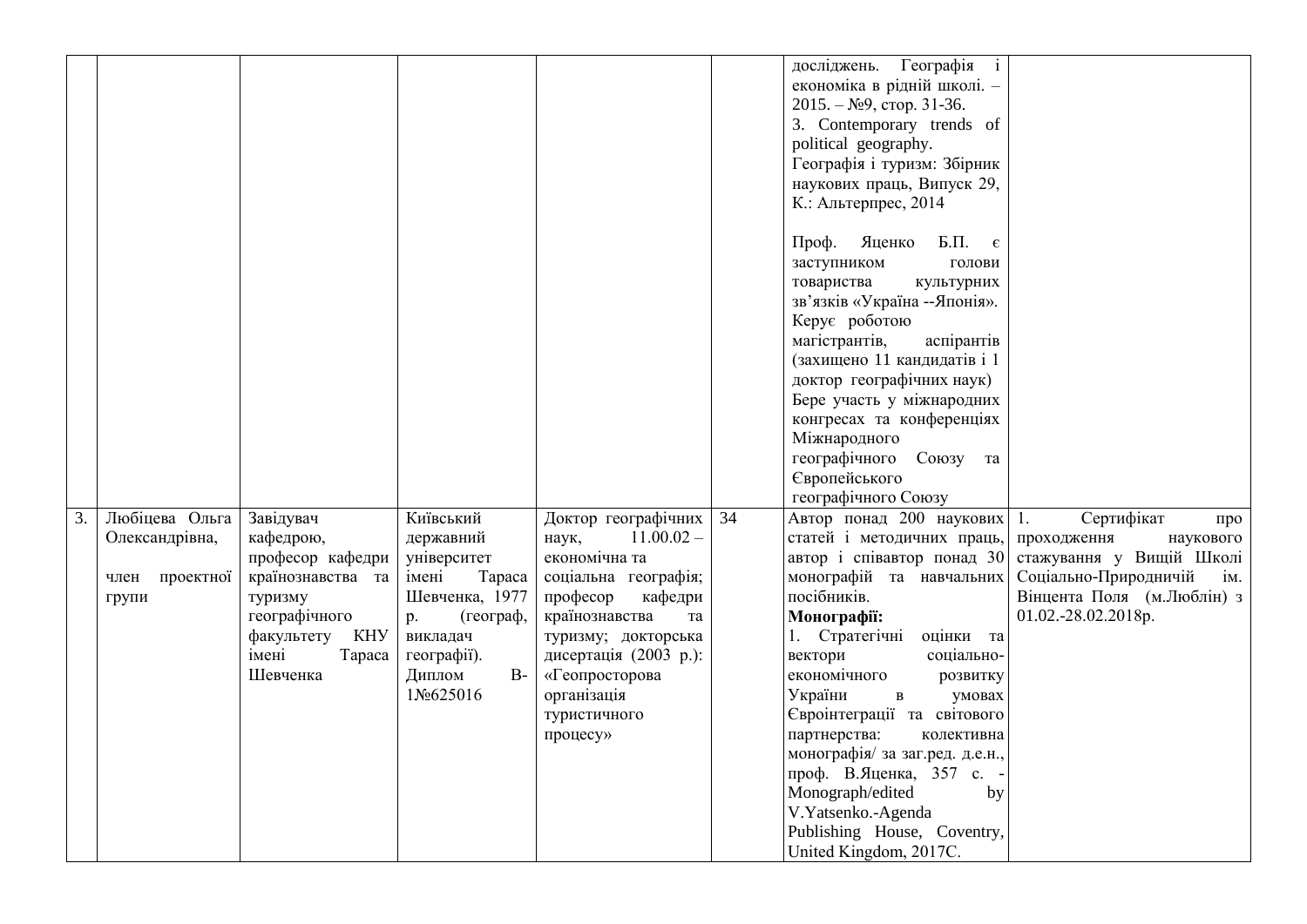| | | | | | | | |
|---|---|---|---|---|---|---|---|
| | | | | | | досліджень. Географія і економіка в рідній школі. – 2015. – №9, стор. 31-36.<br>3. Contemporary trends of political geography. Географія і туризм: Збірник наукових праць, Випуск 29, К.: Альтерпрес, 2014<br><br>Проф. Яценко Б.П. є заступником голови товариства культурних зв'язків «Україна --Японія». Керує роботою магістрантів, аспірантів (захищено 11 кандидатів і 1 доктор географічних наук) Бере участь у міжнародних конгресах та конференціях Міжнародного географічного Союзу та Європейського географічного Союзу | |
| 3. | Любіцева Ольга Олександрівна,<br><br>член проектної групи | Завідувач кафедрою, професор кафедри країнознавства та туризму географічного факультету КНУ імені Тараса Шевченка | Київський державний університет імені Тараса Шевченка, 1977 р. (географ, викладач географії). Диплом В-1№625016 | Доктор географічних наук, 11.00.02 – економічна та соціальна географія; професор кафедри країнознавства та туризму; докторська дисертація (2003 р.): «Геопросторова організація туристичного процесу» | 34 | Автор понад 200 наукових статей і методичних праць, автор і співавтор понад 30 монографій та навчальних посібників.<br>**Монографії:**<br>1. Стратегічні оцінки та вектори соціально-економічного розвитку України в умовах Євроінтеграції та світового партнерства: колективна монографія/ за заг.ред. д.е.н., проф. В.Яценка, 357 с. - Monograph/edited by V.Yatsenko.-Agenda Publishing House, Coventry, United Kingdom, 2017С. | 1. Сертифікат про проходження наукового стажування у Вищій Школі Соціально-Природничій ім. Вінцента Поля (м.Люблін) з 01.02.-28.02.2018р. |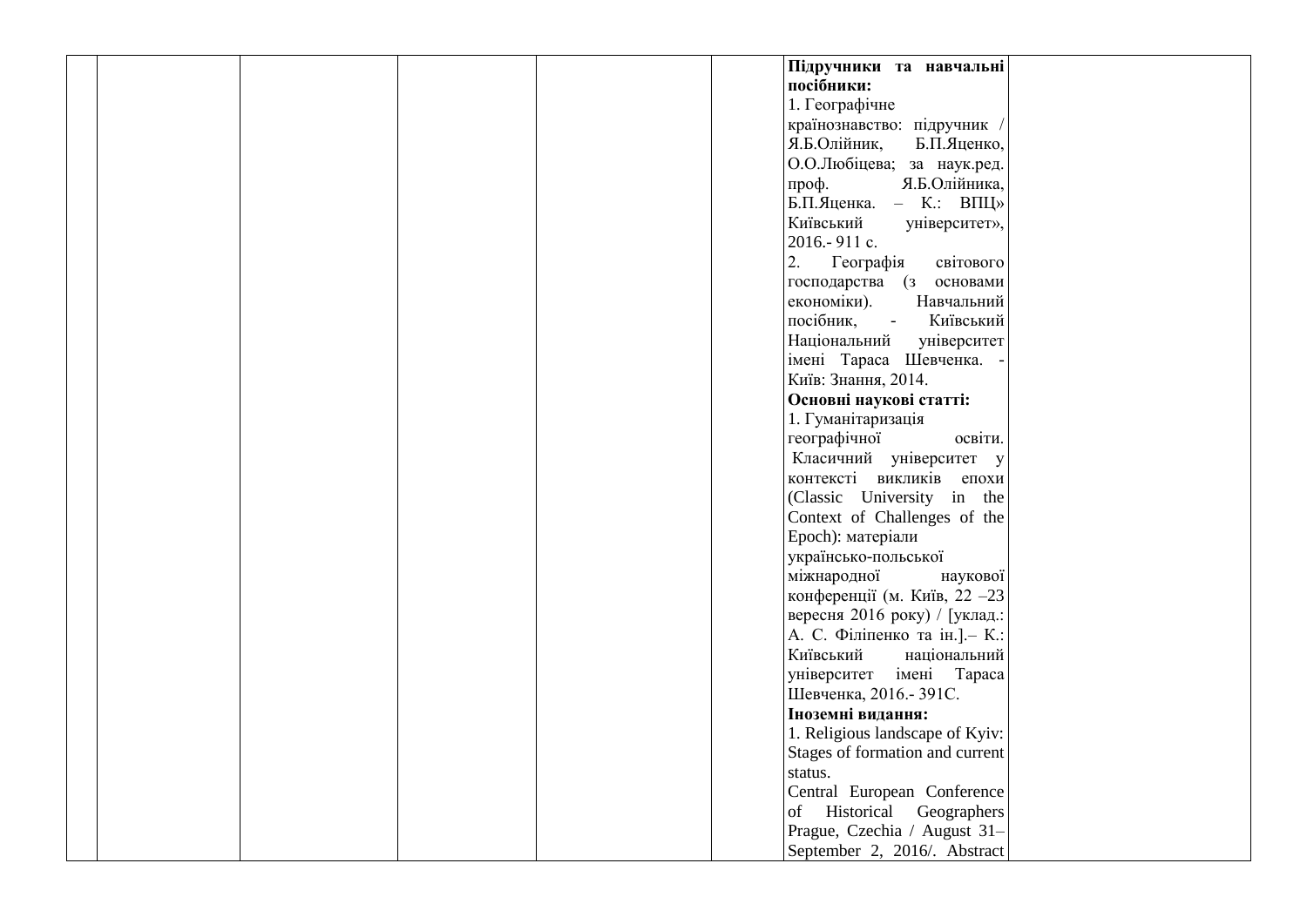| | | | | | | | |
|---|---|---|---|---|---|---|---|
| | | | | | | **Підручники та навчальні посібники:**<br>1. Географічне країнознавство: підручник / Я.Б.Олійник, Б.П.Яценко, О.О.Любіцева; за наук.ред. проф. Я.Б.Олійника, Б.П.Яценка. – К.: ВПЦ» Київський університет», 2016.- 911 с.<br>2. Географія світового господарства (з основами економіки). Навчальний посібник, - Київський Національний університет імені Тараса Шевченка. - Київ: Знання, 2014.<br>**Основні наукові статті:**<br>1. Гуманітаризація географічної освіти. Класичний університет у контексті викликів епохи (Classic University in the Context of Challenges of the Epoch): матеріали українсько-польської міжнародної наукової конференції (м. Київ, 22 –23 вересня 2016 року) / [уклад.: А. С. Філіпенко та ін.].– К.: Київський національний університет імені Тараса Шевченка, 2016.- 391С.<br>**Іноземні видання:**<br>1. Religious landscape of Kyiv: Stages of formation and current status.<br>Central European Conference of Historical Geographers Prague, Czechia / August 31–September 2, 2016/. Abstract | |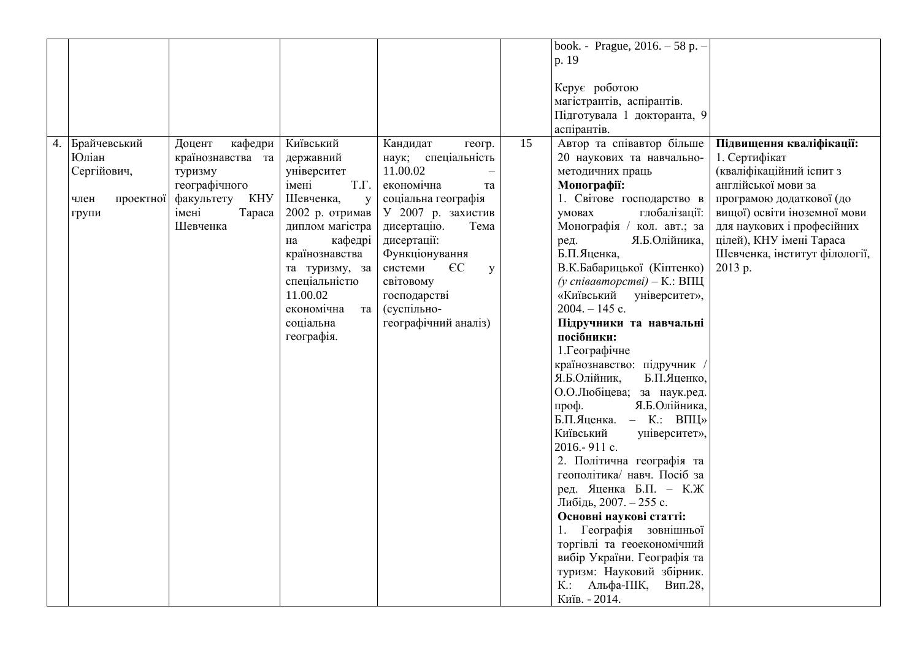| | | | | | | | |
|---|---|---|---|---|---|---|---|
| | | | | | | book. - Prague, 2016. – 58 p. – p. 19<br><br>Керує роботою магістрантів, аспірантів. Підготувала 1 докторанта, 9 аспірантів. | |
| 4. | Брайчевський Юліан Сергійович,<br><br>член проектної групи | Доцент кафедри країнознавства та туризму географічного факультету КНУ імені Тараса Шевченка | Київський державний університет імені Т.Г. Шевченка, у 2002 р. отримав диплом магістра на кафедрі країнознавства та туризму, за спеціальністю 11.00.02 економічна та соціальна географія. | Кандидат геогр. наук; спеціальність 11.00.02 – економічна та соціальна географія У 2007 р. захистив дисертацію. Тема дисертації: Функціонування системи ЄС у світовому господарстві (суспільно-географічний аналіз) | 15 | Автор та співавтор більше 20 наукових та навчально-методичних праць<br>**Монографії:**<br>1. Світове господарство в умовах глобалізації: Монографія / кол. авт.; за ред. Я.Б.Олійника, Б.П.Яценка, В.К.Бабарицької (Кіптенко) *(у співавторстві)* – К.: ВПЦ «Київський університет», 2004. – 145 с.<br>**Підручники та навчальні посібники:**<br>1.Географічне країнознавство: підручник / Я.Б.Олійник, Б.П.Яценко, О.О.Любіцева; за наук.ред. проф. Я.Б.Олійника, Б.П.Яценка. – К.: ВПЦ» Київський університет», 2016.- 911 с.<br>2. Політична географія та геополітика/ навч. Посіб за ред. Яценка Б.П. – К.Ж Либідь, 2007. – 255 с.<br>**Основні наукові статті:**<br>1. Географія зовнішньої торгівлі та геоекономічний вибір України. Географія та туризм: Науковий збірник. К.: Альфа-ПІК, Вип.28, Київ. - 2014. | **Підвищення кваліфікації:**<br>1. Сертифікат (кваліфікаційний іспит з англійської мови за програмою додаткової (до вищої) освіти іноземної мови для наукових і професійних цілей), КНУ імені Тараса Шевченка, інститут філології, 2013 р. |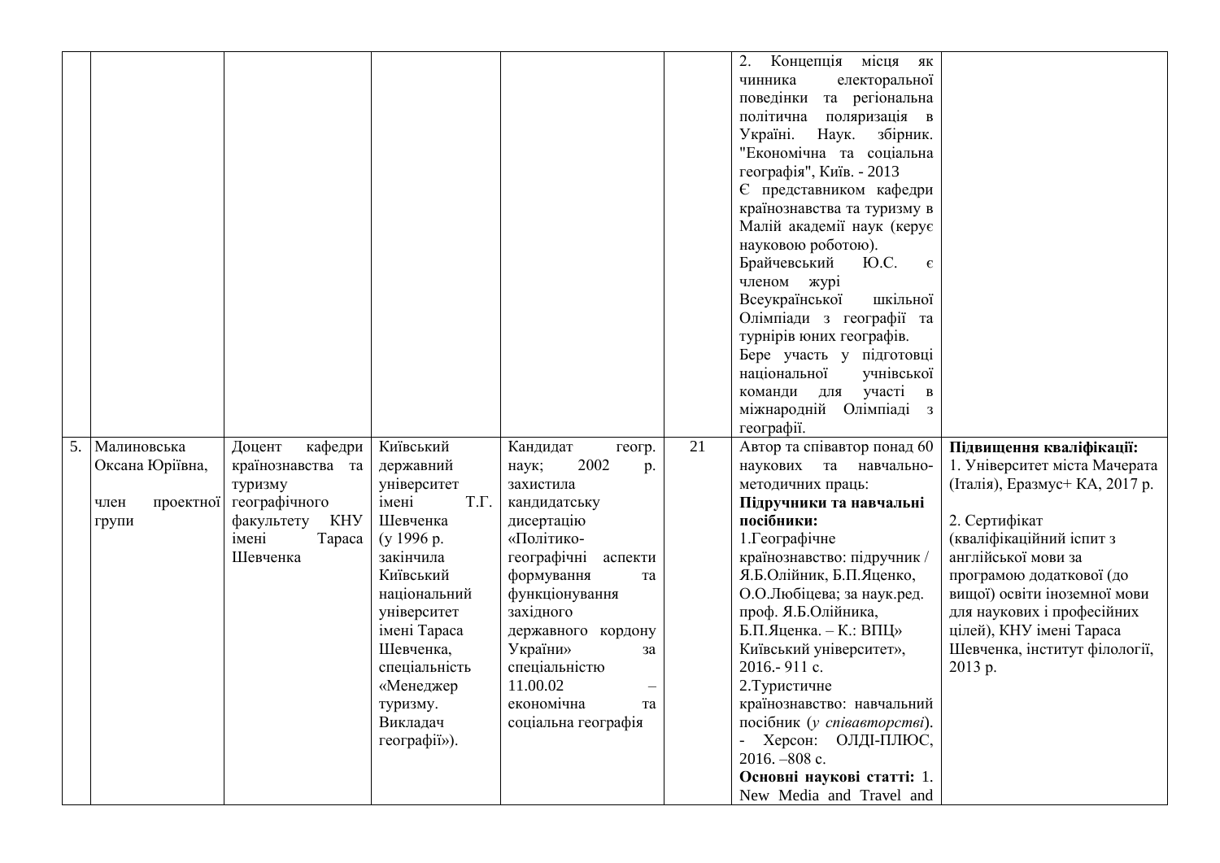| | | | | | | | |
|---|---|---|---|---|---|---|---|
| | | | | | | 2. Концепція місця як чинника електоральної поведінки та регіональна політична поляризація в Україні. Наук. збірник. "Економічна та соціальна географія", Київ. - 2013<br>Є представником кафедри країнознавства та туризму в Малій академії наук (керує науковою роботою).<br>Брайчевський Ю.С. є членом журі Всеукраїнської шкільної Олімпіади з географії та турнірів юних географів.<br>Бере участь у підготовці національної учнівської команди для участі в міжнародній Олімпіаді з географії. | |
| 5. | Малиновська Оксана Юріївна,<br><br>член проектної групи | Доцент кафедри країнознавства та туризму географічного факультету КНУ імені Тараса Шевченка | Київський державний університет імені Т.Г. Шевченка (у 1996 р. закінчила Київський національний університет імені Тараса Шевченка, спеціальність «Менеджер туризму. Викладач географії»). | Кандидат геогр. наук; 2002 р. захистила кандидатську дисертацію «Політико-географічні аспекти формування та функціонування західного державного кордону України» за спеціальністю 11.00.02 – економічна та соціальна географія | 21 | Автор та співавтор понад 60 наукових та навчально-методичних праць:<br>**Підручники та навчальні посібники:**<br>1.Географічне країнознавство: підручник / Я.Б.Олійник, Б.П.Яценко, О.О.Любіцева; за наук.ред. проф. Я.Б.Олійника, Б.П.Яценка. – К.: ВПЦ» Київський університет», 2016.- 911 с.<br>2.Туристичне країнознавство: навчальний посібник (*у співавторстві*). - Херсон: ОЛДІ-ПЛЮС, 2016. –808 с.<br>**Основні наукові статті:** 1. New Media and Travel and | **Підвищення кваліфікації:**<br>1. Університет міста Мачерата (Італія), Еразмус+ КА, 2017 р.<br><br>2. Сертифікат (кваліфікаційний іспит з англійської мови за програмою додаткової (до вищої) освіти іноземної мови для наукових і професійних цілей), КНУ імені Тараса Шевченка, інститут філології, 2013 р. |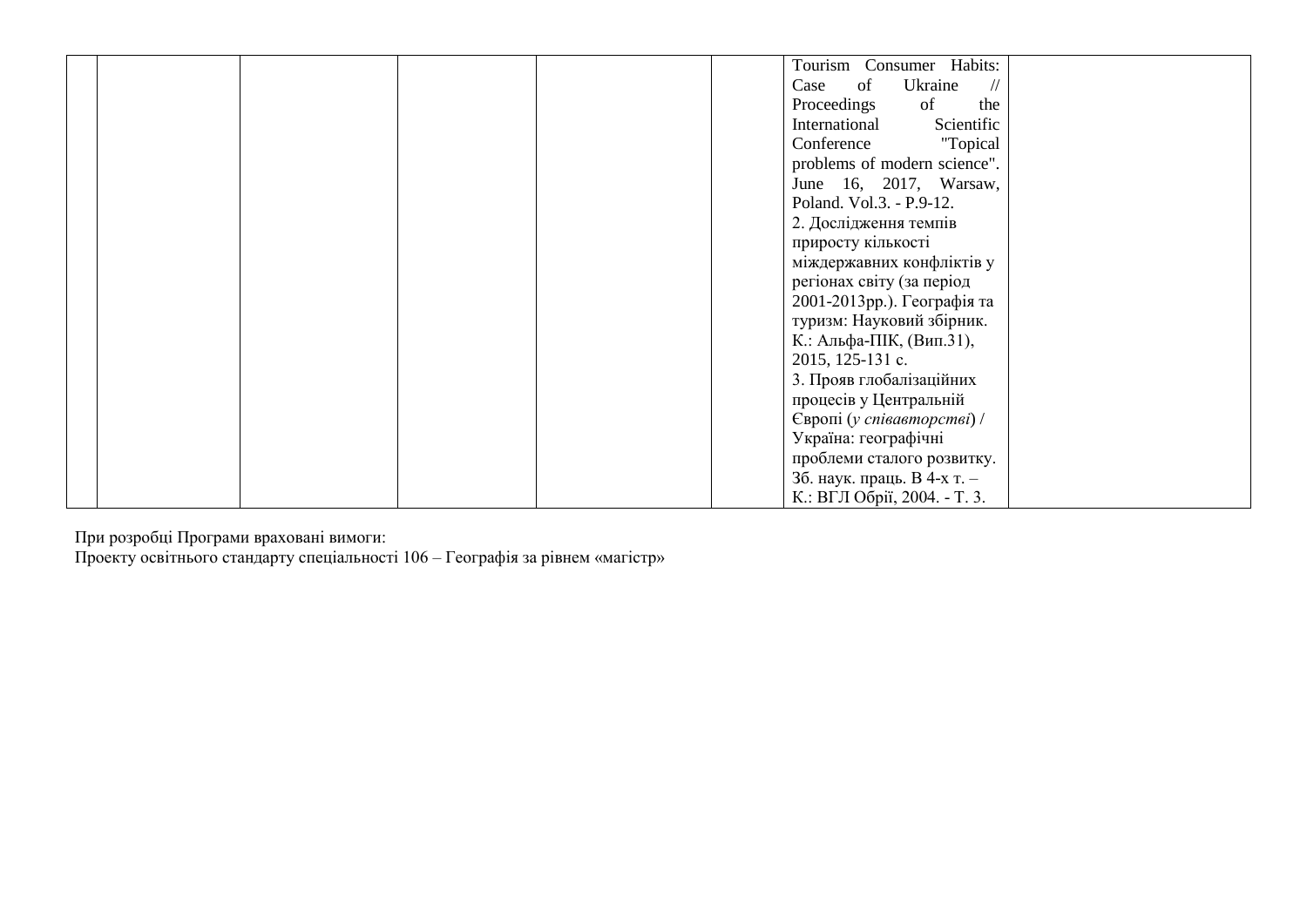| | | | | | | | |
|---|---|---|---|---|---|---|---|
| | | | | | | Tourism Consumer Habits: Case of Ukraine // Proceedings of the International Scientific Conference "Topical problems of modern science". June 16, 2017, Warsaw, Poland. Vol.3. - P.9-12.<br>2. Дослідження темпів приросту кількості міждержавних конфліктів у регіонах світу (за період 2001-2013рр.). Географія та туризм: Науковий збірник. К.: Альфа-ПІК, (Вип.31), 2015, 125-131 с.<br>3. Прояв глобалізаційних процесів у Центральній Європі (*у співавторстві*) / Україна: географічні проблеми сталого розвитку. Зб. наук. праць. В 4-х т. – К.: ВГЛ Обрії, 2004. - Т. 3. | |

При розробці Програми враховані вимоги:
Проекту освітнього стандарту спеціальності 106 – Географія за рівнем «магістр»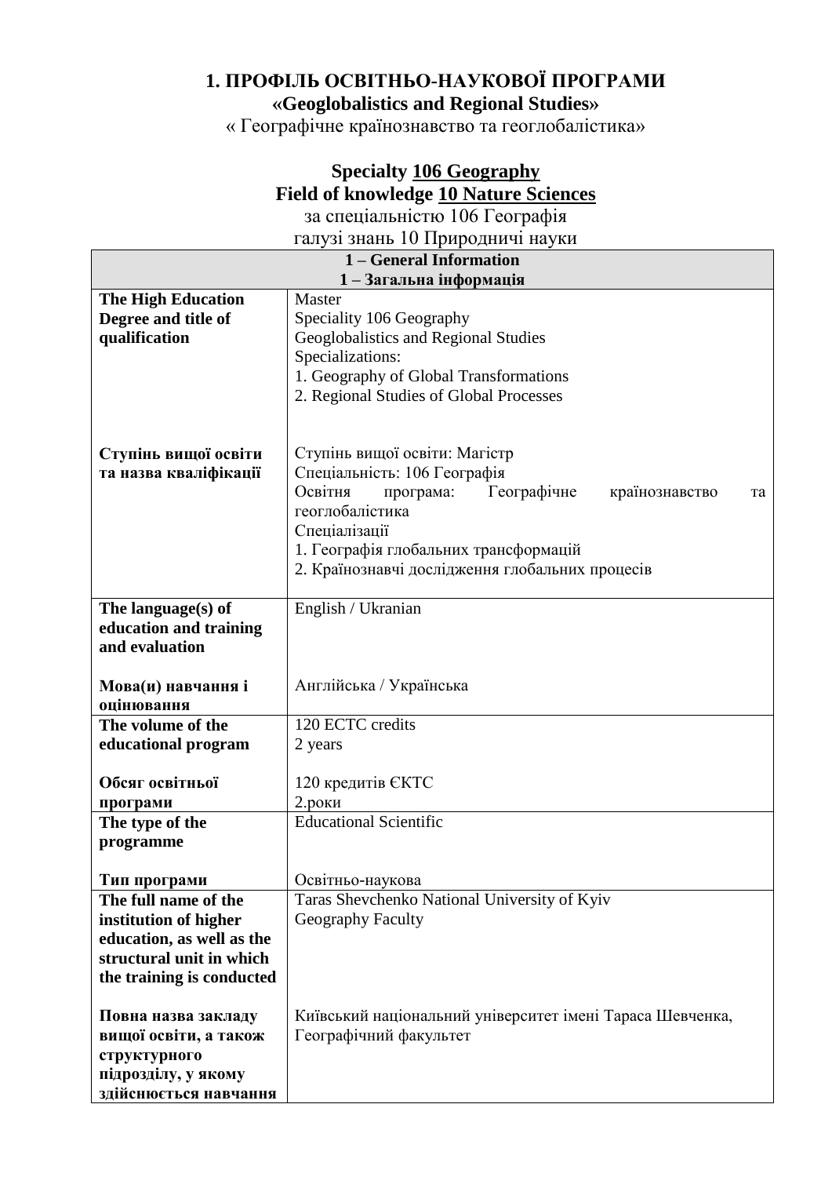# 1. ПРОФІЛЬ ОСВІТНЬО-НАУКОВОЇ ПРОГРАМИ

## «Geoglobalistics and Regional Studies»

« Географічне країнознавство та геоглобалістика»

## Specialty 106 Geography
## Field of knowledge 10 Nature Sciences

за спеціальністю 106 Географія

галузі знань 10 Природничі науки

| **1 – General Information**<br>**1 – Загальна інформація** | |
|---|---|
| **The High Education Degree and title of qualification**<br><br>**Ступінь вищої освіти та назва кваліфікації** | Master<br>Speciality 106 Geography<br>Geoglobalistics and Regional Studies<br>Specializations:<br>1. Geography of Global Transformations<br>2. Regional Studies of Global Processes<br><br>Ступінь вищої освіти: Магістр<br>Спеціальність: 106 Географія<br>Освітня програма: Географічне країнознавство та геоглобалістика<br>Спеціалізації<br>1. Географія глобальних трансформацій<br>2. Країнознавчі дослідження глобальних процесів |
| **The language(s) of education and training and evaluation**<br><br>**Мова(и) навчання і оцінювання** | English / Ukranian<br><br>Англійська / Українська |
| **The volume of the educational program**<br><br>**Обсяг освітньої програми** | 120 ECTC credits<br>2 years<br><br>120 кредитів ЄКТС<br>2.роки |
| **The type of the programme**<br><br>**Тип програми** | Educational Scientific<br><br>Освітньо-наукова |
| **The full name of the institution of higher education, as well as the structural unit in which the training is conducted**<br><br>**Повна назва закладу вищої освіти, а також структурного підрозділу, у якому здійснюється навчання** | Taras Shevchenko National University of Kyiv<br>Geography Faculty<br><br>Київський національний університет імені Тараса Шевченка,<br>Географічний факультет |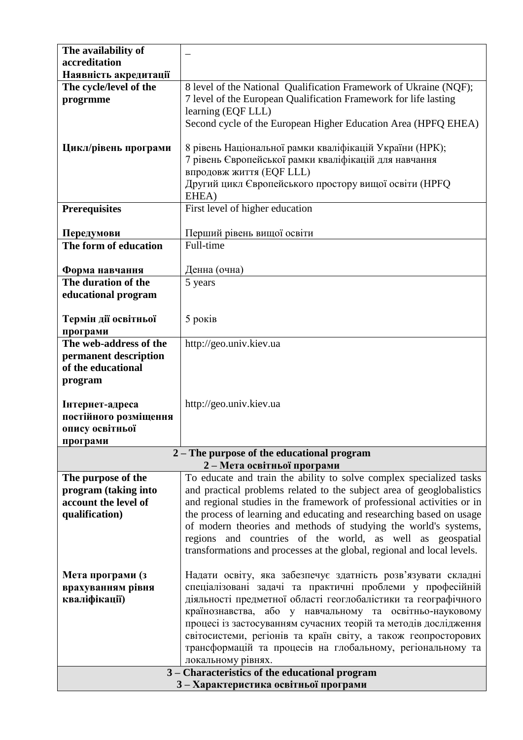| | |
|---|---|
| **The availability of accreditation**<br>**Наявність акредитації** | – |
| **The cycle/level of the progrmme**<br><br>**Цикл/рівень програми** | 8 level of the National Qualification Framework of Ukraine (NQF);<br>7 level of the European Qualification Framework for life lasting learning (EQF LLL)<br>Second cycle of the European Higher Education Area (HPFQ EHEA)<br><br>8 рівень Національної рамки кваліфікацій України (НРК);<br>7 рівень Європейської рамки кваліфікацій для навчання впродовж життя (EQF LLL)<br>Другий цикл Європейського простору вищої освіти (HPFQ EHEA) |
| **Prerequisites**<br><br>**Передумови** | First level of higher education<br><br>Перший рівень вищої освіти |
| **The form of education**<br><br>**Форма навчання** | Full-time<br><br>Денна (очна) |
| **The duration of the educational program**<br><br>**Термін дії освітньої програми** | 5 years<br><br>5 років |
| **The web-address of the permanent description of the educational program**<br><br>**Інтернет-адреса постійного розміщення опису освітньої програми** | http://geo.univ.kiev.ua<br><br>http://geo.univ.kiev.ua |
| **2 – The purpose of the educational program**<br>**2 – Мета освітньої програми** | |
| **The purpose of the program (taking into account the level of qualification)**<br><br>**Мета програми (з врахуванням рівня кваліфікації)** | To educate and train the ability to solve complex specialized tasks and practical problems related to the subject area of geoglobalistics and regional studies in the framework of professional activities or in the process of learning and educating and researching based on usage of modern theories and methods of studying the world's systems, regions and countries of the world, as well as geospatial transformations and processes at the global, regional and local levels.<br><br>Надати освіту, яка забезпечує здатність розв'язувати складні спеціалізовані задачі та практичні проблеми у професійній діяльності предметної області геоглобалістики та географічного країнознавства, або у навчальному та освітньо-науковому процесі із застосуванням сучасних теорій та методів дослідження світосистеми, регіонів та країн світу, а також геопросторових трансформацій та процесів на глобальному, регіональному та локальному рівнях. |
| **3 – Characteristics of the educational program**<br>**3 – Характеристика освітньої програми** | |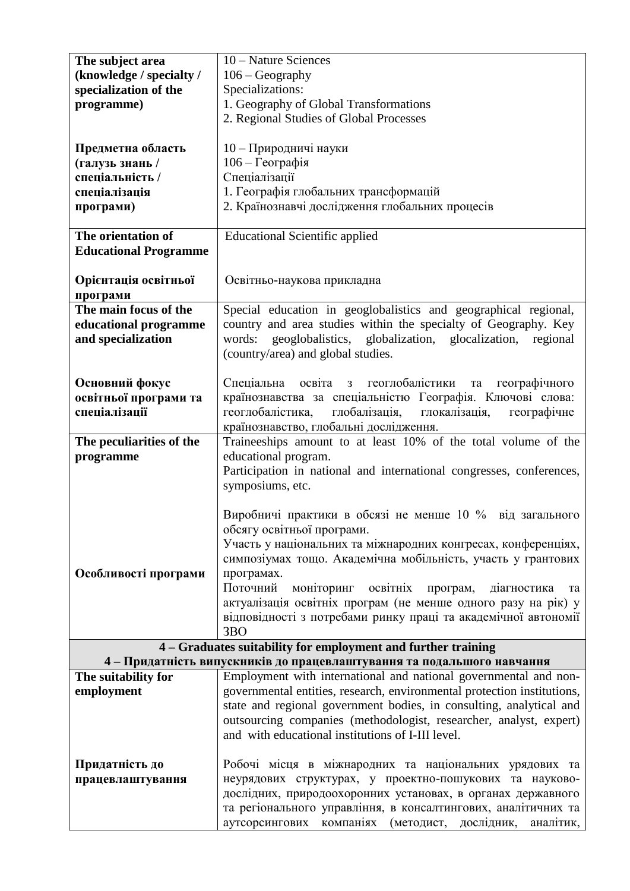| | |
|---|---|
| **The subject area (knowledge / specialty / specialization of the programme)**<br><br>**Предметна область (галузь знань / спеціальність / спеціалізація програми)** | 10 – Nature Sciences<br>106 – Geography<br>Specializations:<br>1. Geography of Global Transformations<br>2. Regional Studies of Global Processes<br><br>10 – Природничі науки<br>106 – Географія<br>Спеціалізації<br>1. Географія глобальних трансформацій<br>2. Країнознавчі дослідження глобальних процесів |
| **The orientation of Educational Programme**<br><br>**Орієнтація освітньої програми** | Educational Scientific applied<br><br>Освітньо-наукова прикладна |
| **The main focus of the educational programme and specialization**<br><br>**Основний фокус освітньої програми та спеціалізації** | Special education in geoglobalistics and geographical regional, country and area studies within the specialty of Geography. Key words: geoglobalistics, globalization, glocalization, regional (country/area) and global studies.<br><br>Спеціальна освіта з геоглобалістики та географічного країнознавства за спеціальністю Географія. Ключові слова: геоглобалістика, глобалізація, глокалізація, географічне країнознавство, глобальні дослідження. |
| **The peculiarities of the programme**<br><br>**Особливості програми** | Traineeships amount to at least 10% of the total volume of the educational program.<br>Participation in national and international congresses, conferences, symposiums, etc.<br><br>Виробничі практики в обсязі не менше 10 % від загального обсягу освітньої програми.<br>Участь у національних та міжнародних конгресах, конференціях, симпозіумах тощо. Академічна мобільність, участь у грантових програмах.<br>Поточний моніторинг освітніх програм, діагностика та актуалізація освітніх програм (не менше одного разу на рік) у відповідності з потребами ринку праці та академічної автономії ЗВО |
| **4 – Graduates suitability for employment and further training**<br>**4 – Придатність випускників до працевлаштування та подальшого навчання** | |
| **The suitability for employment**<br><br>**Придатність до працевлаштування** | Employment with international and national governmental and non-governmental entities, research, environmental protection institutions, state and regional government bodies, in consulting, analytical and outsourcing companies (methodologist, researcher, analyst, expert) and with educational institutions of I-III level.<br><br>Робочі місця в міжнародних та національних урядових та неурядових структурах, у проектно-пошукових та науково-дослідних, природоохоронних установах, в органах державного та регіонального управління, в консалтингових, аналітичних та аутсорсингових компаніях (методист, дослідник, аналітик, |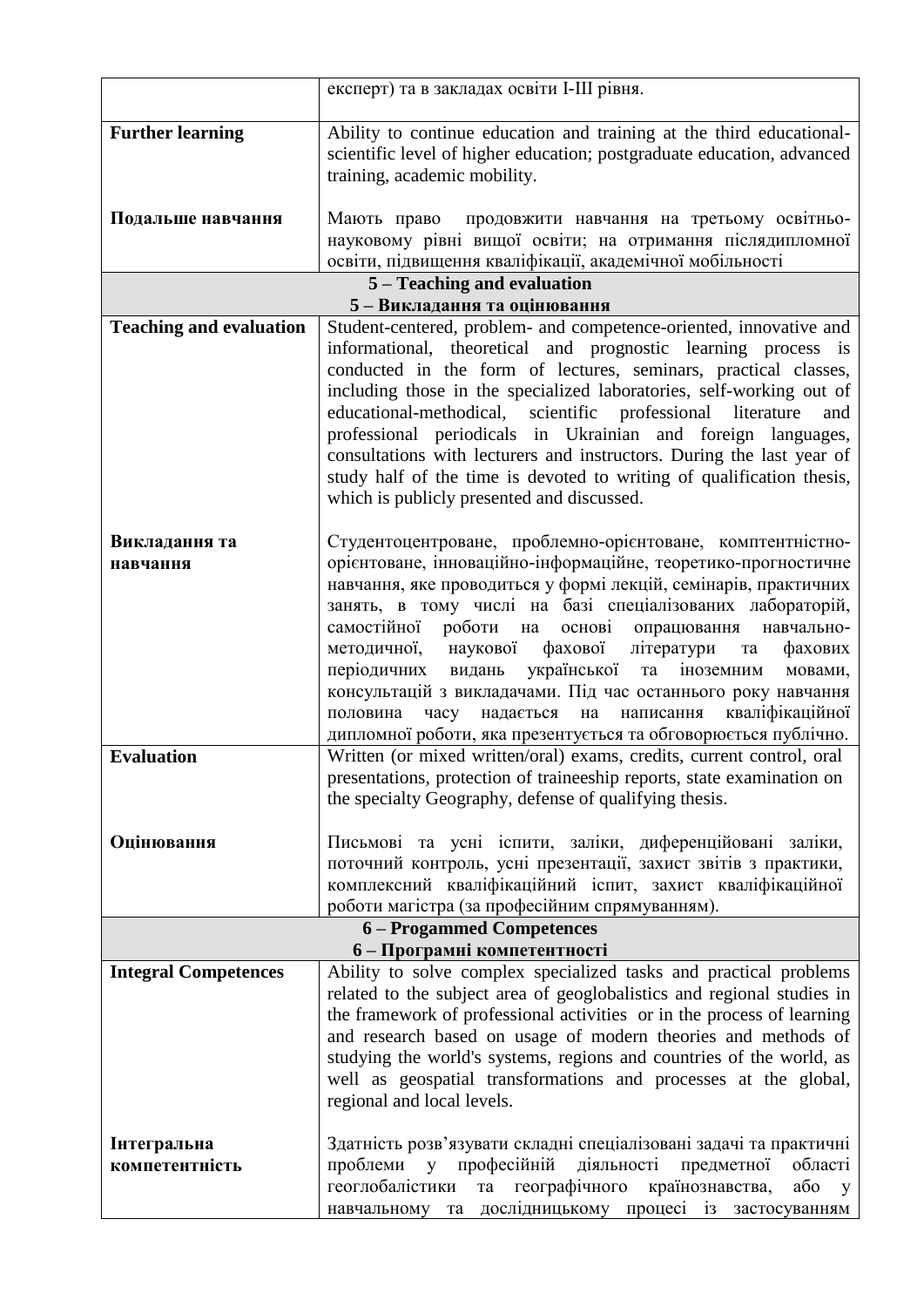| | |
|---|---|
| | експерт) та в закладах освіти I-III рівня. |
| **Further learning**<br><br>**Подальше навчання** | Ability to continue education and training at the third educational-scientific level of higher education; postgraduate education, advanced training, academic mobility.<br><br>Мають право продовжити навчання на третьому освітньо-науковому рівні вищої освіти; на отримання післядипломної освіти, підвищення кваліфікації, академічної мобільності |
| **5 – Teaching and evaluation**<br>**5 – Викладання та оцінювання** | |
| **Teaching and evaluation**<br><br>**Викладання та навчання** | Student-centered, problem- and competence-oriented, innovative and informational, theoretical and prognostic learning process is conducted in the form of lectures, seminars, practical classes, including those in the specialized laboratories, self-working out of educational-methodical, scientific professional literature and professional periodicals in Ukrainian and foreign languages, consultations with lecturers and instructors. During the last year of study half of the time is devoted to writing of qualification thesis, which is publicly presented and discussed.<br><br>Студентоцентроване, проблемно-орієнтоване, комптентністно-орієнтоване, інноваційно-інформаційне, теоретико-прогностичне навчання, яке проводиться у формі лекцій, семінарів, практичних занять, в тому числі на базі спеціалізованих лабораторій, самостійної роботи на основі опрацювання навчально-методичної, наукової фахової літератури та фахових періодичних видань української та іноземним мовами, консультацій з викладачами. Під час останнього року навчання половина часу надається на написання кваліфікаційної дипломної роботи, яка презентується та обговорюється публічно. |
| **Evaluation**<br><br>**Оцінювання** | Written (or mixed written/oral) exams, credits, current control, oral presentations, protection of traineeship reports, state examination on the specialty Geography, defense of qualifying thesis.<br><br>Письмові та усні іспити, заліки, диференційовані заліки, поточний контроль, усні презентації, захист звітів з практики, комплексний кваліфікаційний іспит, захист кваліфікаційної роботи магістра (за професійним спрямуванням). |
| **6 – Progammed Competences**<br>**6 – Програмні компетентності** | |
| **Integral Competences**<br><br>**Інтегральна компетентність** | Ability to solve complex specialized tasks and practical problems related to the subject area of geoglobalistics and regional studies in the framework of professional activities or in the process of learning and research based on usage of modern theories and methods of studying the world's systems, regions and countries of the world, as well as geospatial transformations and processes at the global, regional and local levels.<br><br>Здатність розв'язувати складні спеціалізовані задачі та практичні проблеми у професійній діяльності предметної області геоглобалістики та географічного країнознавства, або у навчальному та дослідницькому процесі із застосуванням |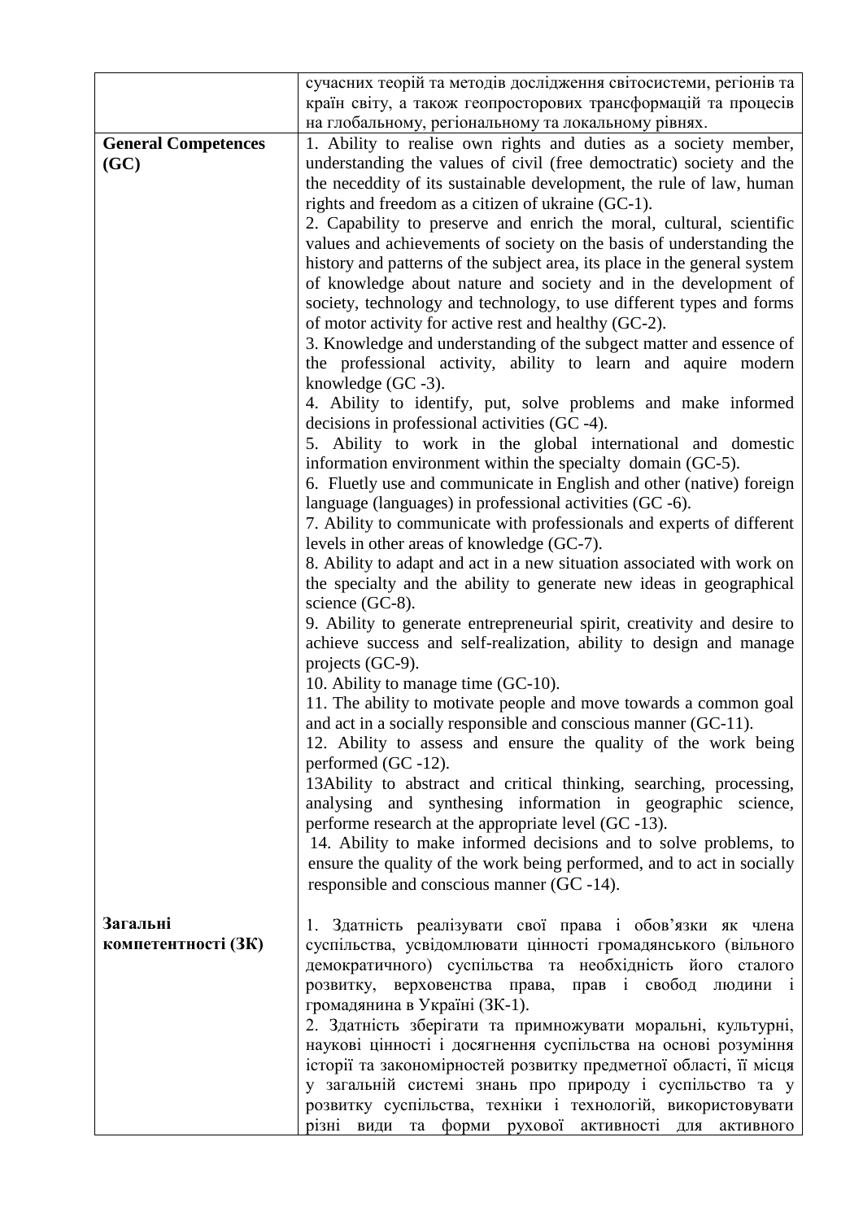| | |
|---|---|
| | сучасних теорій та методів дослідження світосистеми, регіонів та країн світу, а також геопросторових трансформацій та процесів на глобальному, регіональному та локальному рівнях. |
| **General Competences (GC)** | 1. Ability to realise own rights and duties as a society member, understanding the values of civil (free democtratic) society and the neceddity of its sustainable development, the rule of law, human rights and freedom as a citizen of ukraine (GC-1).<br>2. Capability to preserve and enrich the moral, cultural, scientific values and achievements of society on the basis of understanding the history and patterns of the subject area, its place in the general system of knowledge about nature and society and in the development of society, technology and technology, to use different types and forms of motor activity for active rest and healthy (GC-2).<br>3. Knowledge and understanding of the subgect matter and essence of the professional activity, ability to learn and aquire modern knowledge (GC -3).<br>4. Ability to identify, put, solve problems and make informed decisions in professional activities (GC -4).<br>5. Ability to work in the global international and domestic information environment within the specialty domain (GC-5).<br>6. Fluetly use and communicate in English and other (native) foreign language (languages) in professional activities (GC -6).<br>7. Ability to communicate with professionals and experts of different levels in other areas of knowledge (GC-7).<br>8. Ability to adapt and act in a new situation associated with work on the specialty and the ability to generate new ideas in geographical science (GC-8).<br>9. Ability to generate entrepreneurial spirit, creativity and desire to achieve success and self-realization, ability to design and manage projects (GC-9).<br>10. Ability to manage time (GC-10).<br>11. The ability to motivate people and move towards a common goal and act in a socially responsible and conscious manner (GC-11).<br>12. Ability to assess and ensure the quality of the work being performed (GC -12).<br>13Ability to abstract and critical thinking, searching, processing, analysing and synthesing information in geographic science, performe research at the appropriate level (GC -13).<br>14. Ability to make informed decisions and to solve problems, to ensure the quality of the work being performed, and to act in socially responsible and conscious manner (GC -14). |
| **Загальні компетентності (ЗК)** | 1. Здатність реалізувати свої права і обов'язки як члена суспільства, усвідомлювати цінності громадянського (вільного демократичного) суспільства та необхідність його сталого розвитку, верховенства права, прав і свобод людини і громадянина в Україні (ЗК-1).<br>2. Здатність зберігати та примножувати моральні, культурні, наукові цінності і досягнення суспільства на основі розуміння історії та закономірностей розвитку предметної області, її місця у загальній системі знань про природу і суспільство та у розвитку суспільства, техніки і технологій, використовувати різні види та форми рухової активності для активного |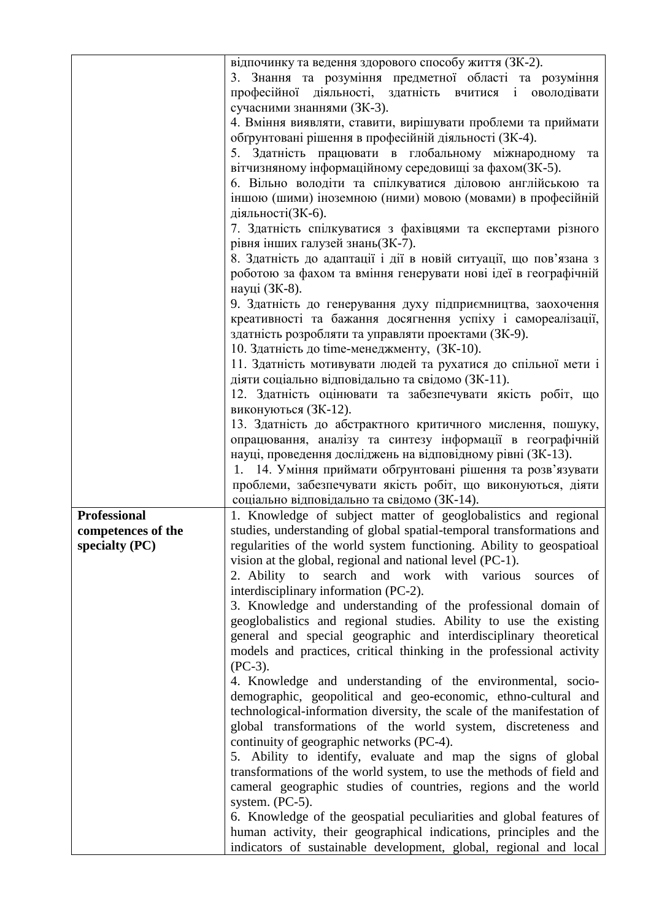| | |
|---|---|
| | відпочинку та ведення здорового способу життя (ЗК-2).<br>3. Знання та розуміння предметної області та розуміння професійної діяльності, здатність вчитися і оволодівати сучасними знаннями (ЗК-3).<br>4. Вміння виявляти, ставити, вирішувати проблеми та приймати обґрунтовані рішення в професійній діяльності (ЗК-4).<br>5. Здатність працювати в глобальному міжнародному та вітчизняному інформаційному середовищі за фахом(ЗК-5).<br>6. Вільно володіти та спілкуватися діловою англійською та іншою (шими) іноземною (ними) мовою (мовами) в професійній діяльності(ЗК-6).<br>7. Здатність спілкуватися з фахівцями та експертами різного рівня інших галузей знань(ЗК-7).<br>8. Здатність до адаптації і дії в новій ситуації, що пов'язана з роботою за фахом та вміння генерувати нові ідеї в географічній науці (ЗК-8).<br>9. Здатність до генерування духу підприємництва, заохочення креативності та бажання досягнення успіху і самореалізації, здатність розробляти та управляти проектами (ЗК-9).<br>10. Здатність до time-менеджменту, (ЗК-10).<br>11. Здатність мотивувати людей та рухатися до спільної мети і діяти соціально відповідально та свідомо (ЗК-11).<br>12. Здатність оцінювати та забезпечувати якість робіт, що виконуються (ЗК-12).<br>13. Здатність до абстрактного критичного мислення, пошуку, опрацювання, аналізу та синтезу інформації в географічній науці, проведення досліджень на відповідному рівні (ЗК-13).<br>1. 14. Уміння приймати обґрунтовані рішення та розв'язувати проблеми, забезпечувати якість робіт, що виконуються, діяти соціально відповідально та свідомо (ЗК-14). |
| **Professional competences of the specialty (PC)** | 1. Knowledge of subject matter of geoglobalistics and regional studies, understanding of global spatial-temporal transformations and regularities of the world system functioning. Ability to geospatioal vision at the global, regional and national level (PC-1).<br>2. Ability to search and work with various sources of interdisciplinary information (PC-2).<br>3. Knowledge and understanding of the professional domain of geoglobalistics and regional studies. Ability to use the existing general and special geographic and interdisciplinary theoretical models and practices, critical thinking in the professional activity (PC-3).<br>4. Knowledge and understanding of the environmental, socio-demographic, geopolitical and geo-economic, ethno-cultural and technological-information diversity, the scale of the manifestation of global transformations of the world system, discreteness and continuity of geographic networks (PC-4).<br>5. Ability to identify, evaluate and map the signs of global transformations of the world system, to use the methods of field and cameral geographic studies of countries, regions and the world system. (PC-5).<br>6. Knowledge of the geospatial peculiarities and global features of human activity, their geographical indications, principles and the indicators of sustainable development, global, regional and local |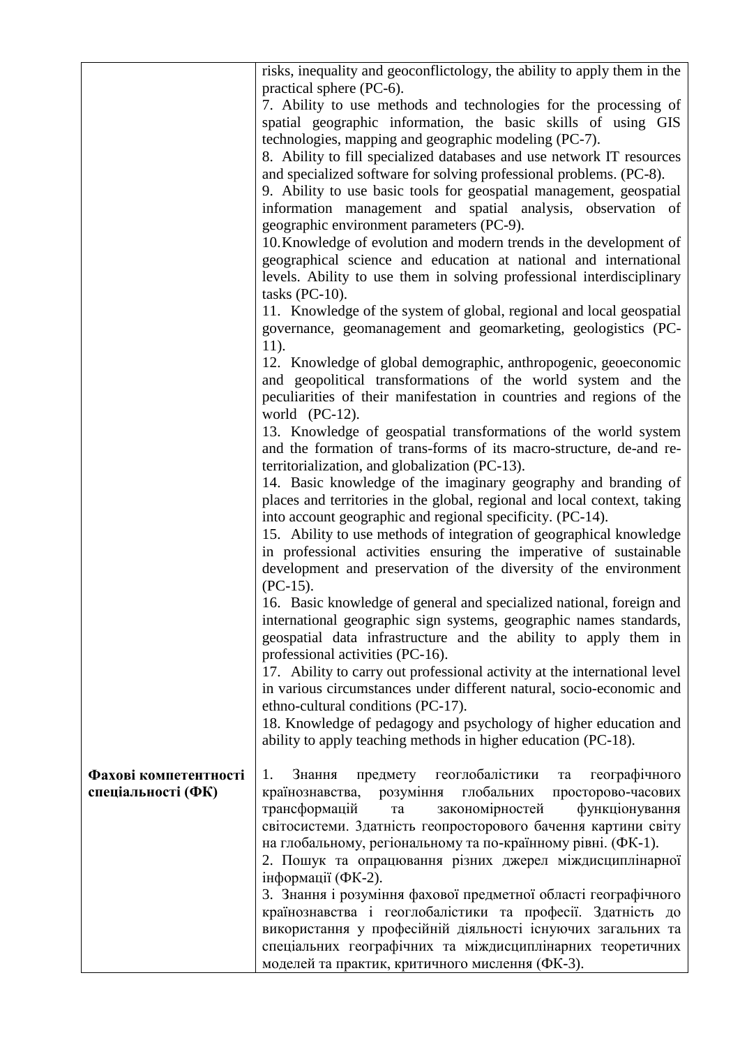| | |
|---|---|
| | risks, inequality and geoconflictology, the ability to apply them in the practical sphere (PC-6).<br>7. Ability to use methods and technologies for the processing of spatial geographic information, the basic skills of using GIS technologies, mapping and geographic modeling (PC-7).<br>8. Ability to fill specialized databases and use network IT resources and specialized software for solving professional problems. (PC-8).<br>9. Ability to use basic tools for geospatial management, geospatial information management and spatial analysis, observation of geographic environment parameters (PC-9).<br>10. Knowledge of evolution and modern trends in the development of geographical science and education at national and international levels. Ability to use them in solving professional interdisciplinary tasks (PC-10).<br>11. Knowledge of the system of global, regional and local geospatial governance, geomanagement and geomarketing, geologistics (PC-11).<br>12. Knowledge of global demographic, anthropogenic, geoeconomic and geopolitical transformations of the world system and the peculiarities of their manifestation in countries and regions of the world (PC-12).<br>13. Knowledge of geospatial transformations of the world system and the formation of trans-forms of its macro-structure, de-and re-territorialization, and globalization (PC-13).<br>14. Basic knowledge of the imaginary geography and branding of places and territories in the global, regional and local context, taking into account geographic and regional specificity. (PC-14).<br>15. Ability to use methods of integration of geographical knowledge in professional activities ensuring the imperative of sustainable development and preservation of the diversity of the environment (PC-15).<br>16. Basic knowledge of general and specialized national, foreign and international geographic sign systems, geographic names standards, geospatial data infrastructure and the ability to apply them in professional activities (PC-16).<br>17. Ability to carry out professional activity at the international level in various circumstances under different natural, socio-economic and ethno-cultural conditions (PC-17).<br>18. Knowledge of pedagogy and psychology of higher education and ability to apply teaching methods in higher education (PC-18). |
| **Фахові компетентності спеціальності (ФК)** | 1. Знання предмету геоглобалістики та географічного країнознавства, розуміння глобальних просторово-часових трансформацій та закономірностей функціонування світосистеми. Здатність геопросторового бачення картини світу на глобальному, регіональному та по-країнному рівні. (ФК-1).<br>2. Пошук та опрацювання різних джерел міждисциплінарної інформації (ФК-2).<br>3. Знання і розуміння фахової предметної області географічного країнознавства і геоглобалістики та професії. Здатність до використання у професійній діяльності існуючих загальних та спеціальних географічних та міждисциплінарних теоретичних моделей та практик, критичного мислення (ФК-3). |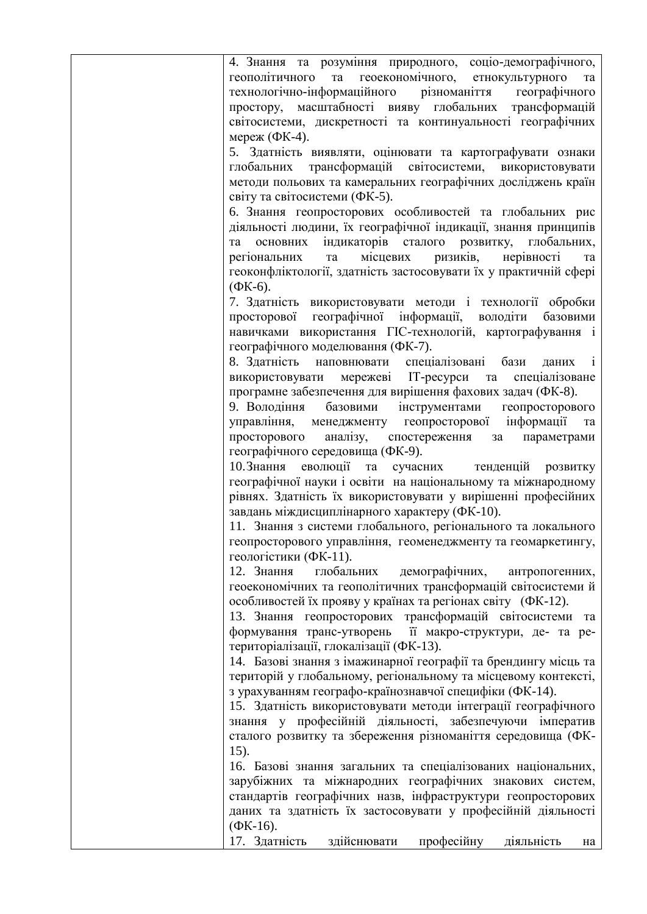| | |
|---|---|
| | 4. Знання та розуміння природного, соціо-демографічного, геополітичного та геоекономічного, етнокультурного та технологічно-інформаційного різноманіття географічного простору, масштабності вияву глобальних трансформацій світосистеми, дискретності та континуальності географічних мереж (ФК-4).<br>5. Здатність виявляти, оцінювати та картографувати ознаки глобальних трансформацій світосистеми, використовувати методи польових та камеральних географічних досліджень країн світу та світосистеми (ФК-5).<br>6. Знання геопросторових особливостей та глобальних рис діяльності людини, їх географічної індикації, знання принципів та основних індикаторів сталого розвитку, глобальних, регіональних та місцевих ризиків, нерівності та геоконфліктології, здатність застосовувати їх у практичній сфері (ФК-6).<br>7. Здатність використовувати методи і технології обробки просторової географічної інформації, володіти базовими навичками використання ГІС-технологій, картографування і географічного моделювання (ФК-7).<br>8. Здатність наповнювати спеціалізовані бази даних і використовувати мережеві ІТ-ресурси та спеціалізоване програмне забезпечення для вирішення фахових задач (ФК-8).<br>9. Володіння базовими інструментами геопросторового управління, менеджменту геопросторової інформації та просторового аналізу, спостереження за параметрами географічного середовища (ФК-9).<br>10. Знання еволюції та сучасних тенденцій розвитку географічної науки і освіти на національному та міжнародному рівнях. Здатність їх використовувати у вирішенні професійних завдань міждисциплінарного характеру (ФК-10).<br>11. Знання з системи глобального, регіонального та локального геопросторового управління, геоменеджменту та геомаркетингу, геологістики (ФК-11).<br>12. Знання глобальних демографічних, антропогенних, геоекономічних та геополітичних трансформацій світосистеми й особливостей їх прояву у країнах та регіонах світу (ФК-12).<br>13. Знання геопросторових трансформацій світосистеми та формування транс-утворень її макро-структури, де- та ре-територіалізації, глокалізації (ФК-13).<br>14. Базові знання з імажинарної географії та брендингу місць та територій у глобальному, регіональному та місцевому контексті, з урахуванням географо-країнознавчої специфіки (ФК-14).<br>15. Здатність використовувати методи інтеграції географічного знання у професійній діяльності, забезпечуючи імператив сталого розвитку та збереження різноманіття середовища (ФК-15).<br>16. Базові знання загальних та спеціалізованих національних, зарубіжних та міжнародних географічних знакових систем, стандартів географічних назв, інфраструктури геопросторових даних та здатність їх застосовувати у професійній діяльності (ФК-16).<br>17. Здатність здійснювати професійну діяльність на |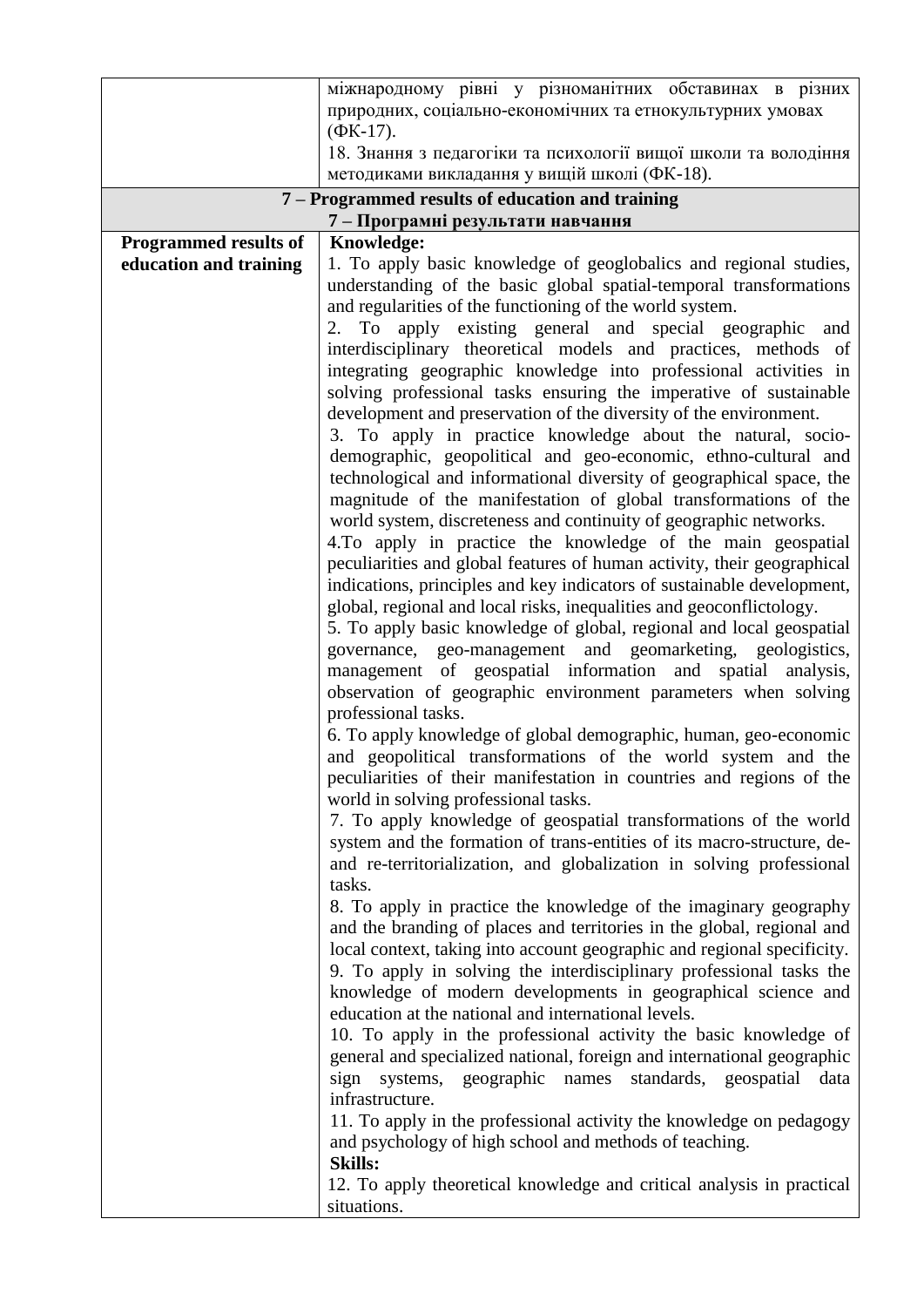| | |
|---|---|
| | міжнародному рівні у різноманітних обставинах в різних природних, соціально-економічних та етнокультурних умовах (ФК-17).<br>18. Знання з педагогіки та психології вищої школи та володіння методиками викладання у вищій школі (ФК-18). |
| **7 – Programmed results of education and training**<br>**7 – Програмні результати навчання** | |
| **Programmed results of education and training** | **Knowledge:**<br>1. To apply basic knowledge of geoglobalics and regional studies, understanding of the basic global spatial-temporal transformations and regularities of the functioning of the world system.<br>2. To apply existing general and special geographic and interdisciplinary theoretical models and practices, methods of integrating geographic knowledge into professional activities in solving professional tasks ensuring the imperative of sustainable development and preservation of the diversity of the environment.<br>3. To apply in practice knowledge about the natural, socio-demographic, geopolitical and geo-economic, ethno-cultural and technological and informational diversity of geographical space, the magnitude of the manifestation of global transformations of the world system, discreteness and continuity of geographic networks.<br>4.To apply in practice the knowledge of the main geospatial peculiarities and global features of human activity, their geographical indications, principles and key indicators of sustainable development, global, regional and local risks, inequalities and geoconflictology.<br>5. To apply basic knowledge of global, regional and local geospatial governance, geo-management and geomarketing, geologistics, management of geospatial information and spatial analysis, observation of geographic environment parameters when solving professional tasks.<br>6. To apply knowledge of global demographic, human, geo-economic and geopolitical transformations of the world system and the peculiarities of their manifestation in countries and regions of the world in solving professional tasks.<br>7. To apply knowledge of geospatial transformations of the world system and the formation of trans-entities of its macro-structure, de- and re-territorialization, and globalization in solving professional tasks.<br>8. To apply in practice the knowledge of the imaginary geography and the branding of places and territories in the global, regional and local context, taking into account geographic and regional specificity.<br>9. To apply in solving the interdisciplinary professional tasks the knowledge of modern developments in geographical science and education at the national and international levels.<br>10. To apply in the professional activity the basic knowledge of general and specialized national, foreign and international geographic sign systems, geographic names standards, geospatial data infrastructure.<br>11. To apply in the professional activity the knowledge on pedagogy and psychology of high school and methods of teaching.<br>**Skills:**<br>12. To apply theoretical knowledge and critical analysis in practical situations. |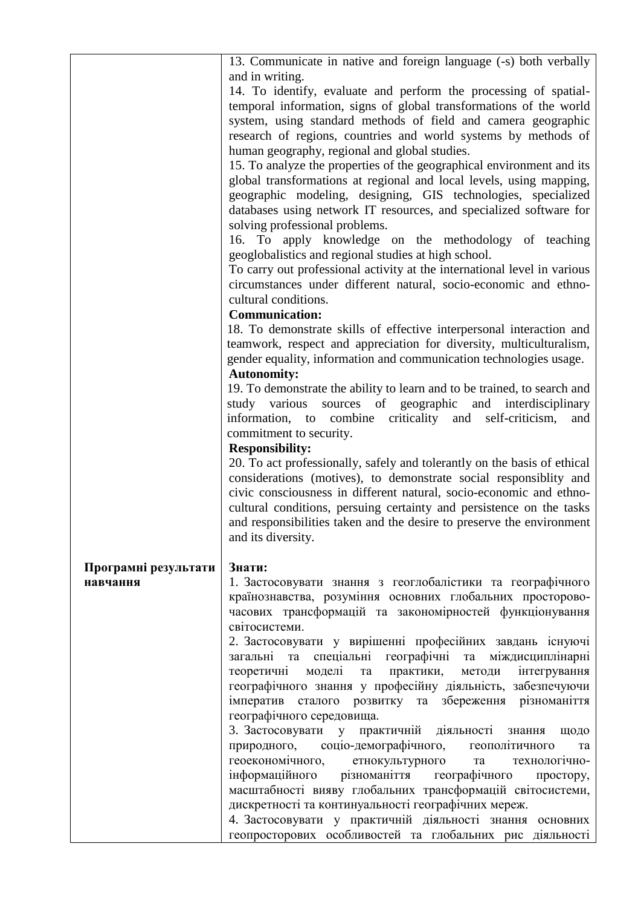| | |
|---|---|
| | 13. Communicate in native and foreign language (-s) both verbally and in writing.<br>14. To identify, evaluate and perform the processing of spatial-temporal information, signs of global transformations of the world system, using standard methods of field and camera geographic research of regions, countries and world systems by methods of human geography, regional and global studies.<br>15. To analyze the properties of the geographical environment and its global transformations at regional and local levels, using mapping, geographic modeling, designing, GIS technologies, specialized databases using network IT resources, and specialized software for solving professional problems.<br>16. To apply knowledge on the methodology of teaching geoglobalistics and regional studies at high school.<br>To carry out professional activity at the international level in various circumstances under different natural, socio-economic and ethno-cultural conditions.<br>**Communication:**<br>18. To demonstrate skills of effective interpersonal interaction and teamwork, respect and appreciation for diversity, multiculturalism, gender equality, information and communication technologies usage.<br>**Autonomity:**<br>19. To demonstrate the ability to learn and to be trained, to search and study various sources of geographic and interdisciplinary information, to combine criticality and self-criticism, and commitment to security.<br>**Responsibility:**<br>20. To act professionally, safely and tolerantly on the basis of ethical considerations (motives), to demonstrate social responsiblity and civic consciousness in different natural, socio-economic and ethno-cultural conditions, persuing certainty and persistence on the tasks and responsibilities taken and the desire to preserve the environment and its diversity. |
| **Програмні результати навчання** | **Знати:**<br>1. Застосовувати знання з геоглобалістики та географічного країнознавства, розуміння основних глобальних просторово-часових трансформацій та закономірностей функціонування світосистеми.<br>2. Застосовувати у вирішенні професійних завдань існуючі загальні та спеціальні географічні та міждисциплінарні теоретичні моделі та практики, методи інтегрування географічного знання у професійну діяльність, забезпечуючи імператив сталого розвитку та збереження різноманіття географічного середовища.<br>3. Застосовувати у практичній діяльності знання щодо природного, соціо-демографічного, геополітичного та геоекономічного, етнокультурного та технологічно-інформаційного різноманіття географічного простору, масштабності вияву глобальних трансформацій світосистеми, дискретності та континуальності географічних мереж.<br>4. Застосовувати у практичній діяльності знання основних геопросторових особливостей та глобальних рис діяльності |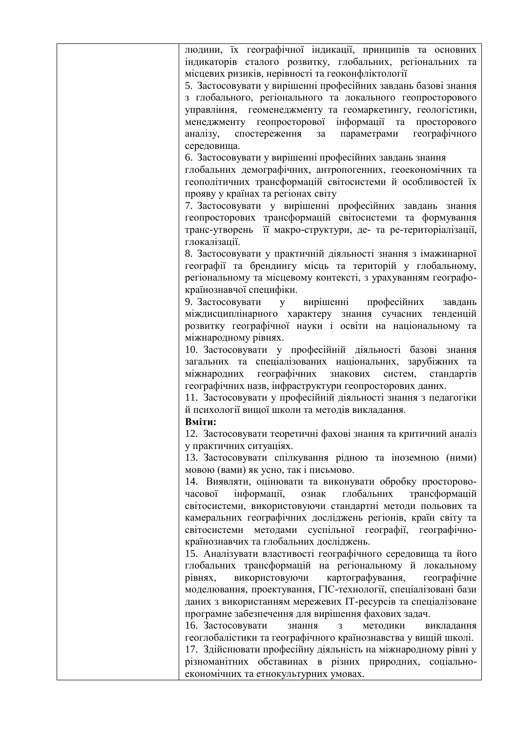|  | людини, їх географічної індикації, принципів та основних індикаторів сталого розвитку, глобальних, регіональних та місцевих ризиків, нерівності та геоконфліктології<br>5. Застосовувати у вирішенні професійних завдань базові знання з глобального, регіонального та локального геопросторового управління, геоменеджменту та геомаркетингу, геологістики, менеджменту геопросторової інформації та просторового аналізу, спостереження за параметрами географічного середовища.<br>6. Застосовувати у вирішенні професійних завдань знання глобальних демографічних, антропогенних, геоекономічних та геополітичних трансформацій світосистеми й особливостей їх прояву у країнах та регіонах світу<br>7. Застосовувати у вирішенні професійних завдань знання геопросторових трансформацій світосистеми та формування транс-утворень її макро-структури, де- та ре-територіалізації, глокалізації.<br>8. Застосовувати у практичній діяльності знання з імажинарної географії та брендингу місць та територій у глобальному, регіональному та місцевому контексті, з урахуванням географо-країнознавчої специфіки.<br>9. Застосовувати у вирішенні професійних завдань міждисциплінарного характеру знання сучасних тенденцій розвитку географічної науки і освіти на національному та міжнародному рівнях.<br>10. Застосовувати у професійній діяльності базові знання загальних та спеціалізованих національних, зарубіжних та міжнародних географічних знакових систем, стандартів географічних назв, інфраструктури геопросторових даних.<br>11. Застосовувати у професійній діяльності знання з педагогіки й психології вищої школи та методів викладання.<br>**Вміти:**<br>12. Застосовувати теоретичні фахові знання та критичний аналіз у практичних ситуаціях.<br>13. Застосовувати спілкування рідною та іноземною (ними) мовою (вами) як усно, так і письмово.<br>14. Виявляти, оцінювати та виконувати обробку просторово-часової інформації, ознак глобальних трансформацій світосистеми, використовуючи стандартні методи польових та камеральних географічних досліджень регіонів, країн світу та світосистеми методами суспільної географії, географічно-країнознавчих та глобальних досліджень.<br>15. Аналізувати властивості географічного середовища та його глобальних трансформацій на регіональному й локальному рівнях, використовуючи картографування, географічне моделювання, проектування, ГІС-технології, спеціалізовані бази даних з використанням мережевих ІТ-ресурсів та спеціалізоване програмне забезпечення для вирішення фахових задач.<br>16. Застосовувати знання з методики викладання геоглобалістики та географічного країнознавства у вищій школі.<br>17. Здійснювати професійну діяльність на міжнародному рівні у різноманітних обставинах в різних природних, соціально-економічних та етнокультурних умовах. |
|---|---|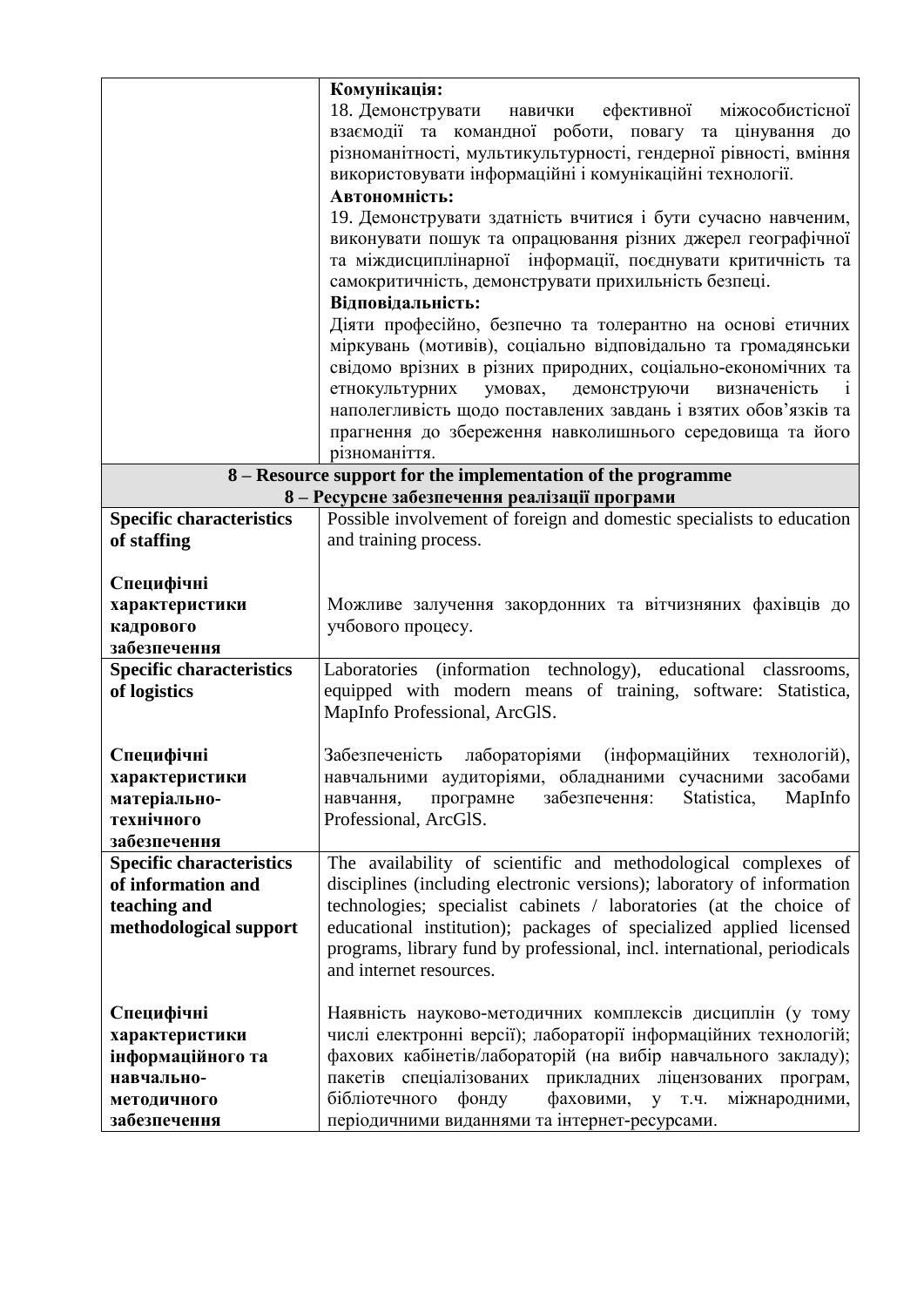| | |
|---|---|
| | **Комунікація:**<br>18. Демонструвати навички ефективної міжособистісної взаємодії та командної роботи, повагу та цінування до різноманітності, мультикультурності, гендерної рівності, вміння використовувати інформаційні і комунікаційні технології.<br>**Автономність:**<br>19. Демонструвати здатність вчитися і бути сучасно навченим, виконувати пошук та опрацювання різних джерел географічної та міждисциплінарної інформації, поєднувати критичність та самокритичність, демонструвати прихильність безпеці.<br>**Відповідальність:**<br>Діяти професійно, безпечно та толерантно на основі етичних міркувань (мотивів), соціально відповідально та громадянськи свідомо врізних в різних природних, соціально-економічних та етнокультурних умовах, демонструючи визначеність і наполегливість щодо поставлених завдань і взятих обов'язків та прагнення до збереження навколишнього середовища та його різноманіття. |
| **8 – Resource support for the implementation of the programme**<br>**8 – Ресурсне забезпечення реалізації програми** | |
| **Specific characteristics of staffing**<br><br>**Специфічні характеристики кадрового забезпечення** | Possible involvement of foreign and domestic specialists to education and training process.<br><br>Можливе залучення закордонних та вітчизняних фахівців до учбового процесу. |
| **Specific characteristics of logistics**<br><br>**Специфічні характеристики матеріально-технічного забезпечення** | Laboratories (information technology), educational classrooms, equipped with modern means of training, software: Statistica, MapInfo Professional, ArcGIS.<br><br>Забезпеченість лабораторіями (інформаційних технологій), навчальними аудиторіями, обладнаними сучасними засобами навчання, програмне забезпечення: Statistica, MapInfo Professional, ArcGIS. |
| **Specific characteristics of information and teaching and methodological support**<br><br>**Специфічні характеристики інформаційного та навчально-методичного забезпечення** | The availability of scientific and methodological complexes of disciplines (including electronic versions); laboratory of information technologies; specialist cabinets / laboratories (at the choice of educational institution); packages of specialized applied licensed programs, library fund by professional, incl. international, periodicals and internet resources.<br><br>Наявність науково-методичних комплексів дисциплін (у тому числі електронні версії); лабораторії інформаційних технологій; фахових кабінетів/лабораторій (на вибір навчального закладу); пакетів спеціалізованих прикладних ліцензованих програм, бібліотечного фонду фаховими, у т.ч. міжнародними, періодичними виданнями та інтернет-ресурсами. |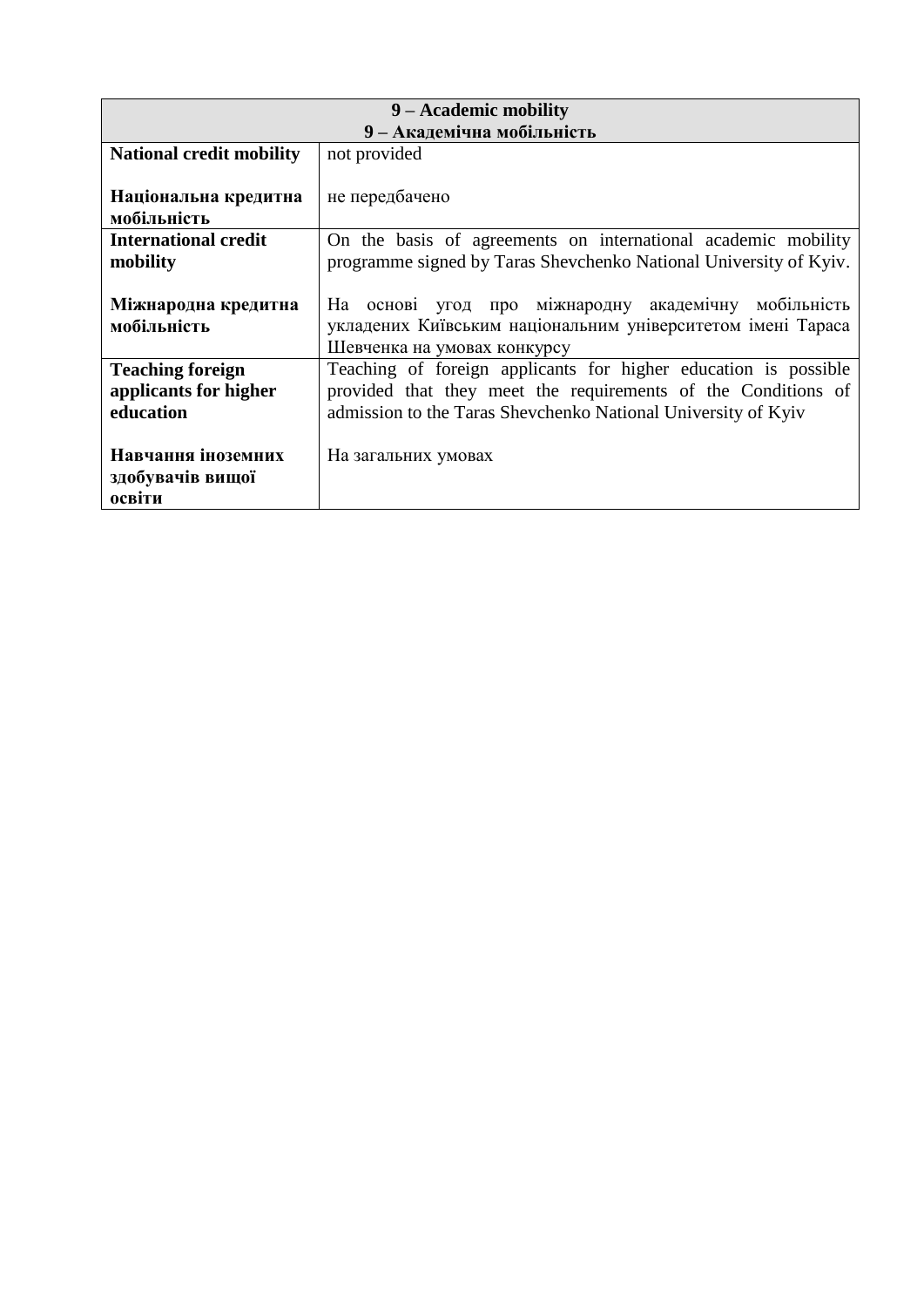| 9 – Academic mobility<br>9 – Академічна мобільність | |
|---|---|
| **National credit mobility**<br><br>**Національна кредитна мобільність** | not provided<br><br>не передбачено |
| **International credit mobility**<br><br>**Міжнародна кредитна мобільність** | On the basis of agreements on international academic mobility programme signed by Taras Shevchenko National University of Kyiv.<br><br>На основі угод про міжнародну академічну мобільність укладених Київським національним університетом імені Тараса Шевченка на умовах конкурсу |
| **Teaching foreign applicants for higher education**<br><br>**Навчання іноземних здобувачів вищої освіти** | Teaching of foreign applicants for higher education is possible provided that they meet the requirements of the Conditions of admission to the Taras Shevchenko National University of Kyiv<br><br>На загальних умовах |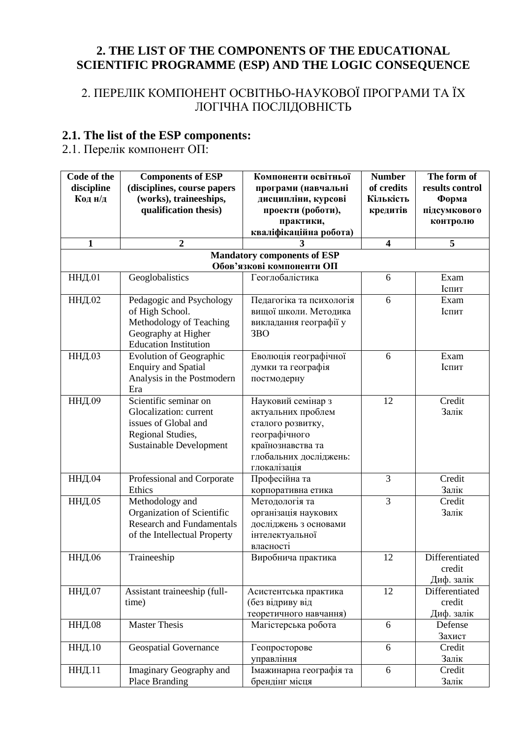## 2. THE LIST OF THE COMPONENTS OF THE EDUCATIONAL SCIENTIFIC PROGRAMME (ESP) AND THE LOGIC CONSEQUENCE

## 2. ПЕРЕЛІК КОМПОНЕНТ ОСВІТНЬО-НАУКОВОЇ ПРОГРАМИ ТА ЇХ ЛОГІЧНА ПОСЛІДОВНІСТЬ

### 2.1. The list of the ESP components:

2.1. Перелік компонент ОП:

| Code of the discipline Код н/д | Components of ESP (disciplines, course papers (works), traineeships, qualification thesis) | Компоненти освітньої програми (навчальні дисципліни, курсові проекти (роботи), практики, кваліфікаційна робота) | Number of credits Кількість кредитів | The form of results control Форма підсумкового контролю |
|---|---|---|---|---|
| 1 | 2 | 3 | 4 | 5 |
| **Mandatory components of ESP Обов'язкові компоненти ОП** | | | | |
| ННД.01 | Geoglobalistics | Геоглобалістика | 6 | Exam Іспит |
| ННД.02 | Pedagogic and Psychology of High School. Methodology of Teaching Geography at Higher Education Institution | Педагогіка та психологія вищої школи. Методика викладання географії у ЗВО | 6 | Exam Іспит |
| ННД.03 | Evolution of Geographic Enquiry and Spatial Analysis in the Postmodern Era | Еволюція географічної думки та географія постмодерну | 6 | Exam Іспит |
| ННД.09 | Scientific seminar on Glocalization: current issues of Global and Regional Studies, Sustainable Development | Науковий семінар з актуальних проблем сталого розвитку, географічного країнознавства та глобальних досліджень: глокалізація | 12 | Credit Залік |
| ННД.04 | Professional and Corporate Ethics | Професійна та корпоративна етика | 3 | Credit Залік |
| ННД.05 | Methodology and Organization of Scientific Research and Fundamentals of the Intellectual Property | Методологія та організація наукових досліджень з основами інтелектуальної власності | 3 | Credit Залік |
| ННД.06 | Traineeship | Виробнича практика | 12 | Differentiated credit Диф. залік |
| ННД.07 | Assistant traineeship (full-time) | Асистентська практика (без відриву від теоретичного навчання) | 12 | Differentiated credit Диф. залік |
| ННД.08 | Master Thesis | Магістерська робота | 6 | Defense Захист |
| ННД.10 | Geospatial Governance | Геопросторове управління | 6 | Credit Залік |
| ННД.11 | Imaginary Geography and Place Branding | Імажинарна географія та брендінг місця | 6 | Credit Залік |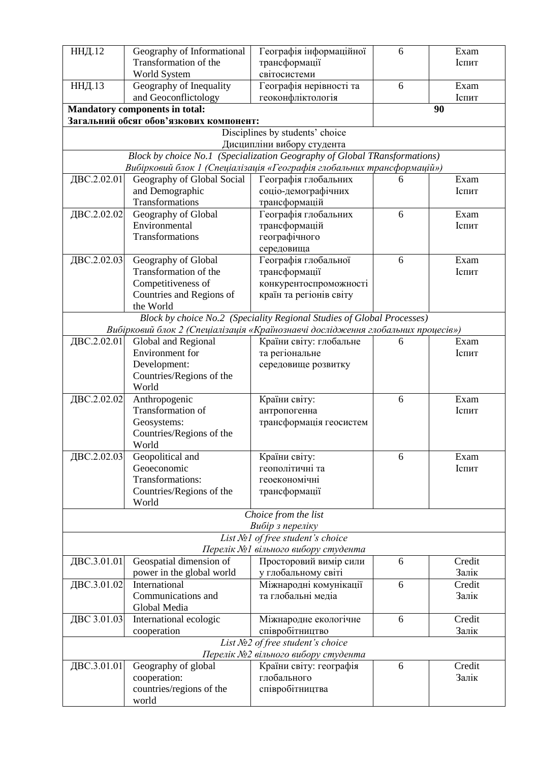| ННД.12 | Geography of Informational Transformation of the World System | Географія інформаційної трансформації світосистеми | 6 | Exam Іспит |
|---|---|---|---|---|
| ННД.13 | Geography of Inequality and Geoconflictology | Географія нерівності та геоконфліктологія | 6 | Exam Іспит |
| **Mandatory components in total: Загальний обсяг обов'язкових компонент:** | | | **90** | |
| Disciplines by students' choice Дисципліни вибору студента | | | | |
| *Block by choice No.1 (Specialization Geography of Global TRansformations) Вибірковий блок 1 (Спеціалізація «Географія глобальних трансформацій»)* | | | | |
| ДВС.2.02.01 | Geography of Global Social and Demographic Transformations | Географія глобальних соціо-демографічних трансформацій | 6 | Exam Іспит |
| ДВС.2.02.02 | Geography of Global Environmental Transformations | Географія глобальних трансформацій географічного середовища | 6 | Exam Іспит |
| ДВС.2.02.03 | Geography of Global Transformation of the Competitiveness of Countries and Regions of the World | Географія глобальної трансформації конкурентоспроможності країн та регіонів світу | 6 | Exam Іспит |
| *Block by choice No.2 (Speciality Regional Studies of Global Processes) Вибірковий блок 2 (Спеціалізація «Країнознавчі дослідження глобальних процесів»)* | | | | |
| ДВС.2.02.01 | Global and Regional Environment for Development: Countries/Regions of the World | Країни світу: глобальне та регіональне середовище розвитку | 6 | Exam Іспит |
| ДВС.2.02.02 | Anthropogenic Transformation of Geosystems: Countries/Regions of the World | Країни світу: антропогенна трансформація геосистем | 6 | Exam Іспит |
| ДВС.2.02.03 | Geopolitical and Geoeconomic Transformations: Countries/Regions of the World | Країни світу: геополітичні та геоекономічні трансформації | 6 | Exam Іспит |
| *Choice from the list Вибір з переліку* | | | | |
| *List №1 of free student's choice Перелік №1 вільного вибору студента* | | | | |
| ДВС.3.01.01 | Geospatial dimension of power in the global world | Просторовий вимір сили у глобальному світі | 6 | Credit Залік |
| ДВС.3.01.02 | International Communications and Global Media | Міжнародні комунікації та глобальні медіа | 6 | Credit Залік |
| ДВС 3.01.03 | International ecologic cooperation | Міжнародне екологічне співробітництво | 6 | Credit Залік |
| *List №2 of free student's choice Перелік №2 вільного вибору студента* | | | | |
| ДВС.3.01.01 | Geography of global cooperation: countries/regions of the world | Країни світу: географія глобального співробітництва | 6 | Credit Залік |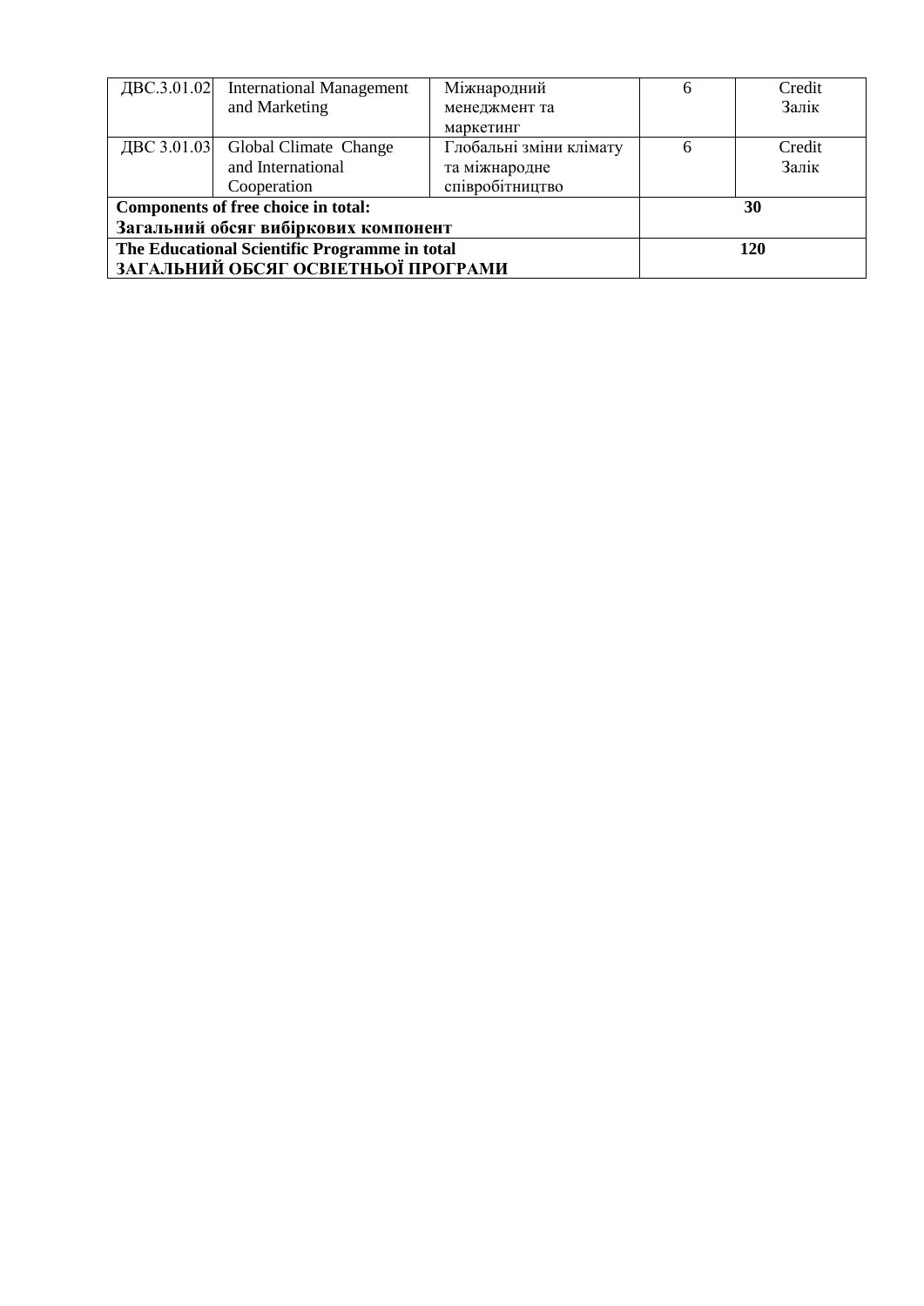| ДВС.3.01.02 | International Management and Marketing | Міжнародний менеджмент та маркетинг | 6 | Credit Залік |
|---|---|---|---|---|
| ДВС 3.01.03 | Global Climate Change and International Cooperation | Глобальні зміни клімату та міжнародне співробітництво | 6 | Credit Залік |
| **Components of free choice in total: Загальний обсяг вибіркових компонент** | | | **30** | |
| **The Educational Scientific Programme in total ЗАГАЛЬНИЙ ОБСЯГ ОСВІЕТНЬОЇ ПРОГРАМИ** | | | **120** | |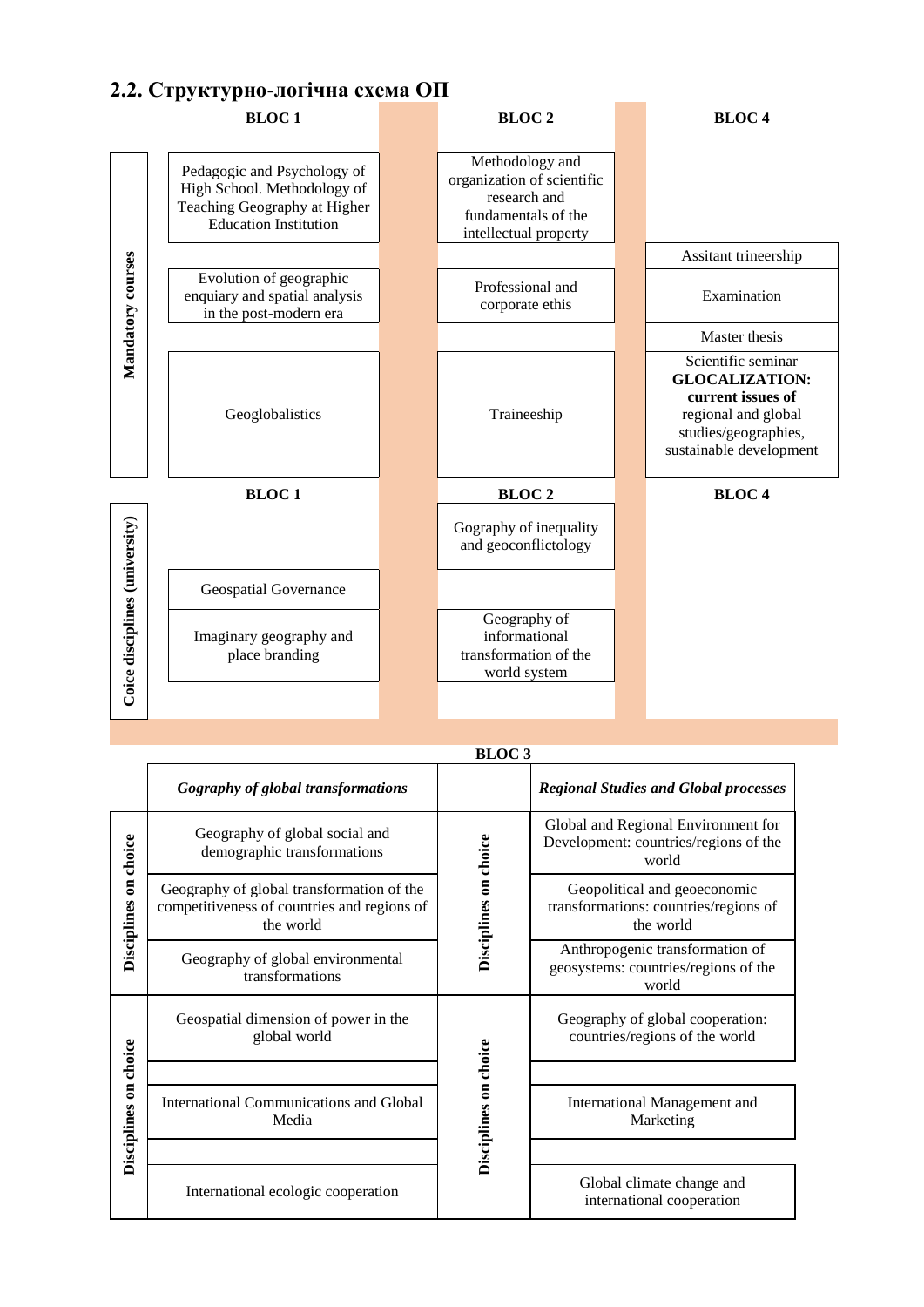## 2.2. Структурно-логічна схема ОП

| | BLOC 1 | BLOC 2 | BLOC 4 |
|---|---|---|---|
| Mandatory courses | Pedagogic and Psychology of High School. Methodology of Teaching Geography at Higher Education Institution | Methodology and organization of scientific research and fundamentals of the intellectual property | |
| | | | Assitant trineership |
| | Evolution of geographic enquiary and spatial analysis in the post-modern era | Professional and corporate ethis | Examination |
| | | | Master thesis |
| | Geoglobalistics | Traineeship | Scientific seminar **GLOCALIZATION: current issues of** regional and global studies/geographies, sustainable development |

| | BLOC 1 | BLOC 2 | BLOC 4 |
|---|---|---|---|
| Coice disciplines (university) | | Gography of inequality and geoconflictology | |
| | Geospatial Governance | | |
| | Imaginary geography and place branding | Geography of informational transformation of the world system | |

**BLOC 3**

| | *Gography of global transformations* | | *Regional Studies and Global processes* |
|---|---|---|---|
| Disciplines on choice | Geography of global social and demographic transformations | Disciplines on choice | Global and Regional Environment for Development: countries/regions of the world |
| | Geography of global transformation of the competitiveness of countries and regions of the world | | Geopolitical and geoeconomic transformations: countries/regions of the world |
| | Geography of global environmental transformations | | Anthropogenic transformation of geosystems: countries/regions of the world |
| Disciplines on choice | Geospatial dimension of power in the global world | Disciplines on choice | Geography of global cooperation: countries/regions of the world |
| | International Communications and Global Media | | International Management and Marketing |
| | International ecologic cooperation | | Global climate change and international cooperation |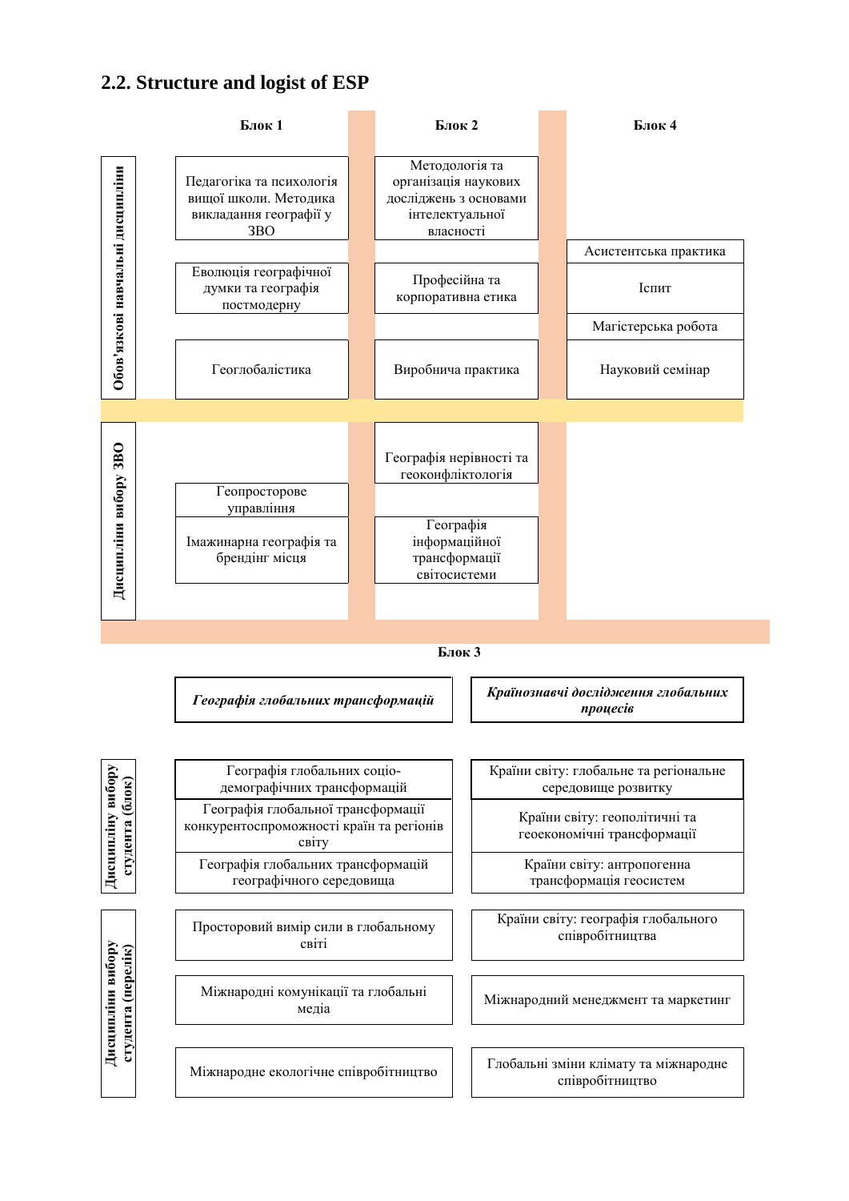## 2.2. Structure and logist of ESP

| | Блок 1 | Блок 2 | Блок 4 |
|---|---|---|---|
| **Обов'язкові навчальні дисципліни** | Педагогіка та психологія вищої школи. Методика викладання географії у ЗВО | Методологія та організація наукових досліджень з основами інтелектуальної власності | Асистентська практика |
| | Еволюція географічної думки та географія постмодерну | Професійна та корпоративна етика | Іспит |
| | | | Магістерська робота |
| | Геоглобалістика | Виробнича практика | Науковий семінар |
| **Дисципліни вибору ЗВО** | Геопросторове управління | Географія нерівності та геоконфліктологія | |
| | Імажинарна географія та брендінг місця | Географія інформаційної трансформації світосистеми | |

**Блок 3**

| | ***Географія глобальних трансформацій*** | ***Країнознавчі дослідження глобальних процесів*** |
|---|---|---|
| **Дисципліну вибору студента (блок)** | Географія глобальних соціо-демографічних трансформацій | Країни світу: глобальне та регіональне середовище розвитку |
| | Географія глобальної трансформації конкурентоспроможності країн та регіонів світу | Країни світу: геополітичні та геоекономічні трансформації |
| | Географія глобальних трансформацій географічного середовища | Країни світу: антропогенна трансформація геосистем |
| **Дисципліни вибору студента (перелік)** | Просторовий вимір сили в глобальному світі | Країни світу: географія глобального співробітництва |
| | Міжнародні комунікації та глобальні медіа | Міжнародний менеджмент та маркетинг |
| | Міжнародне екологічне співробітництво | Глобальні зміни клімату та міжнародне співробітництво |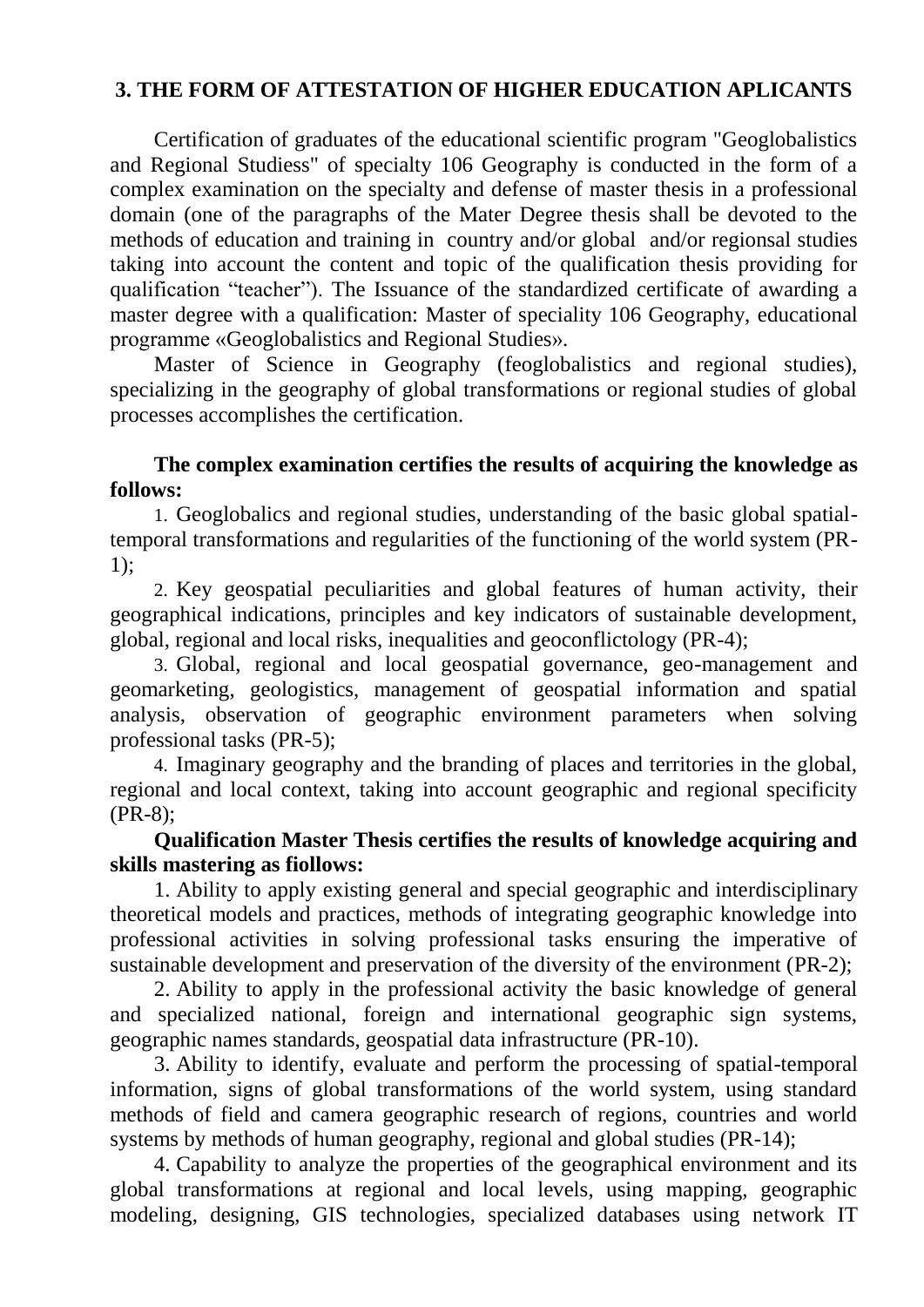## 3. THE FORM OF ATTESTATION OF HIGHER EDUCATION APLICANTS

Certification of graduates of the educational scientific program "Geoglobalistics and Regional Studiess" of specialty 106 Geography is conducted in the form of a complex examination on the specialty and defense of master thesis in a professional domain (one of the paragraphs of the Mater Degree thesis shall be devoted to the methods of education and training in country and/or global and/or regionsal studies taking into account the content and topic of the qualification thesis providing for qualification "teacher"). The Issuance of the standardized certificate of awarding a master degree with a qualification: Master of speciality 106 Geography, educational programme «Geoglobalistics and Regional Studies».

Master of Science in Geography (feoglobalistics and regional studies), specializing in the geography of global transformations or regional studies of global processes accomplishes the certification.

**The complex examination certifies the results of acquiring the knowledge as follows:**

1. Geoglobalics and regional studies, understanding of the basic global spatial-temporal transformations and regularities of the functioning of the world system (PR-1);
2. Key geospatial peculiarities and global features of human activity, their geographical indications, principles and key indicators of sustainable development, global, regional and local risks, inequalities and geoconflictology (PR-4);
3. Global, regional and local geospatial governance, geo-management and geomarketing, geologistics, management of geospatial information and spatial analysis, observation of geographic environment parameters when solving professional tasks (PR-5);
4. Imaginary geography and the branding of places and territories in the global, regional and local context, taking into account geographic and regional specificity (PR-8);

**Qualification Master Thesis certifies the results of knowledge acquiring and skills mastering as fiollows:**

1. Ability to apply existing general and special geographic and interdisciplinary theoretical models and practices, methods of integrating geographic knowledge into professional activities in solving professional tasks ensuring the imperative of sustainable development and preservation of the diversity of the environment (PR-2);
2. Ability to apply in the professional activity the basic knowledge of general and specialized national, foreign and international geographic sign systems, geographic names standards, geospatial data infrastructure (PR-10).
3. Ability to identify, evaluate and perform the processing of spatial-temporal information, signs of global transformations of the world system, using standard methods of field and camera geographic research of regions, countries and world systems by methods of human geography, regional and global studies (PR-14);
4. Capability to analyze the properties of the geographical environment and its global transformations at regional and local levels, using mapping, geographic modeling, designing, GIS technologies, specialized databases using network IT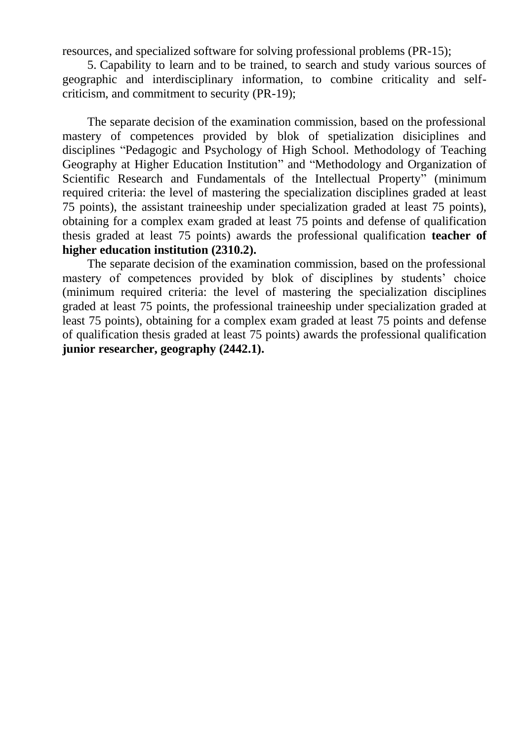resources, and specialized software for solving professional problems (PR-15);

5. Capability to learn and to be trained, to search and study various sources of geographic and interdisciplinary information, to combine criticality and self-criticism, and commitment to security (PR-19);

The separate decision of the examination commission, based on the professional mastery of competences provided by blok of spetialization disiciplines and disciplines "Pedagogic and Psychology of High School. Methodology of Teaching Geography at Higher Education Institution" and "Methodology and Organization of Scientific Research and Fundamentals of the Intellectual Property" (minimum required criteria: the level of mastering the specialization disciplines graded at least 75 points), the assistant traineeship under specialization graded at least 75 points), obtaining for a complex exam graded at least 75 points and defense of qualification thesis graded at least 75 points) awards the professional qualification **teacher of higher education institution (2310.2).**

The separate decision of the examination commission, based on the professional mastery of competences provided by blok of disciplines by students' choice (minimum required criteria: the level of mastering the specialization disciplines graded at least 75 points, the professional traineeship under specialization graded at least 75 points), obtaining for a complex exam graded at least 75 points and defense of qualification thesis graded at least 75 points) awards the professional qualification **junior researcher, geography (2442.1).**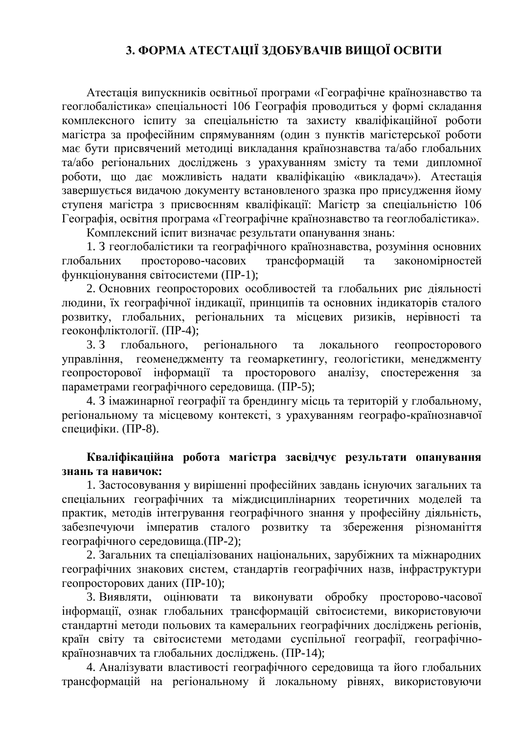## 3. ФОРМА АТЕСТАЦІЇ ЗДОБУВАЧІВ ВИЩОЇ ОСВІТИ

Атестація випускників освітньої програми «Географічне країнознавство та геоглобалістика» спеціальності 106 Географія проводиться у формі складання комплексного іспиту за спеціальністю та захисту кваліфікаційної роботи магістра за професійним спрямуванням (один з пунктів магістерської роботи має бути присвячений методиці викладання країнознавства та/або глобальних та/або регіональних досліджень з урахуванням змісту та теми дипломної роботи, що дає можливість надати кваліфікацію «викладач»). Атестація завершується видачою документу встановленого зразка про присудження йому ступеня магістра з присвоєнням кваліфікації: Магістр за спеціальністю 106 Географія, освітня програма «Ггеографічне країнознавство та геоглобалістика».

Комплексний іспит визначає результати опанування знань:

1. З геоглобалістики та географічного країнознавства, розуміння основних глобальних просторово-часових трансформацій та закономірностей функціонування світосистеми (ПР-1);
2. Основних геопросторових особливостей та глобальних рис діяльності людини, їх географічної індикації, принципів та основних індикаторів сталого розвитку, глобальних, регіональних та місцевих ризиків, нерівності та геоконфліктології. (ПР-4);
3. З глобального, регіонального та локального геопросторового управління, геоменеджменту та геомаркетингу, геологістики, менеджменту геопросторової інформації та просторового аналізу, спостереження за параметрами географічного середовища. (ПР-5);
4. З імажинарної географії та брендингу місць та територій у глобальному, регіональному та місцевому контексті, з урахуванням географо-країнознавчої специфіки. (ПР-8).

**Кваліфікаційна робота магістра засвідчує результати опанування знань та навичок:**

1. Застосовування у вирішенні професійних завдань існуючих загальних та спеціальних географічних та міждисциплінарних теоретичних моделей та практик, методів інтегрування географічного знання у професійну діяльність, забезпечуючи імператив сталого розвитку та збереження різноманіття географічного середовища.(ПР-2);
2. Загальних та спеціалізованих національних, зарубіжних та міжнародних географічних знакових систем, стандартів географічних назв, інфраструктури геопросторових даних (ПР-10);
3. Виявляти, оцінювати та виконувати обробку просторово-часової інформації, ознак глобальних трансформацій світосистеми, використовуючи стандартні методи польових та камеральних географічних досліджень регіонів, країн світу та світосистеми методами суспільної географії, географічно-країнознавчих та глобальних досліджень. (ПР-14);
4. Аналізувати властивості географічного середовища та його глобальних трансформацій на регіональному й локальному рівнях, використовуючи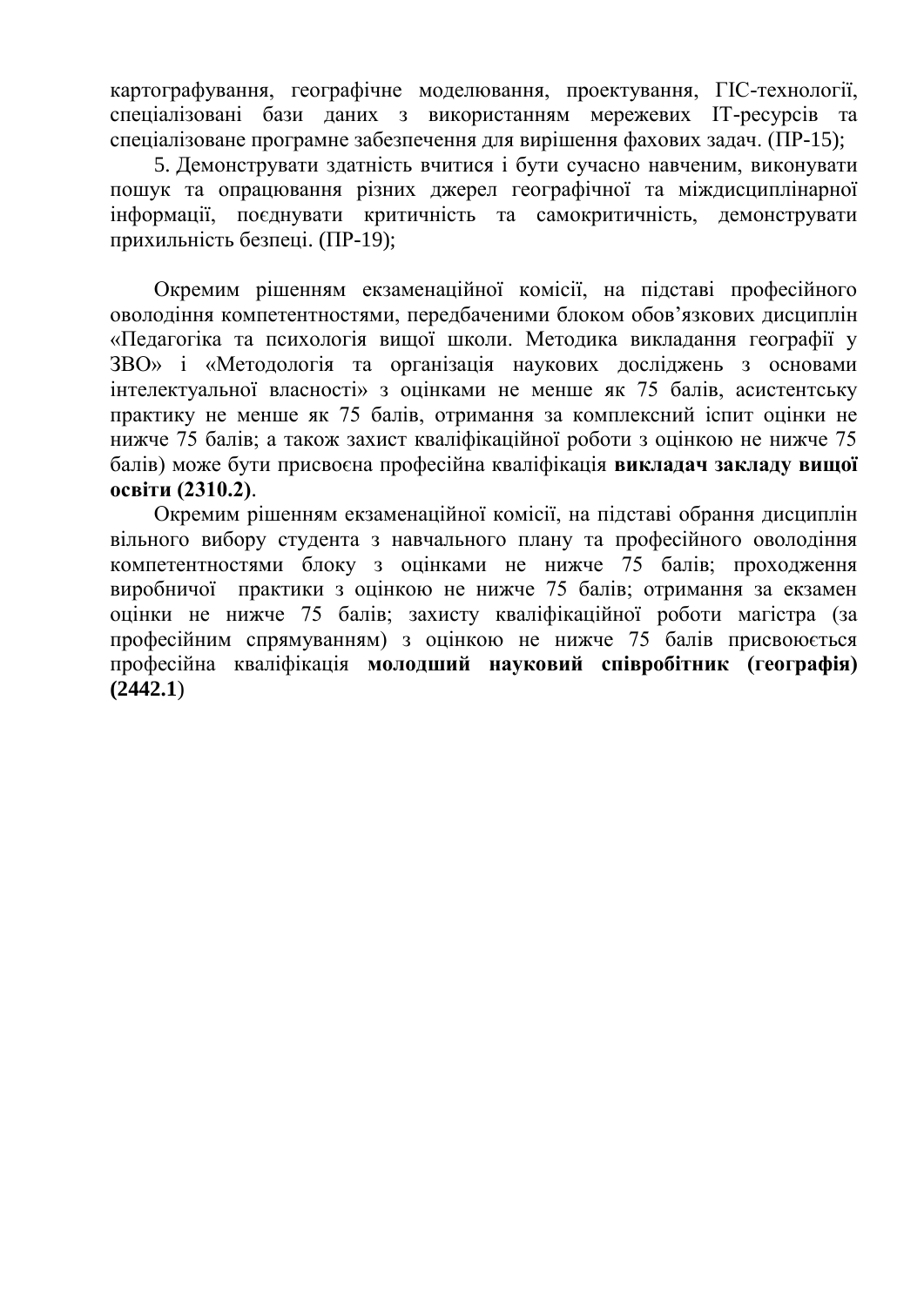картографування, географічне моделювання, проектування, ГІС-технології, спеціалізовані бази даних з використанням мережевих ІТ-ресурсів та спеціалізоване програмне забезпечення для вирішення фахових задач. (ПР-15);

5. Демонструвати здатність вчитися і бути сучасно навченим, виконувати пошук та опрацювання різних джерел географічної та міждисциплінарної інформації, поєднувати критичність та самокритичність, демонструвати прихильність безпеці. (ПР-19);

Окремим рішенням екзаменаційної комісії, на підставі професійного оволодіння компетентностями, передбаченими блоком обов'язкових дисциплін «Педагогіка та психологія вищої школи. Методика викладання географії у ЗВО» і «Методологія та організація наукових досліджень з основами інтелектуальної власності» з оцінками не менше як 75 балів, асистентську практику не менше як 75 балів, отримання за комплексний іспит оцінки не нижче 75 балів; а також захист кваліфікаційної роботи з оцінкою не нижче 75 балів) може бути присвоєна професійна кваліфікація **викладач закладу вищої освіти (2310.2)**.

Окремим рішенням екзаменаційної комісії, на підставі обрання дисциплін вільного вибору студента з навчального плану та професійного оволодіння компетентностями блоку з оцінками не нижче 75 балів; проходження виробничої практики з оцінкою не нижче 75 балів; отримання за екзамен оцінки не нижче 75 балів; захисту кваліфікаційної роботи магістра (за професійним спрямуванням) з оцінкою не нижче 75 балів присвоюється професійна кваліфікація **молодший науковий співробітник (географія) (2442.1**)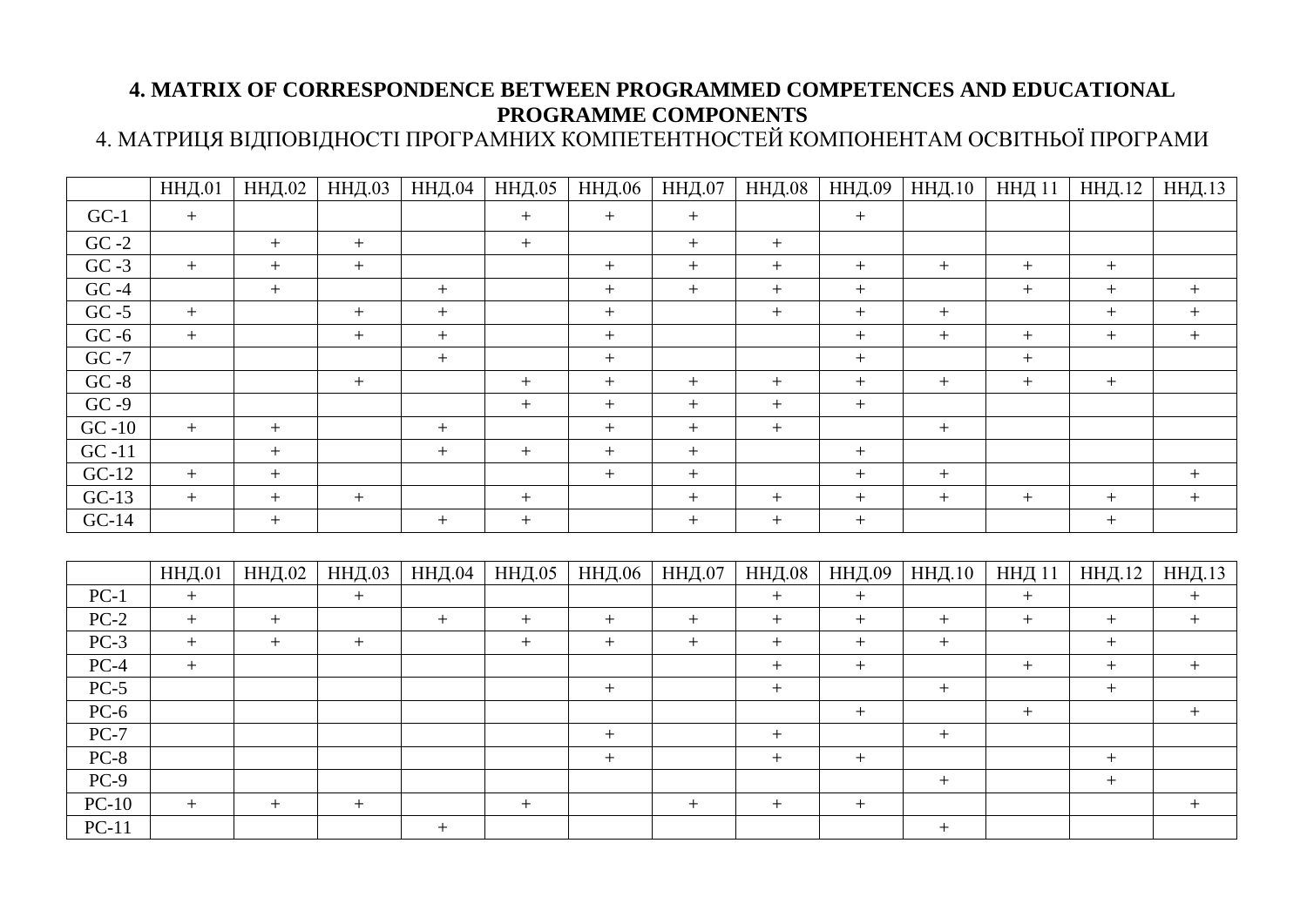# 4. MATRIX OF CORRESPONDENCE BETWEEN PROGRAMMED COMPETENCES AND EDUCATIONAL PROGRAMME COMPONENTS

4. МАТРИЦЯ ВІДПОВІДНОСТІ ПРОГРАМНИХ КОМПЕТЕНТНОСТЕЙ КОМПОНЕНТАМ ОСВІТНЬОЇ ПРОГРАМИ

| | ННД.01 | ННД.02 | ННД.03 | ННД.04 | ННД.05 | ННД.06 | ННД.07 | ННД.08 | ННД.09 | ННД.10 | ННД 11 | ННД.12 | ННД.13 |
|---|---|---|---|---|---|---|---|---|---|---|---|---|---|
| GC-1 | + | | | | + | + | + | | + | | | | |
| GC -2 | | + | + | | + | | + | + | | | | | |
| GC -3 | + | + | + | | | + | + | + | + | + | + | + | |
| GC -4 | | + | | + | | + | + | + | + | | + | + | + |
| GC -5 | + | | + | + | | + | | + | + | + | | + | + |
| GC -6 | + | | + | + | | + | | | + | + | + | + | + |
| GC -7 | | | | + | | + | | | + | | + | | |
| GC -8 | | | + | | + | + | + | + | + | + | + | + | |
| GC -9 | | | | | + | + | + | + | + | | | | |
| GC -10 | + | + | | + | | + | + | + | | + | | | |
| GC -11 | | + | | + | + | + | + | | + | | | | |
| GC-12 | + | + | | | | + | + | | + | + | | | + |
| GC-13 | + | + | + | | + | | + | + | + | + | + | + | + |
| GC-14 | | + | | + | + | | + | + | + | | | + | |

| | ННД.01 | ННД.02 | ННД.03 | ННД.04 | ННД.05 | ННД.06 | ННД.07 | ННД.08 | ННД.09 | ННД.10 | ННД 11 | ННД.12 | ННД.13 |
|---|---|---|---|---|---|---|---|---|---|---|---|---|---|
| PC-1 | + | | + | | | | | + | + | | + | | + |
| PC-2 | + | + | | + | + | + | + | + | + | + | + | + | + |
| PC-3 | + | + | + | | + | + | + | + | + | + | | + | |
| PC-4 | + | | | | | | | + | + | | + | + | + |
| PC-5 | | | | | | + | | + | | + | | + | |
| PC-6 | | | | | | | | | + | | + | | + |
| PC-7 | | | | | | + | | + | | + | | | |
| PC-8 | | | | | | + | | + | + | | | + | |
| PC-9 | | | | | | | | | | + | | + | |
| PC-10 | + | + | + | | + | | + | + | + | | | | + |
| PC-11 | | | | + | | | | | | + | | | |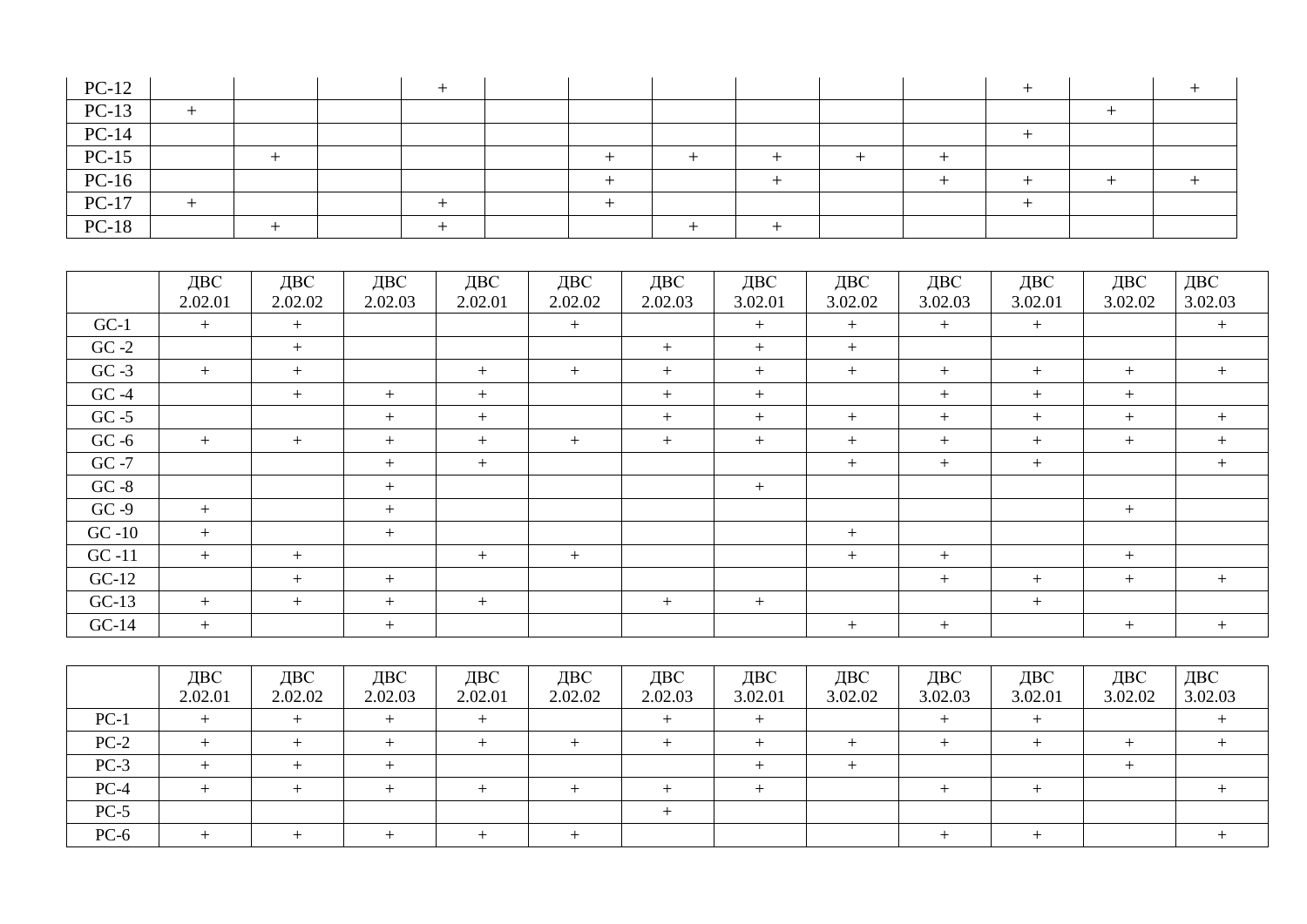| | | | | | | | | | | | | | |
|---|---|---|---|---|---|---|---|---|---|---|---|---|---|
| PC-12 | | | | + | | | | | | | + | | + |
| PC-13 | + | | | | | | | | | | | + | |
| PC-14 | | | | | | | | | | | + | | |
| PC-15 | | + | | | | + | + | + | + | + | | | |
| PC-16 | | | | | | + | | + | | + | + | + | + |
| PC-17 | + | | | + | | + | | | | | + | | |
| PC-18 | | + | | + | | | + | + | | | | | |

| | ДВС 2.02.01 | ДВС 2.02.02 | ДВС 2.02.03 | ДВС 2.02.01 | ДВС 2.02.02 | ДВС 2.02.03 | ДВС 3.02.01 | ДВС 3.02.02 | ДВС 3.02.03 | ДВС 3.02.01 | ДВС 3.02.02 | ДВС 3.02.03 |
|---|---|---|---|---|---|---|---|---|---|---|---|---|
| GC-1 | + | + | | | + | | + | + | + | + | | + |
| GC -2 | | + | | | | + | + | + | | | | |
| GC -3 | + | + | | + | + | + | + | + | + | + | + | + |
| GC -4 | | + | + | + | | + | + | | + | + | + | |
| GC -5 | | | + | + | | + | + | + | + | + | + | + |
| GC -6 | + | + | + | + | + | + | + | + | + | + | + | + |
| GC -7 | | | + | + | | | | + | + | + | | + |
| GC -8 | | | + | | | | + | | | | | |
| GC -9 | + | | + | | | | | | | | + | |
| GC -10 | + | | + | | | | | + | | | | |
| GC -11 | + | + | | + | + | | | + | + | | + | |
| GC-12 | | + | + | | | | | | + | + | + | + |
| GC-13 | + | + | + | + | | + | + | | | + | | |
| GC-14 | + | | + | | | | | + | + | | + | + |

| | ДВС 2.02.01 | ДВС 2.02.02 | ДВС 2.02.03 | ДВС 2.02.01 | ДВС 2.02.02 | ДВС 2.02.03 | ДВС 3.02.01 | ДВС 3.02.02 | ДВС 3.02.03 | ДВС 3.02.01 | ДВС 3.02.02 | ДВС 3.02.03 |
|---|---|---|---|---|---|---|---|---|---|---|---|---|
| PC-1 | + | + | + | + | | + | + | | + | + | | + |
| PC-2 | + | + | + | + | + | + | + | + | + | + | + | + |
| PC-3 | + | + | + | | | | + | + | | | + | |
| PC-4 | + | + | + | + | + | + | + | | + | + | | + |
| PC-5 | | | | | | + | | | | | | |
| PC-6 | + | + | + | + | + | | | | + | + | | + |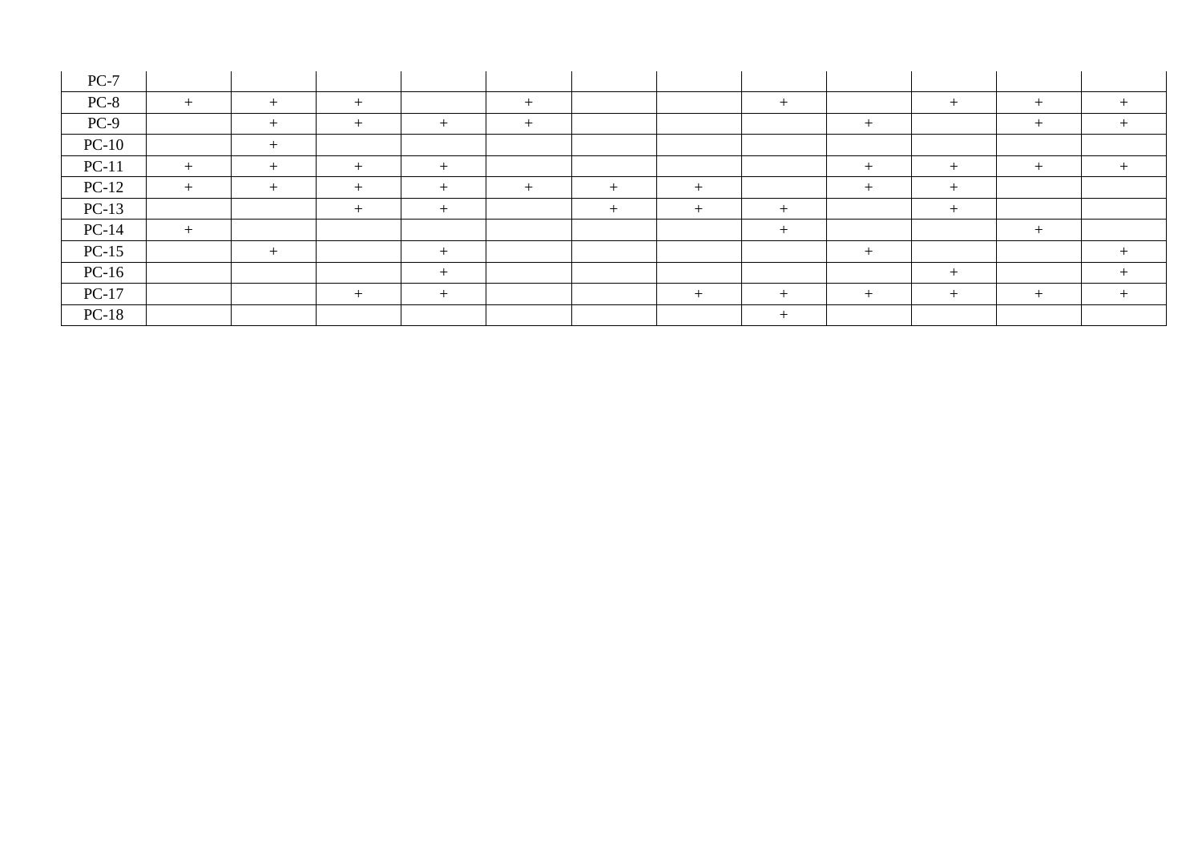| | | | | | | | | | | | | |
|---|---|---|---|---|---|---|---|---|---|---|---|---|
| PC-7 | | | | | | | | | | | | |
| PC-8 | + | + | + | | + | | | + | | + | + | + |
| PC-9 | | + | + | + | + | | | | + | | + | + |
| PC-10 | | + | | | | | | | | | | |
| PC-11 | + | + | + | + | | | | | + | + | + | + |
| PC-12 | + | + | + | + | + | + | + | | + | + | | |
| PC-13 | | | + | + | | + | + | + | | + | | |
| PC-14 | + | | | | | | | + | | | + | |
| PC-15 | | + | | + | | | | | + | | | + |
| PC-16 | | | | + | | | | | | + | | + |
| PC-17 | | | + | + | | | + | + | + | + | + | + |
| PC-18 | | | | | | | | + | | | | |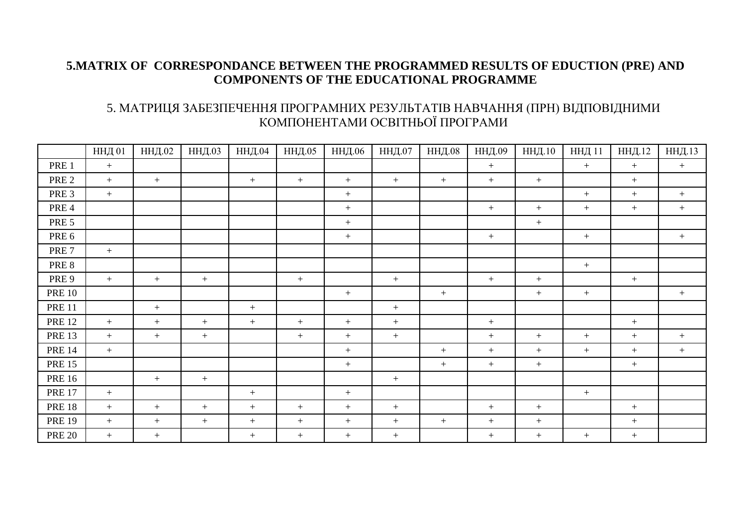**5.MATRIX OF CORRESPONDANCE BETWEEN THE PROGRAMMED RESULTS OF EDUCTION (PRE) AND COMPONENTS OF THE EDUCATIONAL PROGRAMME**

5. МАТРИЦЯ ЗАБЕЗПЕЧЕННЯ ПРОГРАМНИХ РЕЗУЛЬТАТІВ НАВЧАННЯ (ПРН) ВІДПОВІДНИМИ КОМПОНЕНТАМИ ОСВІТНЬОЇ ПРОГРАМИ

| | ННД 01 | ННД.02 | ННД.03 | ННД.04 | ННД.05 | ННД.06 | ННД.07 | ННД.08 | ННД.09 | ННД.10 | ННД 11 | ННД.12 | ННД.13 |
|---|---|---|---|---|---|---|---|---|---|---|---|---|---|
| PRE 1 | + | | | | | | | | + | | + | + | + |
| PRE 2 | + | + | | + | + | + | + | + | + | + | | + | |
| PRE 3 | + | | | | | + | | | | | + | + | + |
| PRE 4 | | | | | | + | | | + | + | + | + | + |
| PRE 5 | | | | | | + | | | | + | | | |
| PRE 6 | | | | | | + | | | + | | + | | + |
| PRE 7 | + | | | | | | | | | | | | |
| PRE 8 | | | | | | | | | | | + | | |
| PRE 9 | + | + | + | | + | | + | | + | + | | + | |
| PRE 10 | | | | | | + | | + | | + | + | | + |
| PRE 11 | | + | | + | | | + | | | | | | |
| PRE 12 | + | + | + | + | + | + | + | | + | | | + | |
| PRE 13 | + | + | + | | + | + | + | | + | + | + | + | + |
| PRE 14 | + | | | | | + | | + | + | + | + | + | + |
| PRE 15 | | | | | | + | | + | + | + | | + | |
| PRE 16 | | + | + | | | | + | | | | | | |
| PRE 17 | + | | | + | | + | | | | | + | | |
| PRE 18 | + | + | + | + | + | + | + | | + | + | | + | |
| PRE 19 | + | + | + | + | + | + | + | + | + | + | | + | |
| PRE 20 | + | + | | + | + | + | + | | + | + | + | + | |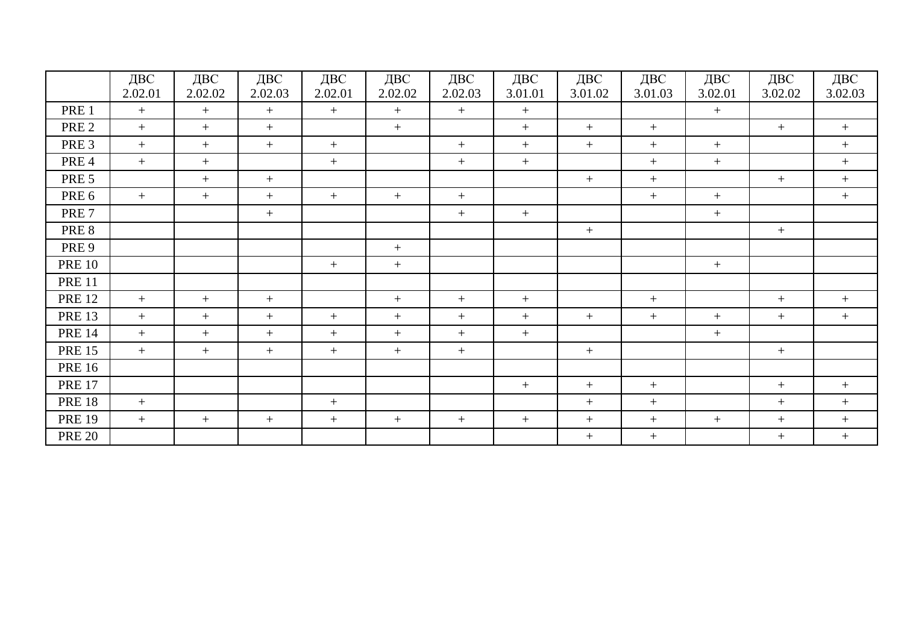| | ДВС 2.02.01 | ДВС 2.02.02 | ДВС 2.02.03 | ДВС 2.02.01 | ДВС 2.02.02 | ДВС 2.02.03 | ДВС 3.01.01 | ДВС 3.01.02 | ДВС 3.01.03 | ДВС 3.02.01 | ДВС 3.02.02 | ДВС 3.02.03 |
|---|---|---|---|---|---|---|---|---|---|---|---|---|
| PRE 1 | + | + | + | + | + | + | + | | | + | | |
| PRE 2 | + | + | + | | + | | + | + | + | | + | + |
| PRE 3 | + | + | + | + | | + | + | + | + | + | | + |
| PRE 4 | + | + | | + | | + | + | | + | + | | + |
| PRE 5 | | + | + | | | | | + | + | | + | + |
| PRE 6 | + | + | + | + | + | + | | | + | + | | + |
| PRE 7 | | | + | | | + | + | | | + | | |
| PRE 8 | | | | | | | | + | | | + | |
| PRE 9 | | | | | + | | | | | | | |
| PRE 10 | | | | + | + | | | | | + | | |
| PRE 11 | | | | | | | | | | | | |
| PRE 12 | + | + | + | | + | + | + | | + | | + | + |
| PRE 13 | + | + | + | + | + | + | + | + | + | + | + | + |
| PRE 14 | + | + | + | + | + | + | + | | | + | | |
| PRE 15 | + | + | + | + | + | + | | + | | | + | |
| PRE 16 | | | | | | | | | | | | |
| PRE 17 | | | | | | | + | + | + | | + | + |
| PRE 18 | + | | | + | | | | + | + | | + | + |
| PRE 19 | + | + | + | + | + | + | + | + | + | + | + | + |
| PRE 20 | | | | | | | | + | + | | + | + |